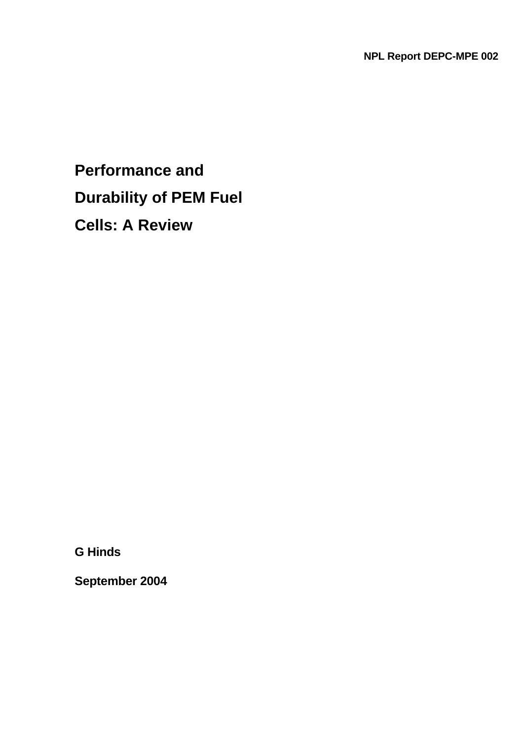NPL Report DEPC-MPE 002

# Performance and Durability of PEM Fuel Cells: A Review

**G Hinds**

**September 2004**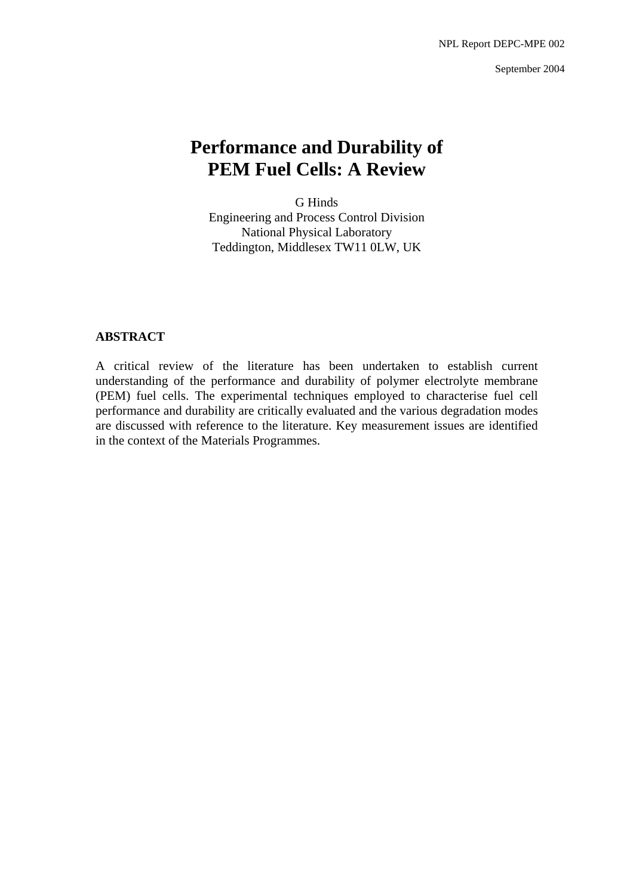NPL Report DEPC-MPE 002

September 2004

# Performance and Durability of PEM Fuel Cells: A Review

G Hinds
Engineering and Process Control Division
National Physical Laboratory
Teddington, Middlesex TW11 0LW, UK

**ABSTRACT**

A critical review of the literature has been undertaken to establish current understanding of the performance and durability of polymer electrolyte membrane (PEM) fuel cells. The experimental techniques employed to characterise fuel cell performance and durability are critically evaluated and the various degradation modes are discussed with reference to the literature. Key measurement issues are identified in the context of the Materials Programmes.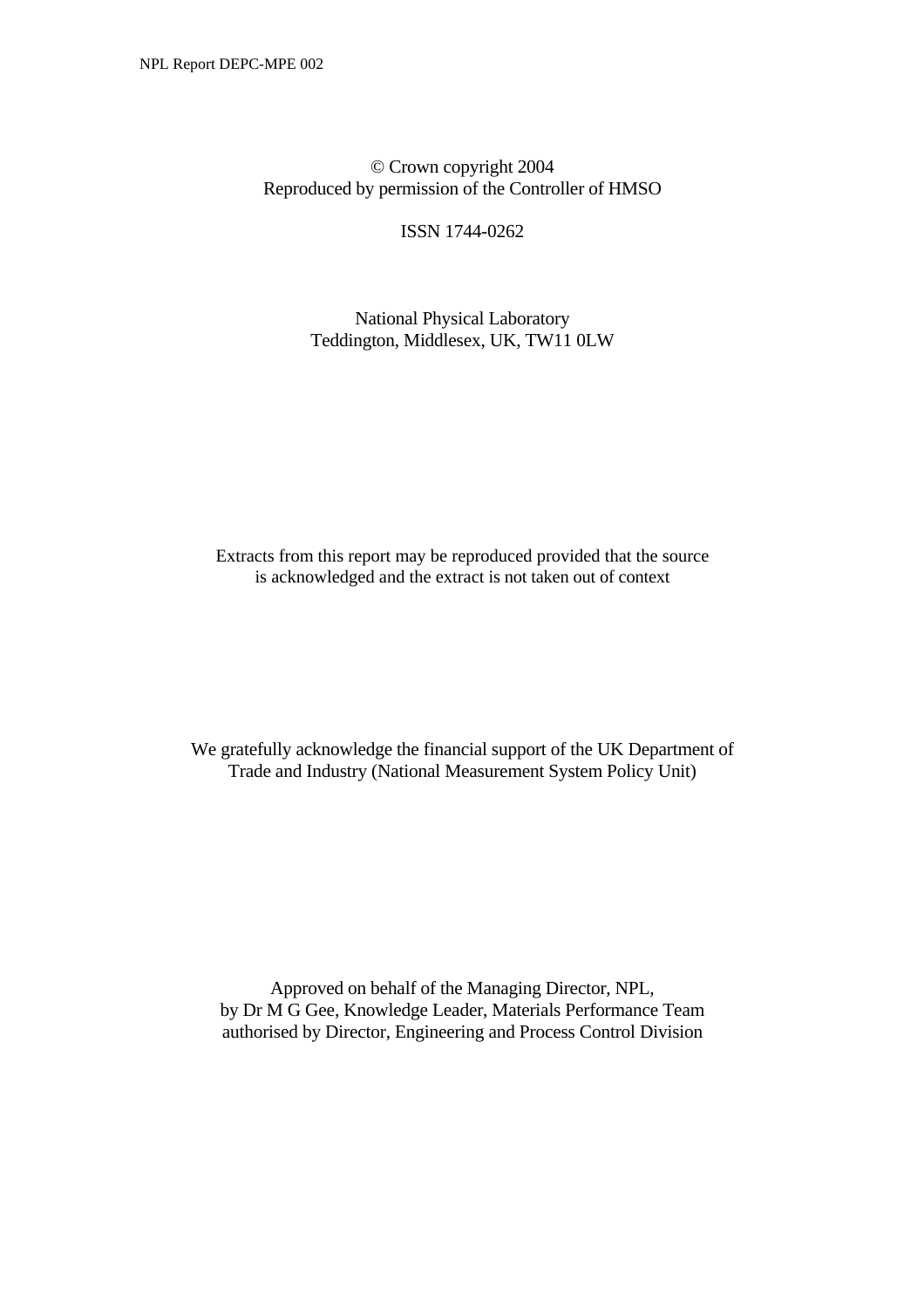© Crown copyright 2004
Reproduced by permission of the Controller of HMSO

ISSN 1744-0262

National Physical Laboratory
Teddington, Middlesex, UK, TW11 0LW

Extracts from this report may be reproduced provided that the source is acknowledged and the extract is not taken out of context

We gratefully acknowledge the financial support of the UK Department of Trade and Industry (National Measurement System Policy Unit)

Approved on behalf of the Managing Director, NPL,
by Dr M G Gee, Knowledge Leader, Materials Performance Team
authorised by Director, Engineering and Process Control Division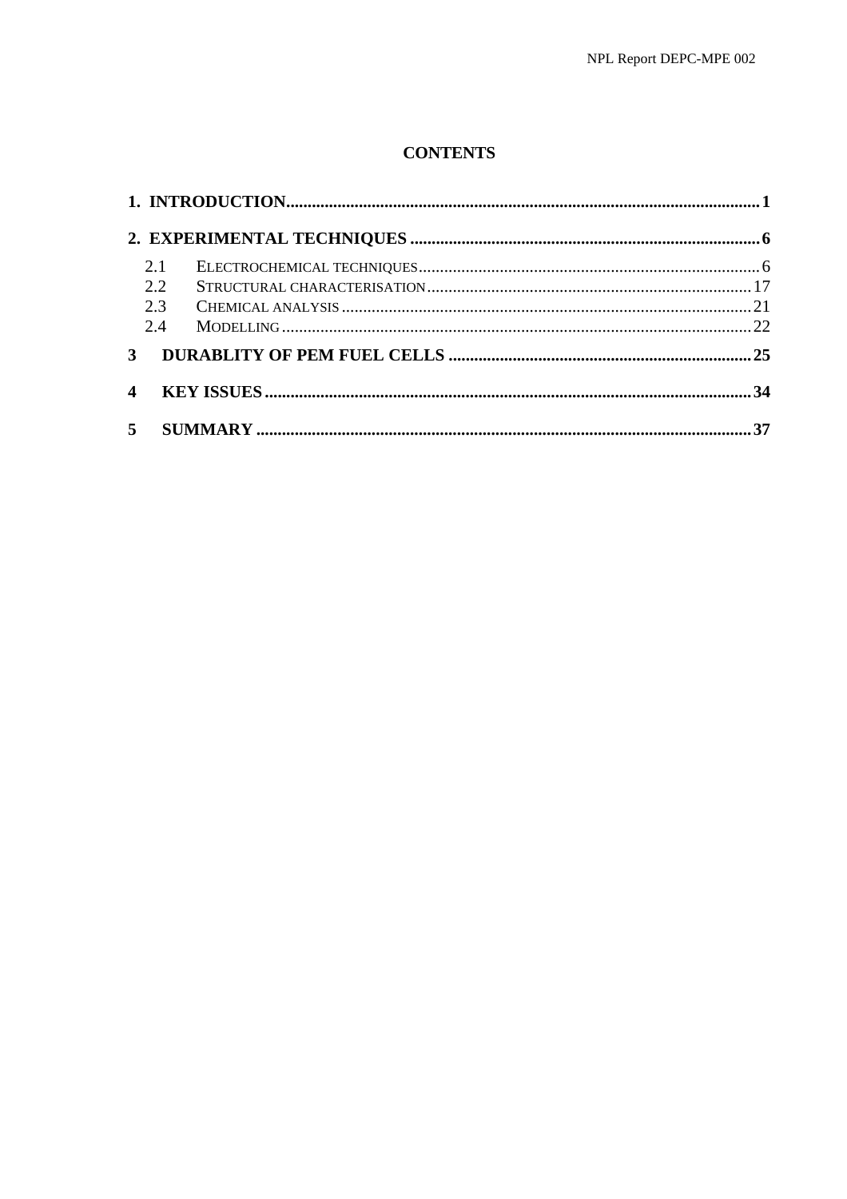# CONTENTS

**1. INTRODUCTION** .......... **1**

**2. EXPERIMENTAL TECHNIQUES** .......... **6**

- 2.1 Electrochemical techniques .......... 6
- 2.2 Structural characterisation .......... 17
- 2.3 Chemical analysis .......... 21
- 2.4 Modelling .......... 22

**3 DURABLITY OF PEM FUEL CELLS** .......... **25**

**4 KEY ISSUES** .......... **34**

**5 SUMMARY** .......... **37**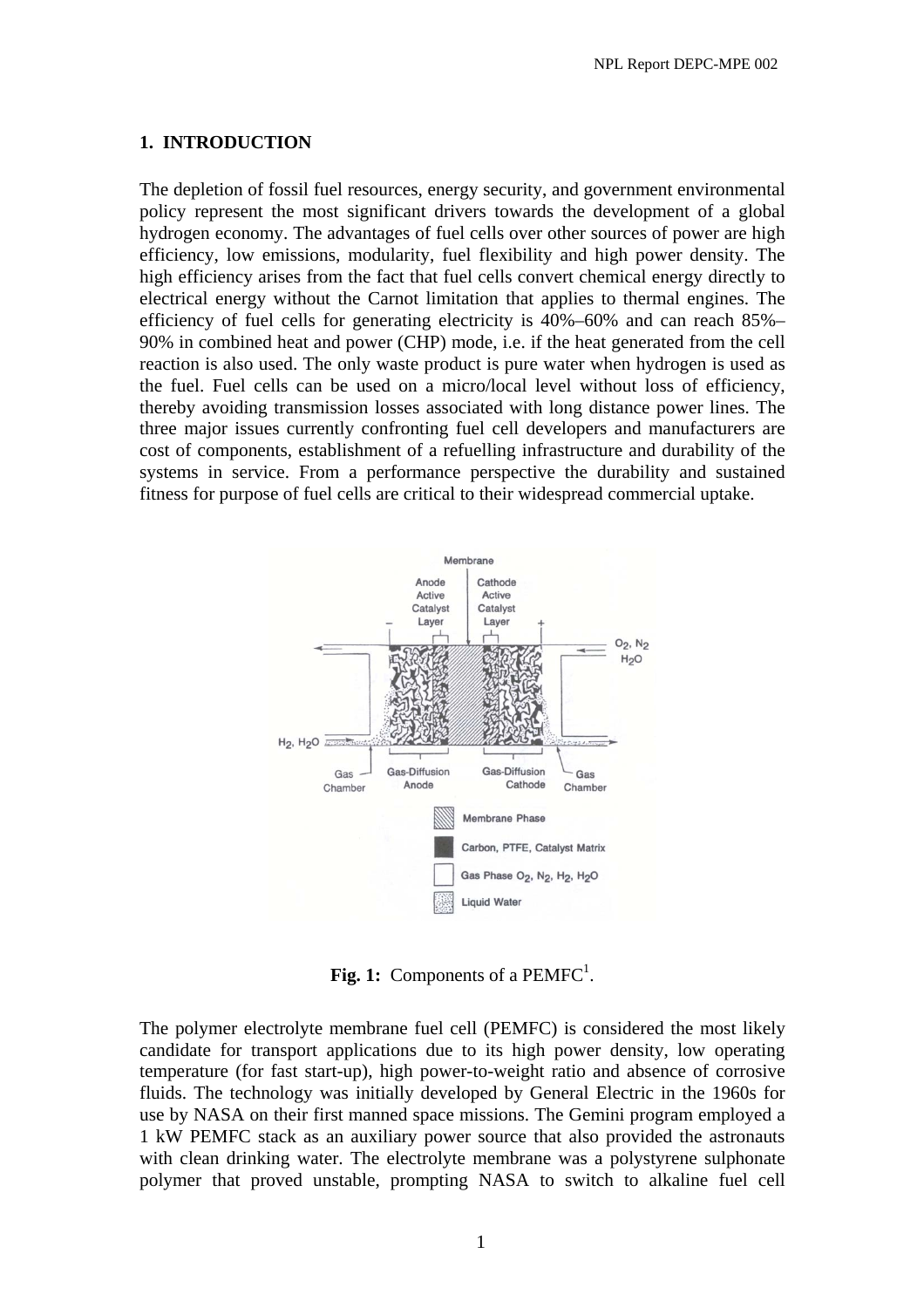## 1. INTRODUCTION

The depletion of fossil fuel resources, energy security, and government environmental policy represent the most significant drivers towards the development of a global hydrogen economy. The advantages of fuel cells over other sources of power are high efficiency, low emissions, modularity, fuel flexibility and high power density. The high efficiency arises from the fact that fuel cells convert chemical energy directly to electrical energy without the Carnot limitation that applies to thermal engines. The efficiency of fuel cells for generating electricity is 40%–60% and can reach 85%–90% in combined heat and power (CHP) mode, i.e. if the heat generated from the cell reaction is also used. The only waste product is pure water when hydrogen is used as the fuel. Fuel cells can be used on a micro/local level without loss of efficiency, thereby avoiding transmission losses associated with long distance power lines. The three major issues currently confronting fuel cell developers and manufacturers are cost of components, establishment of a refuelling infrastructure and durability of the systems in service. From a performance perspective the durability and sustained fitness for purpose of fuel cells are critical to their widespread commercial uptake.

**Fig. 1:** Components of a PEMFC[1].

The polymer electrolyte membrane fuel cell (PEMFC) is considered the most likely candidate for transport applications due to its high power density, low operating temperature (for fast start-up), high power-to-weight ratio and absence of corrosive fluids. The technology was initially developed by General Electric in the 1960s for use by NASA on their first manned space missions. The Gemini program employed a 1 kW PEMFC stack as an auxiliary power source that also provided the astronauts with clean drinking water. The electrolyte membrane was a polystyrene sulphonate polymer that proved unstable, prompting NASA to switch to alkaline fuel cell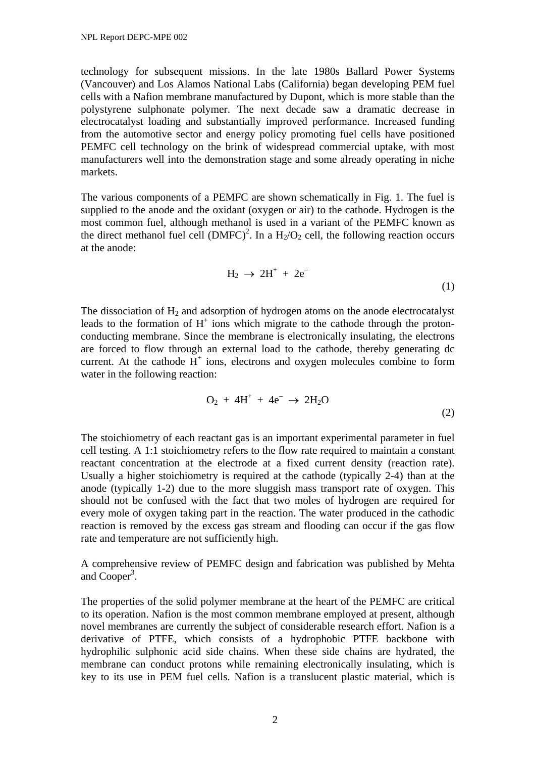technology for subsequent missions. In the late 1980s Ballard Power Systems (Vancouver) and Los Alamos National Labs (California) began developing PEM fuel cells with a Nafion membrane manufactured by Dupont, which is more stable than the polystyrene sulphonate polymer. The next decade saw a dramatic decrease in electrocatalyst loading and substantially improved performance. Increased funding from the automotive sector and energy policy promoting fuel cells have positioned PEMFC cell technology on the brink of widespread commercial uptake, with most manufacturers well into the demonstration stage and some already operating in niche markets.

The various components of a PEMFC are shown schematically in Fig. 1. The fuel is supplied to the anode and the oxidant (oxygen or air) to the cathode. Hydrogen is the most common fuel, although methanol is used in a variant of the PEMFC known as the direct methanol fuel cell (DMFC)[2]. In a $H_2/O_2$ cell, the following reaction occurs at the anode:

$$H_2 \rightarrow 2H^+ + 2e^- \tag{1}$$

The dissociation of $H_2$ and adsorption of hydrogen atoms on the anode electrocatalyst leads to the formation of $H^+$ ions which migrate to the cathode through the proton-conducting membrane. Since the membrane is electronically insulating, the electrons are forced to flow through an external load to the cathode, thereby generating dc current. At the cathode $H^+$ ions, electrons and oxygen molecules combine to form water in the following reaction:

$$O_2 + 4H^+ + 4e^- \rightarrow 2H_2O \tag{2}$$

The stoichiometry of each reactant gas is an important experimental parameter in fuel cell testing. A 1:1 stoichiometry refers to the flow rate required to maintain a constant reactant concentration at the electrode at a fixed current density (reaction rate). Usually a higher stoichiometry is required at the cathode (typically 2-4) than at the anode (typically 1-2) due to the more sluggish mass transport rate of oxygen. This should not be confused with the fact that two moles of hydrogen are required for every mole of oxygen taking part in the reaction. The water produced in the cathodic reaction is removed by the excess gas stream and flooding can occur if the gas flow rate and temperature are not sufficiently high.

A comprehensive review of PEMFC design and fabrication was published by Mehta and Cooper[3].

The properties of the solid polymer membrane at the heart of the PEMFC are critical to its operation. Nafion is the most common membrane employed at present, although novel membranes are currently the subject of considerable research effort. Nafion is a derivative of PTFE, which consists of a hydrophobic PTFE backbone with hydrophilic sulphonic acid side chains. When these side chains are hydrated, the membrane can conduct protons while remaining electronically insulating, which is key to its use in PEM fuel cells. Nafion is a translucent plastic material, which is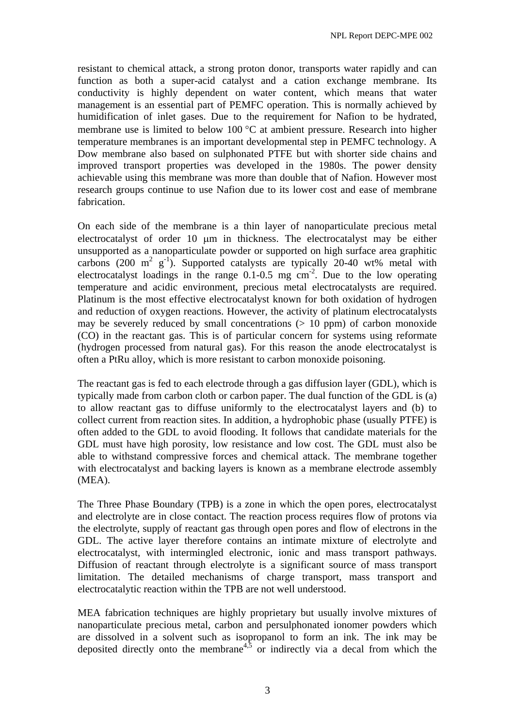resistant to chemical attack, a strong proton donor, transports water rapidly and can function as both a super-acid catalyst and a cation exchange membrane. Its conductivity is highly dependent on water content, which means that water management is an essential part of PEMFC operation. This is normally achieved by humidification of inlet gases. Due to the requirement for Nafion to be hydrated, membrane use is limited to below 100 °C at ambient pressure. Research into higher temperature membranes is an important developmental step in PEMFC technology. A Dow membrane also based on sulphonated PTFE but with shorter side chains and improved transport properties was developed in the 1980s. The power density achievable using this membrane was more than double that of Nafion. However most research groups continue to use Nafion due to its lower cost and ease of membrane fabrication.

On each side of the membrane is a thin layer of nanoparticulate precious metal electrocatalyst of order 10 μm in thickness. The electrocatalyst may be either unsupported as a nanoparticulate powder or supported on high surface area graphitic carbons (200 $m^2$ $g^{-1}$). Supported catalysts are typically 20-40 wt% metal with electrocatalyst loadings in the range 0.1-0.5 mg $cm^{-2}$. Due to the low operating temperature and acidic environment, precious metal electrocatalysts are required. Platinum is the most effective electrocatalyst known for both oxidation of hydrogen and reduction of oxygen reactions. However, the activity of platinum electrocatalysts may be severely reduced by small concentrations (> 10 ppm) of carbon monoxide (CO) in the reactant gas. This is of particular concern for systems using reformate (hydrogen processed from natural gas). For this reason the anode electrocatalyst is often a PtRu alloy, which is more resistant to carbon monoxide poisoning.

The reactant gas is fed to each electrode through a gas diffusion layer (GDL), which is typically made from carbon cloth or carbon paper. The dual function of the GDL is (a) to allow reactant gas to diffuse uniformly to the electrocatalyst layers and (b) to collect current from reaction sites. In addition, a hydrophobic phase (usually PTFE) is often added to the GDL to avoid flooding. It follows that candidate materials for the GDL must have high porosity, low resistance and low cost. The GDL must also be able to withstand compressive forces and chemical attack. The membrane together with electrocatalyst and backing layers is known as a membrane electrode assembly (MEA).

The Three Phase Boundary (TPB) is a zone in which the open pores, electrocatalyst and electrolyte are in close contact. The reaction process requires flow of protons via the electrolyte, supply of reactant gas through open pores and flow of electrons in the GDL. The active layer therefore contains an intimate mixture of electrolyte and electrocatalyst, with intermingled electronic, ionic and mass transport pathways. Diffusion of reactant through electrolyte is a significant source of mass transport limitation. The detailed mechanisms of charge transport, mass transport and electrocatalytic reaction within the TPB are not well understood.

MEA fabrication techniques are highly proprietary but usually involve mixtures of nanoparticulate precious metal, carbon and persulphonated ionomer powders which are dissolved in a solvent such as isopropanol to form an ink. The ink may be deposited directly onto the membrane[4,5] or indirectly via a decal from which the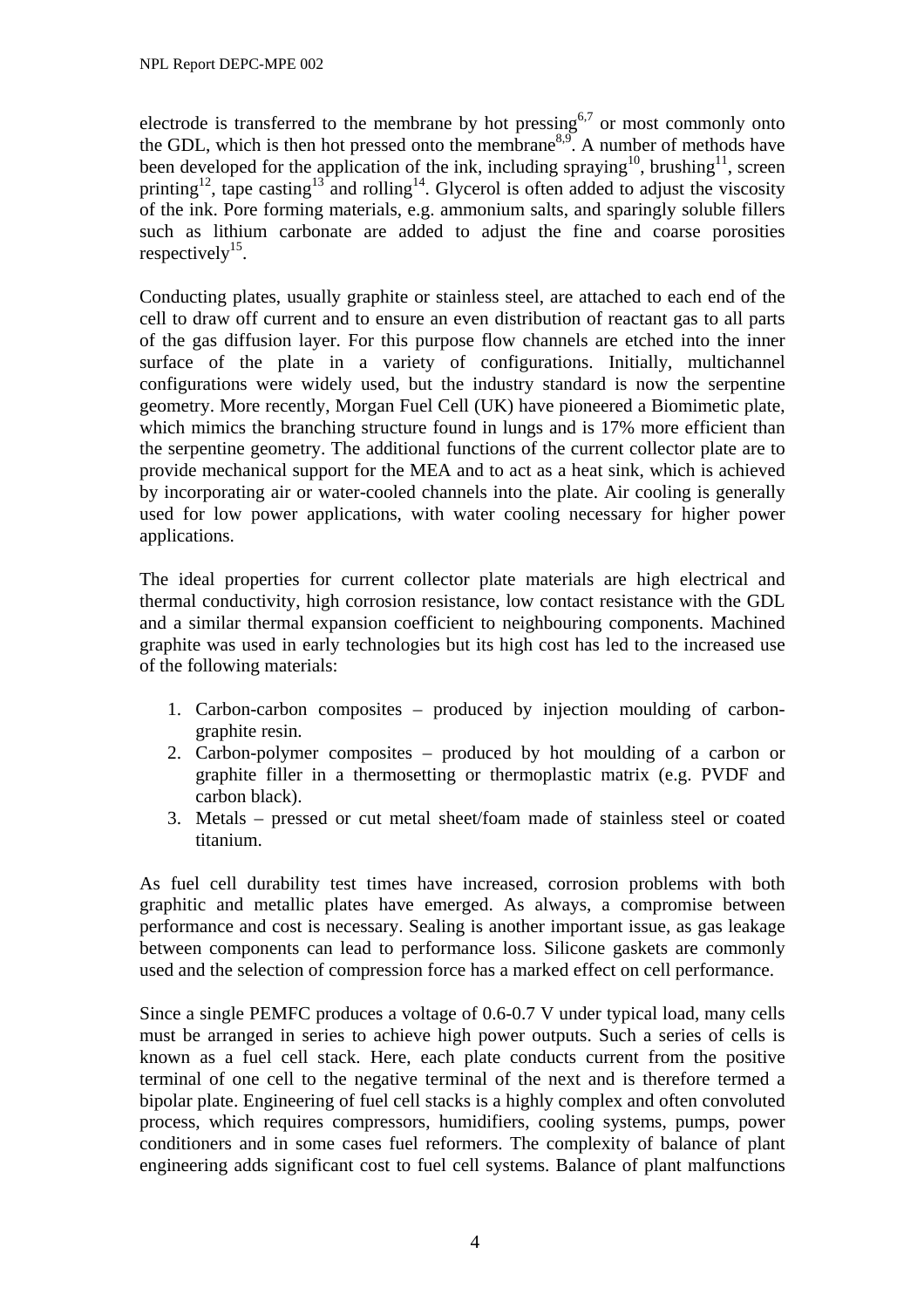electrode is transferred to the membrane by hot pressing[6,7] or most commonly onto the GDL, which is then hot pressed onto the membrane[8,9]. A number of methods have been developed for the application of the ink, including spraying[10], brushing[11], screen printing[12], tape casting[13] and rolling[14]. Glycerol is often added to adjust the viscosity of the ink. Pore forming materials, e.g. ammonium salts, and sparingly soluble fillers such as lithium carbonate are added to adjust the fine and coarse porosities respectively[15].

Conducting plates, usually graphite or stainless steel, are attached to each end of the cell to draw off current and to ensure an even distribution of reactant gas to all parts of the gas diffusion layer. For this purpose flow channels are etched into the inner surface of the plate in a variety of configurations. Initially, multichannel configurations were widely used, but the industry standard is now the serpentine geometry. More recently, Morgan Fuel Cell (UK) have pioneered a Biomimetic plate, which mimics the branching structure found in lungs and is 17% more efficient than the serpentine geometry. The additional functions of the current collector plate are to provide mechanical support for the MEA and to act as a heat sink, which is achieved by incorporating air or water-cooled channels into the plate. Air cooling is generally used for low power applications, with water cooling necessary for higher power applications.

The ideal properties for current collector plate materials are high electrical and thermal conductivity, high corrosion resistance, low contact resistance with the GDL and a similar thermal expansion coefficient to neighbouring components. Machined graphite was used in early technologies but its high cost has led to the increased use of the following materials:

1. Carbon-carbon composites – produced by injection moulding of carbon-graphite resin.
2. Carbon-polymer composites – produced by hot moulding of a carbon or graphite filler in a thermosetting or thermoplastic matrix (e.g. PVDF and carbon black).
3. Metals – pressed or cut metal sheet/foam made of stainless steel or coated titanium.

As fuel cell durability test times have increased, corrosion problems with both graphitic and metallic plates have emerged. As always, a compromise between performance and cost is necessary. Sealing is another important issue, as gas leakage between components can lead to performance loss. Silicone gaskets are commonly used and the selection of compression force has a marked effect on cell performance.

Since a single PEMFC produces a voltage of 0.6-0.7 V under typical load, many cells must be arranged in series to achieve high power outputs. Such a series of cells is known as a fuel cell stack. Here, each plate conducts current from the positive terminal of one cell to the negative terminal of the next and is therefore termed a bipolar plate. Engineering of fuel cell stacks is a highly complex and often convoluted process, which requires compressors, humidifiers, cooling systems, pumps, power conditioners and in some cases fuel reformers. The complexity of balance of plant engineering adds significant cost to fuel cell systems. Balance of plant malfunctions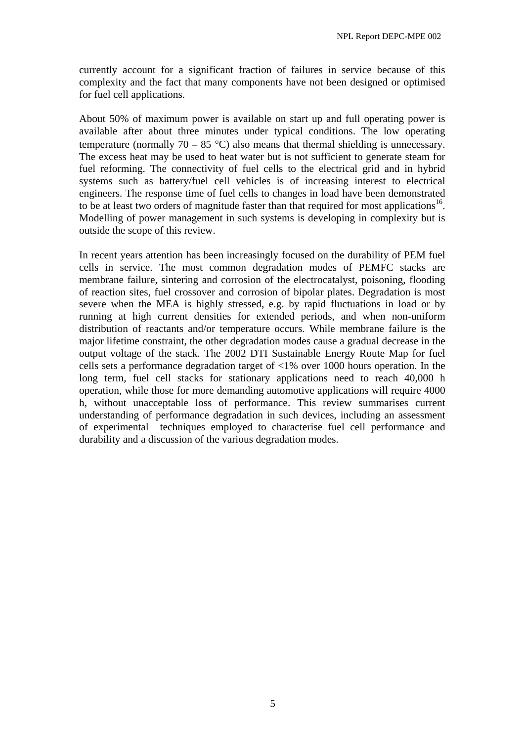currently account for a significant fraction of failures in service because of this complexity and the fact that many components have not been designed or optimised for fuel cell applications.

About 50% of maximum power is available on start up and full operating power is available after about three minutes under typical conditions. The low operating temperature (normally 70 – 85 °C) also means that thermal shielding is unnecessary. The excess heat may be used to heat water but is not sufficient to generate steam for fuel reforming. The connectivity of fuel cells to the electrical grid and in hybrid systems such as battery/fuel cell vehicles is of increasing interest to electrical engineers. The response time of fuel cells to changes in load have been demonstrated to be at least two orders of magnitude faster than that required for most applications[16]. Modelling of power management in such systems is developing in complexity but is outside the scope of this review.

In recent years attention has been increasingly focused on the durability of PEM fuel cells in service. The most common degradation modes of PEMFC stacks are membrane failure, sintering and corrosion of the electrocatalyst, poisoning, flooding of reaction sites, fuel crossover and corrosion of bipolar plates. Degradation is most severe when the MEA is highly stressed, e.g. by rapid fluctuations in load or by running at high current densities for extended periods, and when non-uniform distribution of reactants and/or temperature occurs. While membrane failure is the major lifetime constraint, the other degradation modes cause a gradual decrease in the output voltage of the stack. The 2002 DTI Sustainable Energy Route Map for fuel cells sets a performance degradation target of <1% over 1000 hours operation. In the long term, fuel cell stacks for stationary applications need to reach 40,000 h operation, while those for more demanding automotive applications will require 4000 h, without unacceptable loss of performance. This review summarises current understanding of performance degradation in such devices, including an assessment of experimental techniques employed to characterise fuel cell performance and durability and a discussion of the various degradation modes.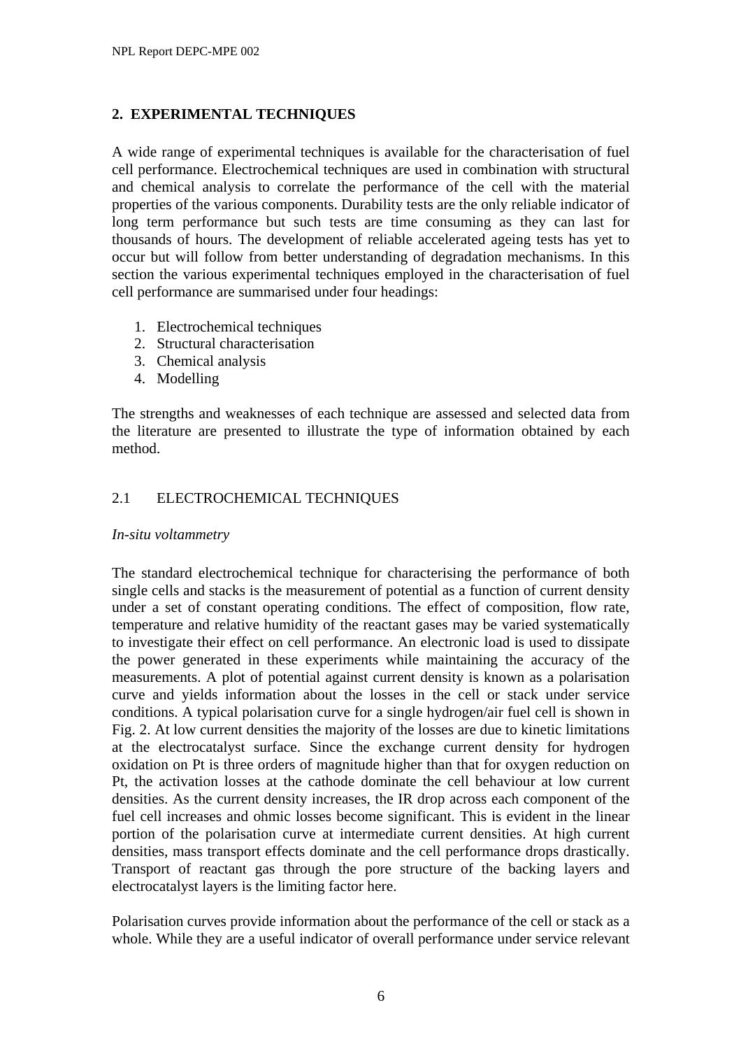## 2. EXPERIMENTAL TECHNIQUES

A wide range of experimental techniques is available for the characterisation of fuel cell performance. Electrochemical techniques are used in combination with structural and chemical analysis to correlate the performance of the cell with the material properties of the various components. Durability tests are the only reliable indicator of long term performance but such tests are time consuming as they can last for thousands of hours. The development of reliable accelerated ageing tests has yet to occur but will follow from better understanding of degradation mechanisms. In this section the various experimental techniques employed in the characterisation of fuel cell performance are summarised under four headings:

1. Electrochemical techniques
2. Structural characterisation
3. Chemical analysis
4. Modelling

The strengths and weaknesses of each technique are assessed and selected data from the literature are presented to illustrate the type of information obtained by each method.

### 2.1 ELECTROCHEMICAL TECHNIQUES

*In-situ voltammetry*

The standard electrochemical technique for characterising the performance of both single cells and stacks is the measurement of potential as a function of current density under a set of constant operating conditions. The effect of composition, flow rate, temperature and relative humidity of the reactant gases may be varied systematically to investigate their effect on cell performance. An electronic load is used to dissipate the power generated in these experiments while maintaining the accuracy of the measurements. A plot of potential against current density is known as a polarisation curve and yields information about the losses in the cell or stack under service conditions. A typical polarisation curve for a single hydrogen/air fuel cell is shown in Fig. 2. At low current densities the majority of the losses are due to kinetic limitations at the electrocatalyst surface. Since the exchange current density for hydrogen oxidation on Pt is three orders of magnitude higher than that for oxygen reduction on Pt, the activation losses at the cathode dominate the cell behaviour at low current densities. As the current density increases, the IR drop across each component of the fuel cell increases and ohmic losses become significant. This is evident in the linear portion of the polarisation curve at intermediate current densities. At high current densities, mass transport effects dominate and the cell performance drops drastically. Transport of reactant gas through the pore structure of the backing layers and electrocatalyst layers is the limiting factor here.

Polarisation curves provide information about the performance of the cell or stack as a whole. While they are a useful indicator of overall performance under service relevant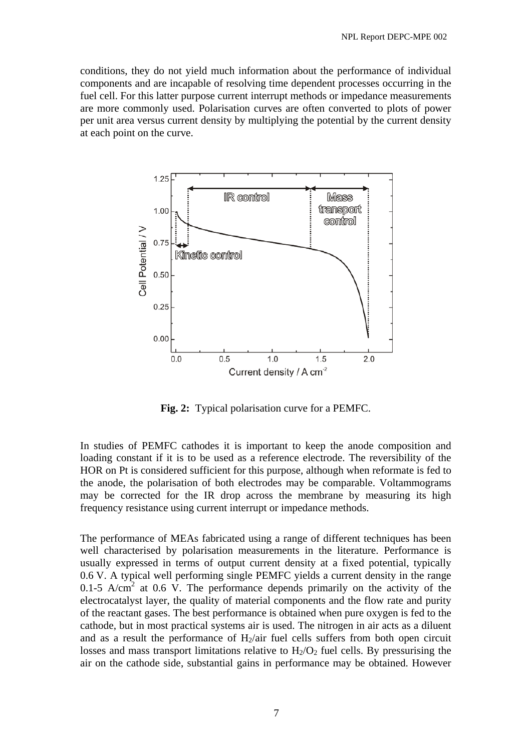conditions, they do not yield much information about the performance of individual components and are incapable of resolving time dependent processes occurring in the fuel cell. For this latter purpose current interrupt methods or impedance measurements are more commonly used. Polarisation curves are often converted to plots of power per unit area versus current density by multiplying the potential by the current density at each point on the curve.

**Fig. 2:** Typical polarisation curve for a PEMFC.

In studies of PEMFC cathodes it is important to keep the anode composition and loading constant if it is to be used as a reference electrode. The reversibility of the HOR on Pt is considered sufficient for this purpose, although when reformate is fed to the anode, the polarisation of both electrodes may be comparable. Voltammograms may be corrected for the IR drop across the membrane by measuring its high frequency resistance using current interrupt or impedance methods.

The performance of MEAs fabricated using a range of different techniques has been well characterised by polarisation measurements in the literature. Performance is usually expressed in terms of output current density at a fixed potential, typically 0.6 V. A typical well performing single PEMFC yields a current density in the range 0.1-5 A/cm$^2$ at 0.6 V. The performance depends primarily on the activity of the electrocatalyst layer, the quality of material components and the flow rate and purity of the reactant gases. The best performance is obtained when pure oxygen is fed to the cathode, but in most practical systems air is used. The nitrogen in air acts as a diluent and as a result the performance of $H_2$/air fuel cells suffers from both open circuit losses and mass transport limitations relative to $H_2$/$O_2$ fuel cells. By pressurising the air on the cathode side, substantial gains in performance may be obtained. However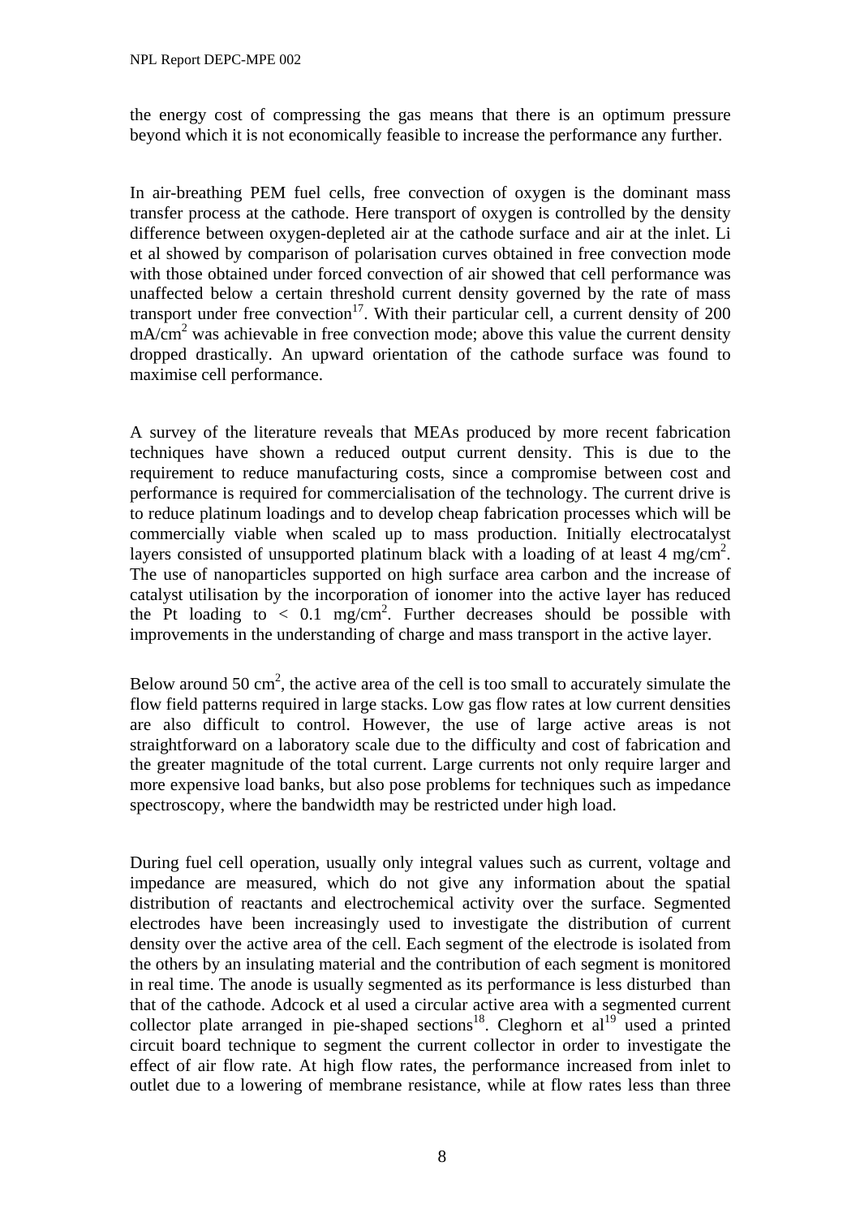the energy cost of compressing the gas means that there is an optimum pressure beyond which it is not economically feasible to increase the performance any further.

In air-breathing PEM fuel cells, free convection of oxygen is the dominant mass transfer process at the cathode. Here transport of oxygen is controlled by the density difference between oxygen-depleted air at the cathode surface and air at the inlet. Li et al showed by comparison of polarisation curves obtained in free convection mode with those obtained under forced convection of air showed that cell performance was unaffected below a certain threshold current density governed by the rate of mass transport under free convection[17]. With their particular cell, a current density of 200 $mA/cm^2$ was achievable in free convection mode; above this value the current density dropped drastically. An upward orientation of the cathode surface was found to maximise cell performance.

A survey of the literature reveals that MEAs produced by more recent fabrication techniques have shown a reduced output current density. This is due to the requirement to reduce manufacturing costs, since a compromise between cost and performance is required for commercialisation of the technology. The current drive is to reduce platinum loadings and to develop cheap fabrication processes which will be commercially viable when scaled up to mass production. Initially electrocatalyst layers consisted of unsupported platinum black with a loading of at least 4 $mg/cm^2$. The use of nanoparticles supported on high surface area carbon and the increase of catalyst utilisation by the incorporation of ionomer into the active layer has reduced the Pt loading to < 0.1 $mg/cm^2$. Further decreases should be possible with improvements in the understanding of charge and mass transport in the active layer.

Below around 50 $cm^2$, the active area of the cell is too small to accurately simulate the flow field patterns required in large stacks. Low gas flow rates at low current densities are also difficult to control. However, the use of large active areas is not straightforward on a laboratory scale due to the difficulty and cost of fabrication and the greater magnitude of the total current. Large currents not only require larger and more expensive load banks, but also pose problems for techniques such as impedance spectroscopy, where the bandwidth may be restricted under high load.

During fuel cell operation, usually only integral values such as current, voltage and impedance are measured, which do not give any information about the spatial distribution of reactants and electrochemical activity over the surface. Segmented electrodes have been increasingly used to investigate the distribution of current density over the active area of the cell. Each segment of the electrode is isolated from the others by an insulating material and the contribution of each segment is monitored in real time. The anode is usually segmented as its performance is less disturbed than that of the cathode. Adcock et al used a circular active area with a segmented current collector plate arranged in pie-shaped sections[18]. Cleghorn et al[19] used a printed circuit board technique to segment the current collector in order to investigate the effect of air flow rate. At high flow rates, the performance increased from inlet to outlet due to a lowering of membrane resistance, while at flow rates less than three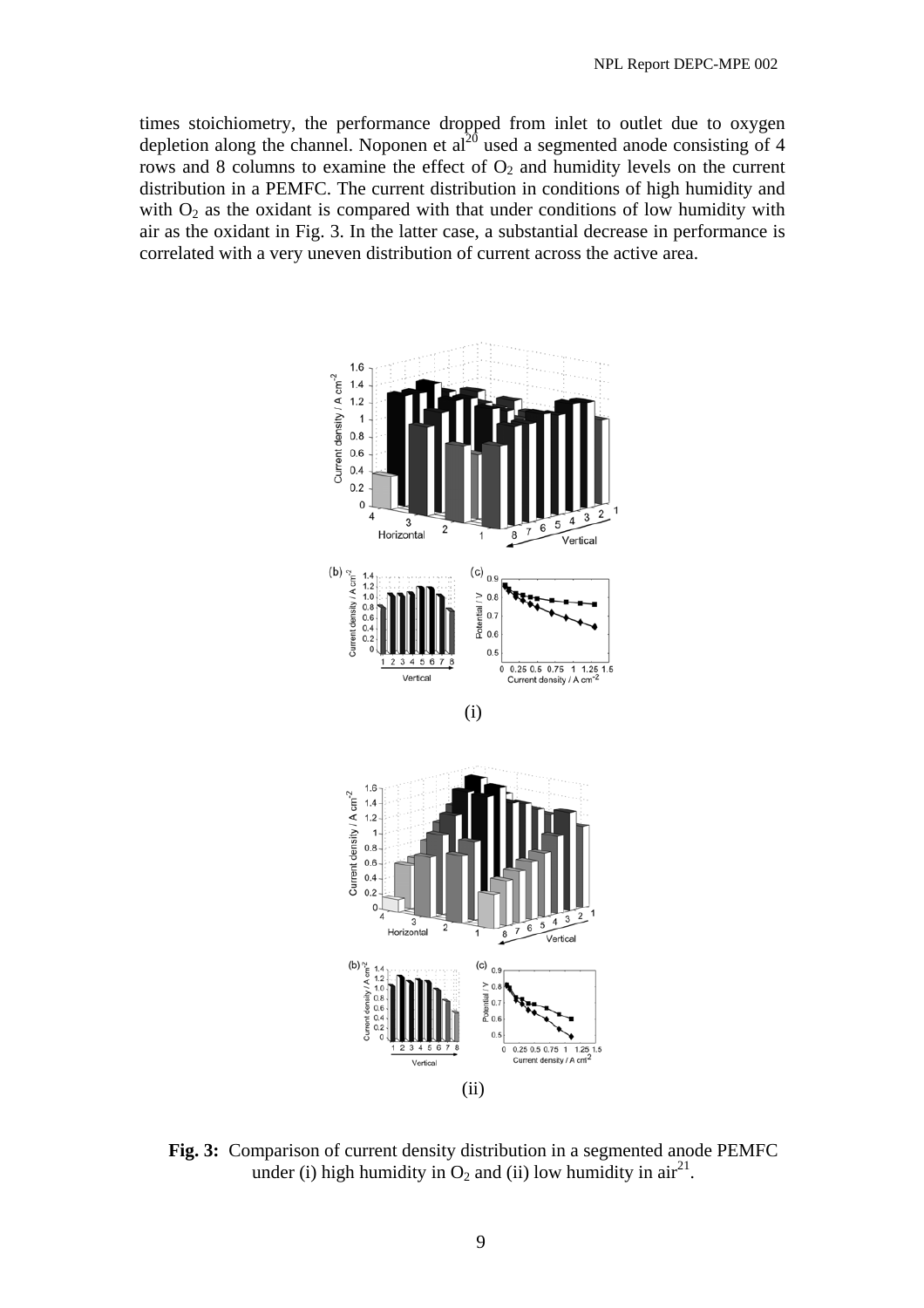times stoichiometry, the performance dropped from inlet to outlet due to oxygen depletion along the channel. Noponen et al[20] used a segmented anode consisting of 4 rows and 8 columns to examine the effect of $O_2$ and humidity levels on the current distribution in a PEMFC. The current distribution in conditions of high humidity and with $O_2$ as the oxidant is compared with that under conditions of low humidity with air as the oxidant in Fig. 3. In the latter case, a substantial decrease in performance is correlated with a very uneven distribution of current across the active area.

(i)

(ii)

**Fig. 3:** Comparison of current density distribution in a segmented anode PEMFC under (i) high humidity in $O_2$ and (ii) low humidity in air[21].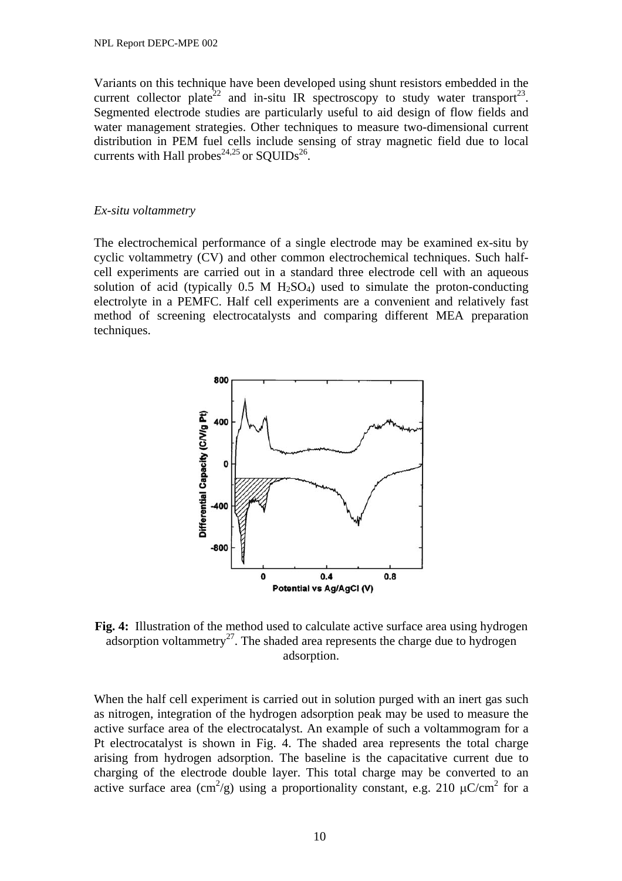Variants on this technique have been developed using shunt resistors embedded in the current collector plate[22] and in-situ IR spectroscopy to study water transport[23]. Segmented electrode studies are particularly useful to aid design of flow fields and water management strategies. Other techniques to measure two-dimensional current distribution in PEM fuel cells include sensing of stray magnetic field due to local currents with Hall probes[24,25] or SQUIDs[26].

*Ex-situ voltammetry*

The electrochemical performance of a single electrode may be examined ex-situ by cyclic voltammetry (CV) and other common electrochemical techniques. Such half-cell experiments are carried out in a standard three electrode cell with an aqueous solution of acid (typically 0.5 M $H_2SO_4$) used to simulate the proton-conducting electrolyte in a PEMFC. Half cell experiments are a convenient and relatively fast method of screening electrocatalysts and comparing different MEA preparation techniques.

**Fig. 4:** Illustration of the method used to calculate active surface area using hydrogen adsorption voltammetry[27]. The shaded area represents the charge due to hydrogen adsorption.

When the half cell experiment is carried out in solution purged with an inert gas such as nitrogen, integration of the hydrogen adsorption peak may be used to measure the active surface area of the electrocatalyst. An example of such a voltammogram for a Pt electrocatalyst is shown in Fig. 4. The shaded area represents the total charge arising from hydrogen adsorption. The baseline is the capacitative current due to charging of the electrode double layer. This total charge may be converted to an active surface area ($cm^2/g$) using a proportionality constant, e.g. 210 $\mu C/cm^2$ for a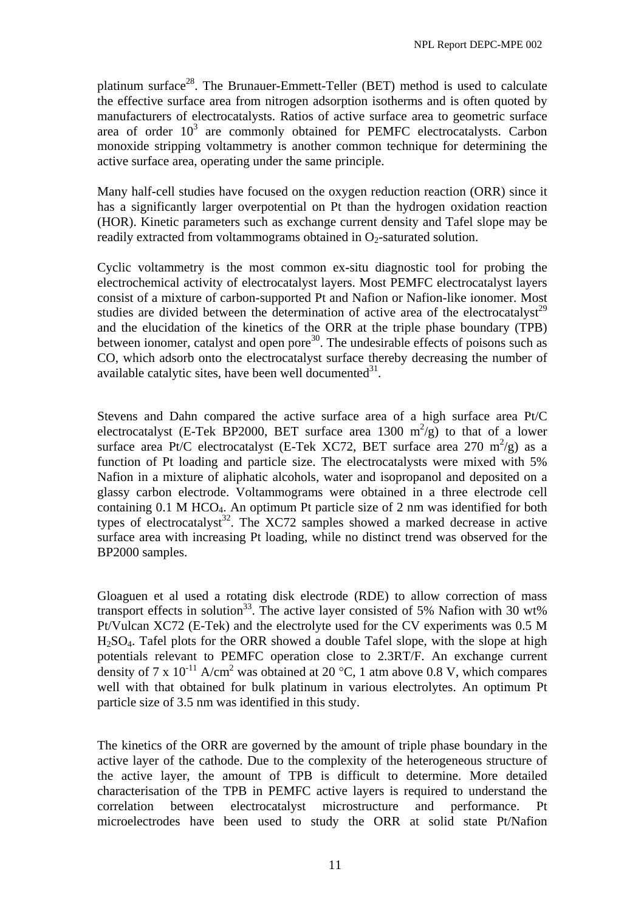platinum surface[28]. The Brunauer-Emmett-Teller (BET) method is used to calculate the effective surface area from nitrogen adsorption isotherms and is often quoted by manufacturers of electrocatalysts. Ratios of active surface area to geometric surface area of order $10^3$ are commonly obtained for PEMFC electrocatalysts. Carbon monoxide stripping voltammetry is another common technique for determining the active surface area, operating under the same principle.

Many half-cell studies have focused on the oxygen reduction reaction (ORR) since it has a significantly larger overpotential on Pt than the hydrogen oxidation reaction (HOR). Kinetic parameters such as exchange current density and Tafel slope may be readily extracted from voltammograms obtained in $O_2$-saturated solution.

Cyclic voltammetry is the most common ex-situ diagnostic tool for probing the electrochemical activity of electrocatalyst layers. Most PEMFC electrocatalyst layers consist of a mixture of carbon-supported Pt and Nafion or Nafion-like ionomer. Most studies are divided between the determination of active area of the electrocatalyst[29] and the elucidation of the kinetics of the ORR at the triple phase boundary (TPB) between ionomer, catalyst and open pore[30]. The undesirable effects of poisons such as CO, which adsorb onto the electrocatalyst surface thereby decreasing the number of available catalytic sites, have been well documented[31].

Stevens and Dahn compared the active surface area of a high surface area Pt/C electrocatalyst (E-Tek BP2000, BET surface area 1300 $m^2/g$) to that of a lower surface area Pt/C electrocatalyst (E-Tek XC72, BET surface area 270 $m^2/g$) as a function of Pt loading and particle size. The electrocatalysts were mixed with 5% Nafion in a mixture of aliphatic alcohols, water and isopropanol and deposited on a glassy carbon electrode. Voltammograms were obtained in a three electrode cell containing 0.1 M $HCO_4$. An optimum Pt particle size of 2 nm was identified for both types of electrocatalyst[32]. The XC72 samples showed a marked decrease in active surface area with increasing Pt loading, while no distinct trend was observed for the BP2000 samples.

Gloaguen et al used a rotating disk electrode (RDE) to allow correction of mass transport effects in solution[33]. The active layer consisted of 5% Nafion with 30 wt% Pt/Vulcan XC72 (E-Tek) and the electrolyte used for the CV experiments was 0.5 M $H_2SO_4$. Tafel plots for the ORR showed a double Tafel slope, with the slope at high potentials relevant to PEMFC operation close to 2.3RT/F. An exchange current density of $7 \times 10^{-11}$ A/cm$^2$ was obtained at 20 °C, 1 atm above 0.8 V, which compares well with that obtained for bulk platinum in various electrolytes. An optimum Pt particle size of 3.5 nm was identified in this study.

The kinetics of the ORR are governed by the amount of triple phase boundary in the active layer of the cathode. Due to the complexity of the heterogeneous structure of the active layer, the amount of TPB is difficult to determine. More detailed characterisation of the TPB in PEMFC active layers is required to understand the correlation between electrocatalyst microstructure and performance. Pt microelectrodes have been used to study the ORR at solid state Pt/Nafion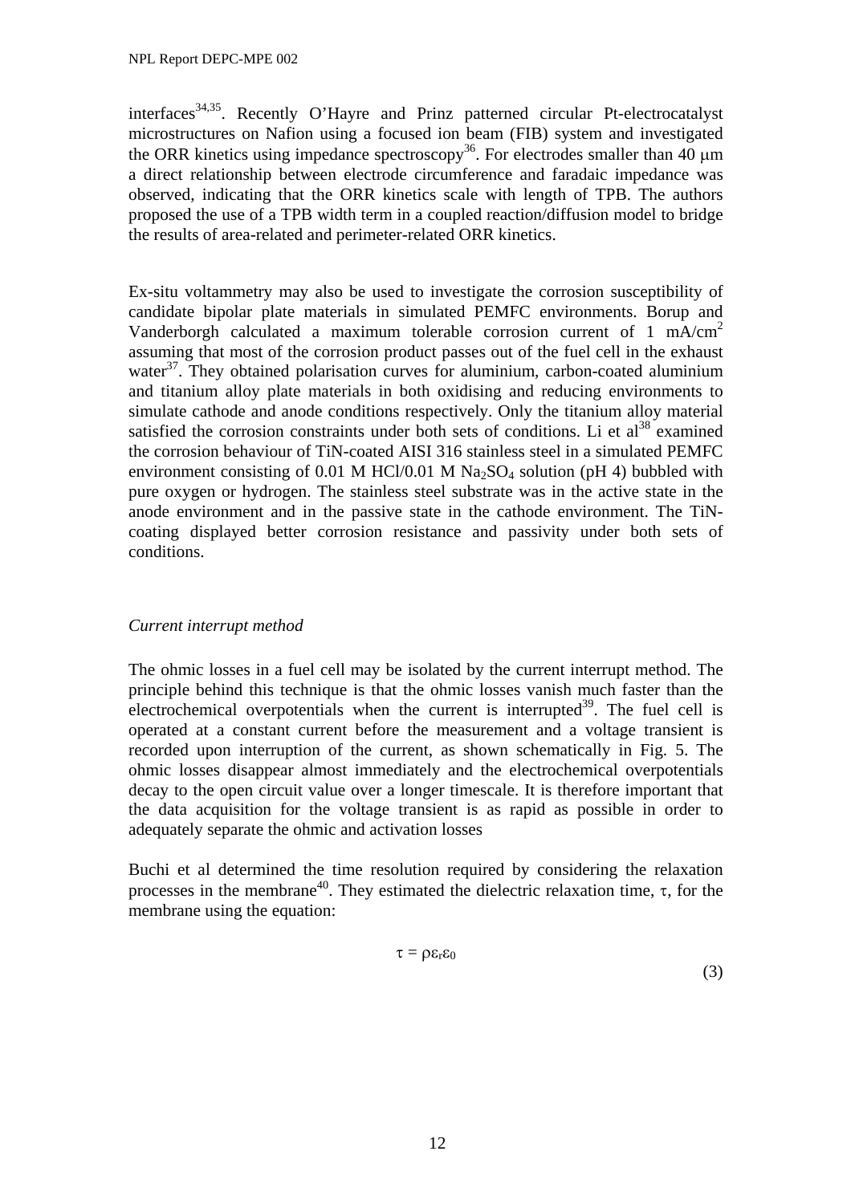interfaces[34,35]. Recently O'Hayre and Prinz patterned circular Pt-electrocatalyst microstructures on Nafion using a focused ion beam (FIB) system and investigated the ORR kinetics using impedance spectroscopy[36]. For electrodes smaller than 40 μm a direct relationship between electrode circumference and faradaic impedance was observed, indicating that the ORR kinetics scale with length of TPB. The authors proposed the use of a TPB width term in a coupled reaction/diffusion model to bridge the results of area-related and perimeter-related ORR kinetics.

Ex-situ voltammetry may also be used to investigate the corrosion susceptibility of candidate bipolar plate materials in simulated PEMFC environments. Borup and Vanderborgh calculated a maximum tolerable corrosion current of 1 $mA/cm^2$ assuming that most of the corrosion product passes out of the fuel cell in the exhaust water[37]. They obtained polarisation curves for aluminium, carbon-coated aluminium and titanium alloy plate materials in both oxidising and reducing environments to simulate cathode and anode conditions respectively. Only the titanium alloy material satisfied the corrosion constraints under both sets of conditions. Li et al[38] examined the corrosion behaviour of TiN-coated AISI 316 stainless steel in a simulated PEMFC environment consisting of 0.01 M HCl/0.01 M $Na_2SO_4$ solution (pH 4) bubbled with pure oxygen or hydrogen. The stainless steel substrate was in the active state in the anode environment and in the passive state in the cathode environment. The TiN-coating displayed better corrosion resistance and passivity under both sets of conditions.

*Current interrupt method*

The ohmic losses in a fuel cell may be isolated by the current interrupt method. The principle behind this technique is that the ohmic losses vanish much faster than the electrochemical overpotentials when the current is interrupted[39]. The fuel cell is operated at a constant current before the measurement and a voltage transient is recorded upon interruption of the current, as shown schematically in Fig. 5. The ohmic losses disappear almost immediately and the electrochemical overpotentials decay to the open circuit value over a longer timescale. It is therefore important that the data acquisition for the voltage transient is as rapid as possible in order to adequately separate the ohmic and activation losses

Buchi et al determined the time resolution required by considering the relaxation processes in the membrane[40]. They estimated the dielectric relaxation time, $\tau$, for the membrane using the equation:

$$\tau = \rho \varepsilon_r \varepsilon_0 \tag{3}$$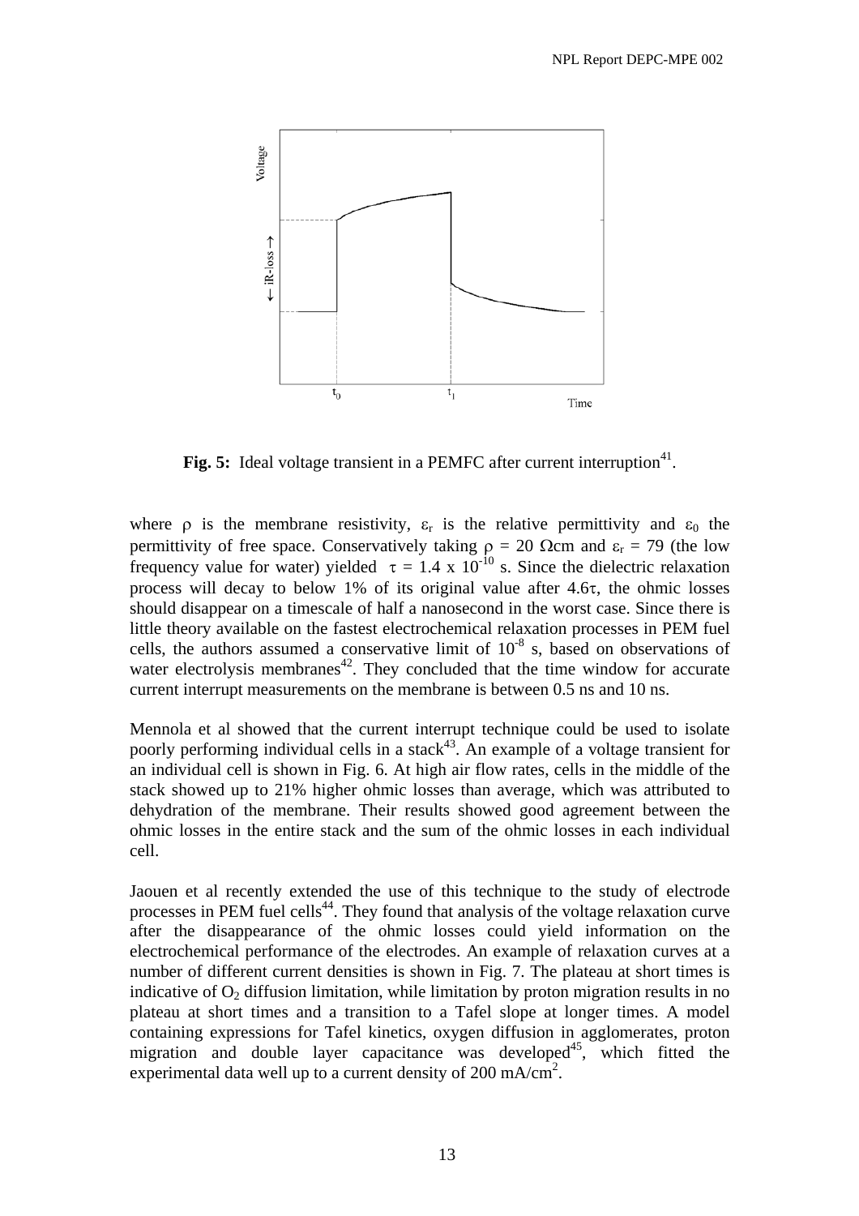**Fig. 5:** Ideal voltage transient in a PEMFC after current interruption[41].

where $\rho$ is the membrane resistivity, $\varepsilon_r$ is the relative permittivity and $\varepsilon_0$ the permittivity of free space. Conservatively taking $\rho$ = 20 $\Omega$cm and $\varepsilon_r$ = 79 (the low frequency value for water) yielded $\tau = 1.4 \times 10^{-10}$ s. Since the dielectric relaxation process will decay to below 1% of its original value after 4.6$\tau$, the ohmic losses should disappear on a timescale of half a nanosecond in the worst case. Since there is little theory available on the fastest electrochemical relaxation processes in PEM fuel cells, the authors assumed a conservative limit of $10^{-8}$ s, based on observations of water electrolysis membranes[42]. They concluded that the time window for accurate current interrupt measurements on the membrane is between 0.5 ns and 10 ns.

Mennola et al showed that the current interrupt technique could be used to isolate poorly performing individual cells in a stack[43]. An example of a voltage transient for an individual cell is shown in Fig. 6. At high air flow rates, cells in the middle of the stack showed up to 21% higher ohmic losses than average, which was attributed to dehydration of the membrane. Their results showed good agreement between the ohmic losses in the entire stack and the sum of the ohmic losses in each individual cell.

Jaouen et al recently extended the use of this technique to the study of electrode processes in PEM fuel cells[44]. They found that analysis of the voltage relaxation curve after the disappearance of the ohmic losses could yield information on the electrochemical performance of the electrodes. An example of relaxation curves at a number of different current densities is shown in Fig. 7. The plateau at short times is indicative of $O_2$ diffusion limitation, while limitation by proton migration results in no plateau at short times and a transition to a Tafel slope at longer times. A model containing expressions for Tafel kinetics, oxygen diffusion in agglomerates, proton migration and double layer capacitance was developed[45], which fitted the experimental data well up to a current density of 200 mA/cm$^2$.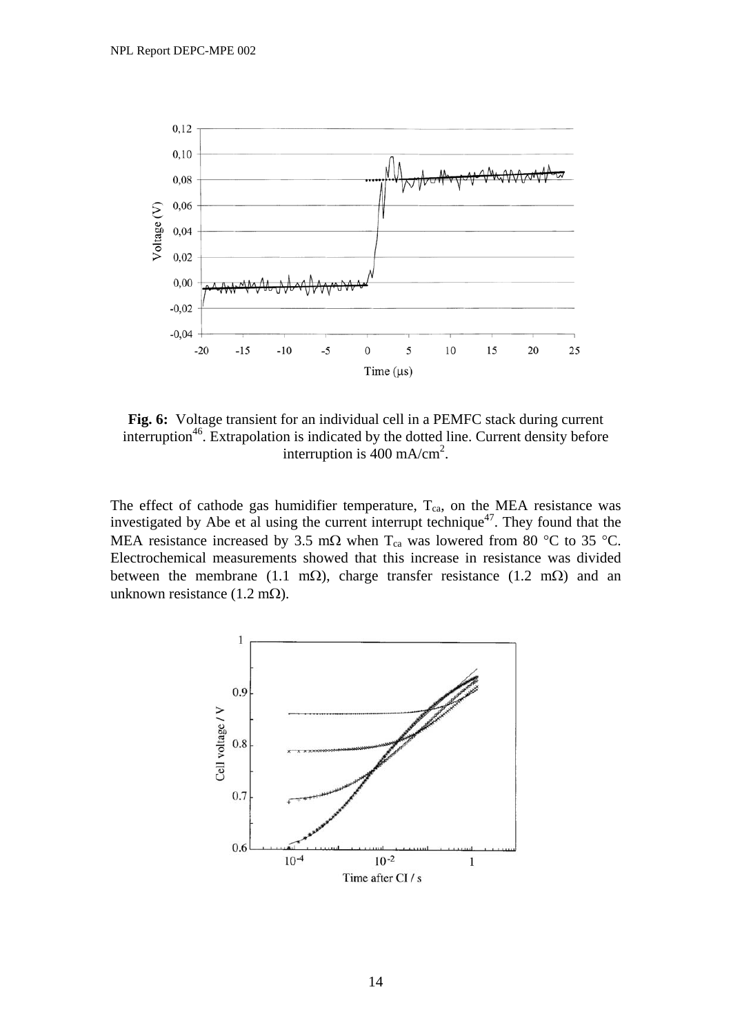**Fig. 6:** Voltage transient for an individual cell in a PEMFC stack during current interruption[46]. Extrapolation is indicated by the dotted line. Current density before interruption is 400 mA/cm$^2$.

The effect of cathode gas humidifier temperature, $T_{ca}$, on the MEA resistance was investigated by Abe et al using the current interrupt technique[47]. They found that the MEA resistance increased by 3.5 mΩ when $T_{ca}$ was lowered from 80 °C to 35 °C. Electrochemical measurements showed that this increase in resistance was divided between the membrane (1.1 mΩ), charge transfer resistance (1.2 mΩ) and an unknown resistance (1.2 mΩ).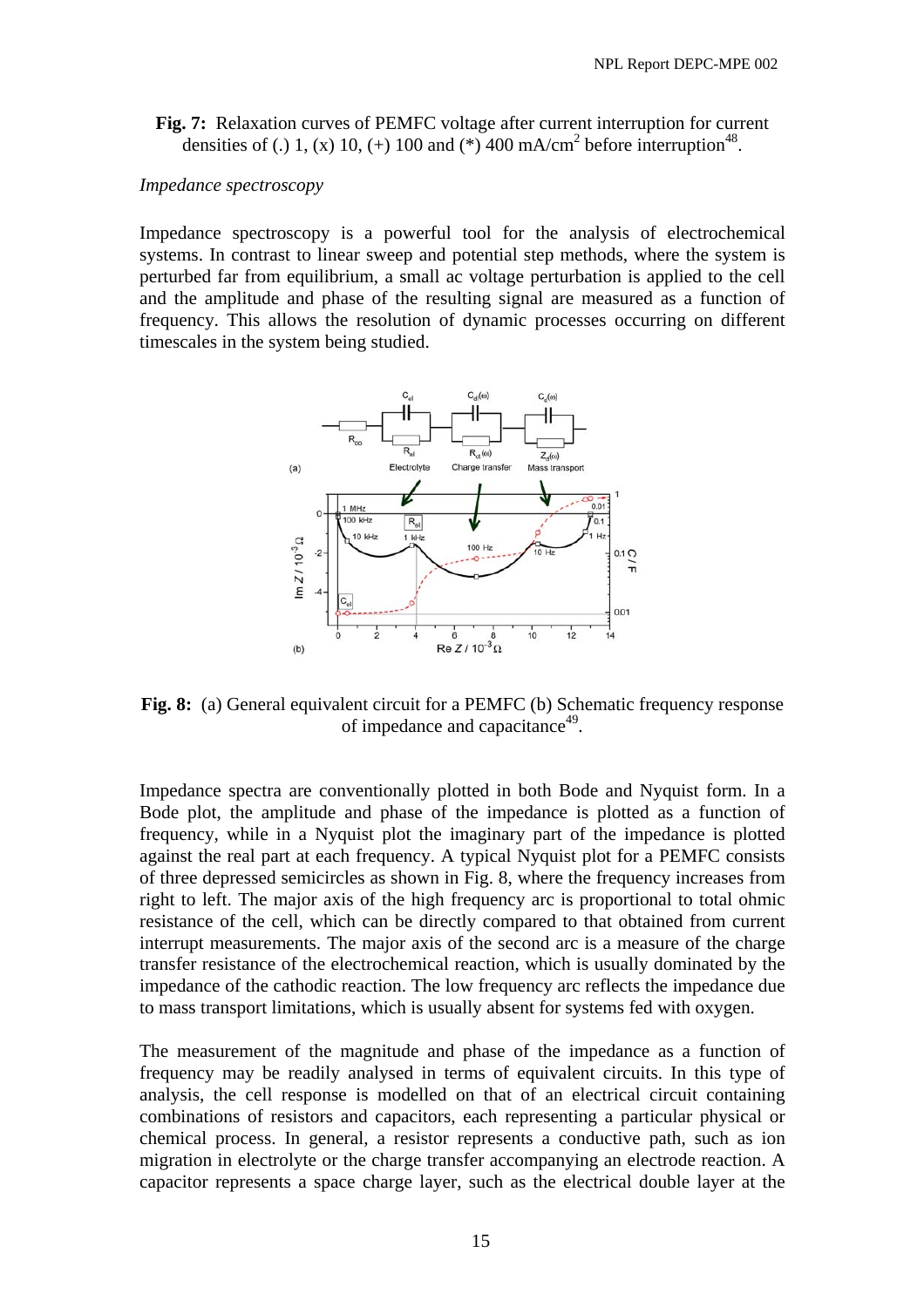**Fig. 7:** Relaxation curves of PEMFC voltage after current interruption for current densities of (.) 1, (x) 10, (+) 100 and (*) 400 mA/cm$^2$ before interruption[48].

*Impedance spectroscopy*

Impedance spectroscopy is a powerful tool for the analysis of electrochemical systems. In contrast to linear sweep and potential step methods, where the system is perturbed far from equilibrium, a small ac voltage perturbation is applied to the cell and the amplitude and phase of the resulting signal are measured as a function of frequency. This allows the resolution of dynamic processes occurring on different timescales in the system being studied.

**Fig. 8:** (a) General equivalent circuit for a PEMFC (b) Schematic frequency response of impedance and capacitance[49].

Impedance spectra are conventionally plotted in both Bode and Nyquist form. In a Bode plot, the amplitude and phase of the impedance is plotted as a function of frequency, while in a Nyquist plot the imaginary part of the impedance is plotted against the real part at each frequency. A typical Nyquist plot for a PEMFC consists of three depressed semicircles as shown in Fig. 8, where the frequency increases from right to left. The major axis of the high frequency arc is proportional to total ohmic resistance of the cell, which can be directly compared to that obtained from current interrupt measurements. The major axis of the second arc is a measure of the charge transfer resistance of the electrochemical reaction, which is usually dominated by the impedance of the cathodic reaction. The low frequency arc reflects the impedance due to mass transport limitations, which is usually absent for systems fed with oxygen.

The measurement of the magnitude and phase of the impedance as a function of frequency may be readily analysed in terms of equivalent circuits. In this type of analysis, the cell response is modelled on that of an electrical circuit containing combinations of resistors and capacitors, each representing a particular physical or chemical process. In general, a resistor represents a conductive path, such as ion migration in electrolyte or the charge transfer accompanying an electrode reaction. A capacitor represents a space charge layer, such as the electrical double layer at the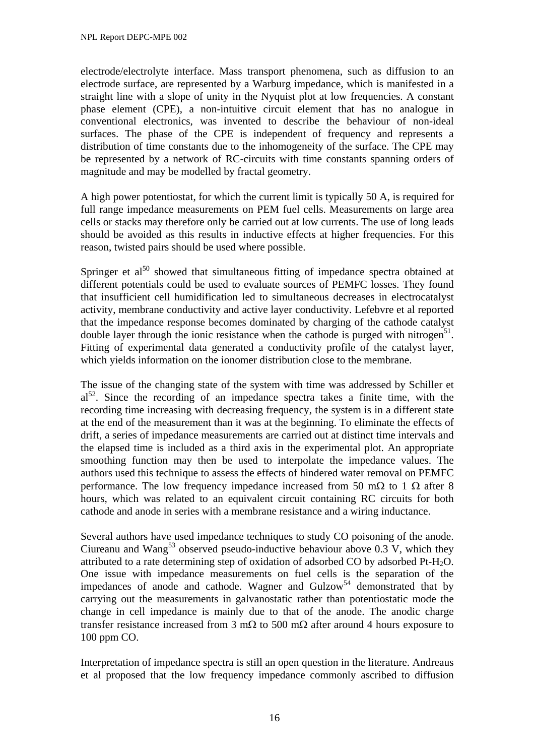electrode/electrolyte interface. Mass transport phenomena, such as diffusion to an electrode surface, are represented by a Warburg impedance, which is manifested in a straight line with a slope of unity in the Nyquist plot at low frequencies. A constant phase element (CPE), a non-intuitive circuit element that has no analogue in conventional electronics, was invented to describe the behaviour of non-ideal surfaces. The phase of the CPE is independent of frequency and represents a distribution of time constants due to the inhomogeneity of the surface. The CPE may be represented by a network of RC-circuits with time constants spanning orders of magnitude and may be modelled by fractal geometry.

A high power potentiostat, for which the current limit is typically 50 A, is required for full range impedance measurements on PEM fuel cells. Measurements on large area cells or stacks may therefore only be carried out at low currents. The use of long leads should be avoided as this results in inductive effects at higher frequencies. For this reason, twisted pairs should be used where possible.

Springer et al[50] showed that simultaneous fitting of impedance spectra obtained at different potentials could be used to evaluate sources of PEMFC losses. They found that insufficient cell humidification led to simultaneous decreases in electrocatalyst activity, membrane conductivity and active layer conductivity. Lefebvre et al reported that the impedance response becomes dominated by charging of the cathode catalyst double layer through the ionic resistance when the cathode is purged with nitrogen[51]. Fitting of experimental data generated a conductivity profile of the catalyst layer, which yields information on the ionomer distribution close to the membrane.

The issue of the changing state of the system with time was addressed by Schiller et al[52]. Since the recording of an impedance spectra takes a finite time, with the recording time increasing with decreasing frequency, the system is in a different state at the end of the measurement than it was at the beginning. To eliminate the effects of drift, a series of impedance measurements are carried out at distinct time intervals and the elapsed time is included as a third axis in the experimental plot. An appropriate smoothing function may then be used to interpolate the impedance values. The authors used this technique to assess the effects of hindered water removal on PEMFC performance. The low frequency impedance increased from 50 mΩ to 1 Ω after 8 hours, which was related to an equivalent circuit containing RC circuits for both cathode and anode in series with a membrane resistance and a wiring inductance.

Several authors have used impedance techniques to study CO poisoning of the anode. Ciureanu and Wang[53] observed pseudo-inductive behaviour above 0.3 V, which they attributed to a rate determining step of oxidation of adsorbed CO by adsorbed Pt-$H_2O$. One issue with impedance measurements on fuel cells is the separation of the impedances of anode and cathode. Wagner and Gulzow[54] demonstrated that by carrying out the measurements in galvanostatic rather than potentiostatic mode the change in cell impedance is mainly due to that of the anode. The anodic charge transfer resistance increased from 3 mΩ to 500 mΩ after around 4 hours exposure to 100 ppm CO.

Interpretation of impedance spectra is still an open question in the literature. Andreaus et al proposed that the low frequency impedance commonly ascribed to diffusion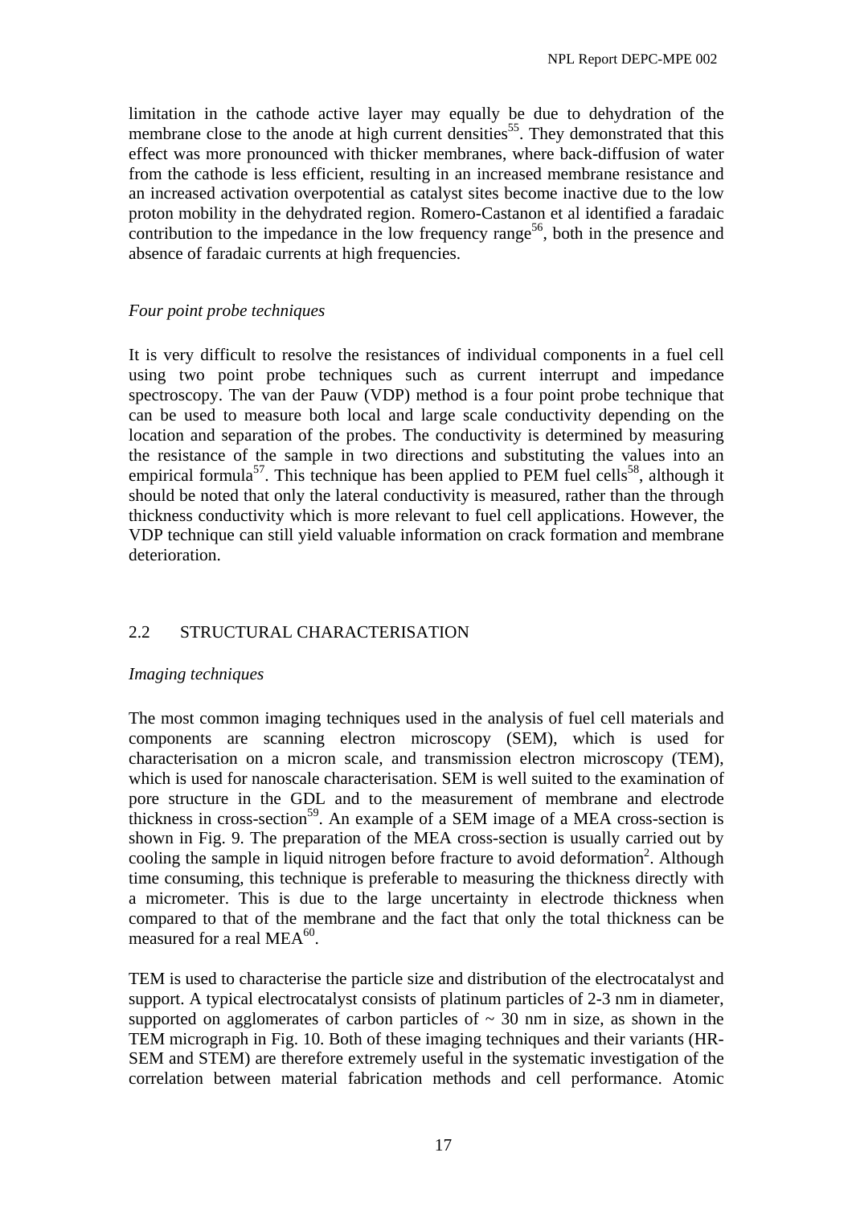limitation in the cathode active layer may equally be due to dehydration of the membrane close to the anode at high current densities[55]. They demonstrated that this effect was more pronounced with thicker membranes, where back-diffusion of water from the cathode is less efficient, resulting in an increased membrane resistance and an increased activation overpotential as catalyst sites become inactive due to the low proton mobility in the dehydrated region. Romero-Castanon et al identified a faradaic contribution to the impedance in the low frequency range[56], both in the presence and absence of faradaic currents at high frequencies.

*Four point probe techniques*

It is very difficult to resolve the resistances of individual components in a fuel cell using two point probe techniques such as current interrupt and impedance spectroscopy. The van der Pauw (VDP) method is a four point probe technique that can be used to measure both local and large scale conductivity depending on the location and separation of the probes. The conductivity is determined by measuring the resistance of the sample in two directions and substituting the values into an empirical formula[57]. This technique has been applied to PEM fuel cells[58], although it should be noted that only the lateral conductivity is measured, rather than the through thickness conductivity which is more relevant to fuel cell applications. However, the VDP technique can still yield valuable information on crack formation and membrane deterioration.

## 2.2 STRUCTURAL CHARACTERISATION

*Imaging techniques*

The most common imaging techniques used in the analysis of fuel cell materials and components are scanning electron microscopy (SEM), which is used for characterisation on a micron scale, and transmission electron microscopy (TEM), which is used for nanoscale characterisation. SEM is well suited to the examination of pore structure in the GDL and to the measurement of membrane and electrode thickness in cross-section[59]. An example of a SEM image of a MEA cross-section is shown in Fig. 9. The preparation of the MEA cross-section is usually carried out by cooling the sample in liquid nitrogen before fracture to avoid deformation[2]. Although time consuming, this technique is preferable to measuring the thickness directly with a micrometer. This is due to the large uncertainty in electrode thickness when compared to that of the membrane and the fact that only the total thickness can be measured for a real MEA[60].

TEM is used to characterise the particle size and distribution of the electrocatalyst and support. A typical electrocatalyst consists of platinum particles of 2-3 nm in diameter, supported on agglomerates of carbon particles of ~ 30 nm in size, as shown in the TEM micrograph in Fig. 10. Both of these imaging techniques and their variants (HR-SEM and STEM) are therefore extremely useful in the systematic investigation of the correlation between material fabrication methods and cell performance. Atomic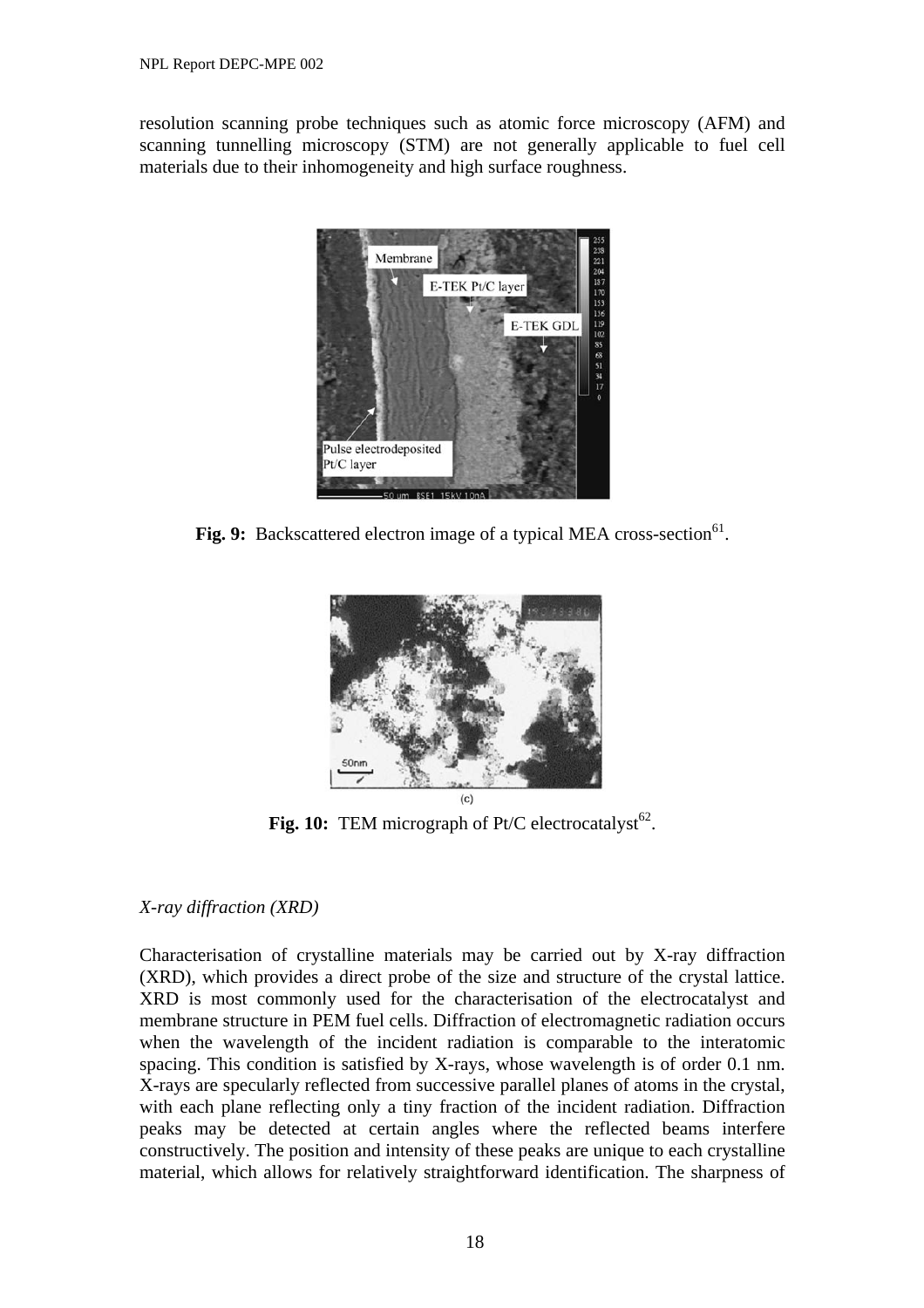resolution scanning probe techniques such as atomic force microscopy (AFM) and scanning tunnelling microscopy (STM) are not generally applicable to fuel cell materials due to their inhomogeneity and high surface roughness.

**Fig. 9:** Backscattered electron image of a typical MEA cross-section[61].

**Fig. 10:** TEM micrograph of Pt/C electrocatalyst[62].

*X-ray diffraction (XRD)*

Characterisation of crystalline materials may be carried out by X-ray diffraction (XRD), which provides a direct probe of the size and structure of the crystal lattice. XRD is most commonly used for the characterisation of the electrocatalyst and membrane structure in PEM fuel cells. Diffraction of electromagnetic radiation occurs when the wavelength of the incident radiation is comparable to the interatomic spacing. This condition is satisfied by X-rays, whose wavelength is of order 0.1 nm. X-rays are specularly reflected from successive parallel planes of atoms in the crystal, with each plane reflecting only a tiny fraction of the incident radiation. Diffraction peaks may be detected at certain angles where the reflected beams interfere constructively. The position and intensity of these peaks are unique to each crystalline material, which allows for relatively straightforward identification. The sharpness of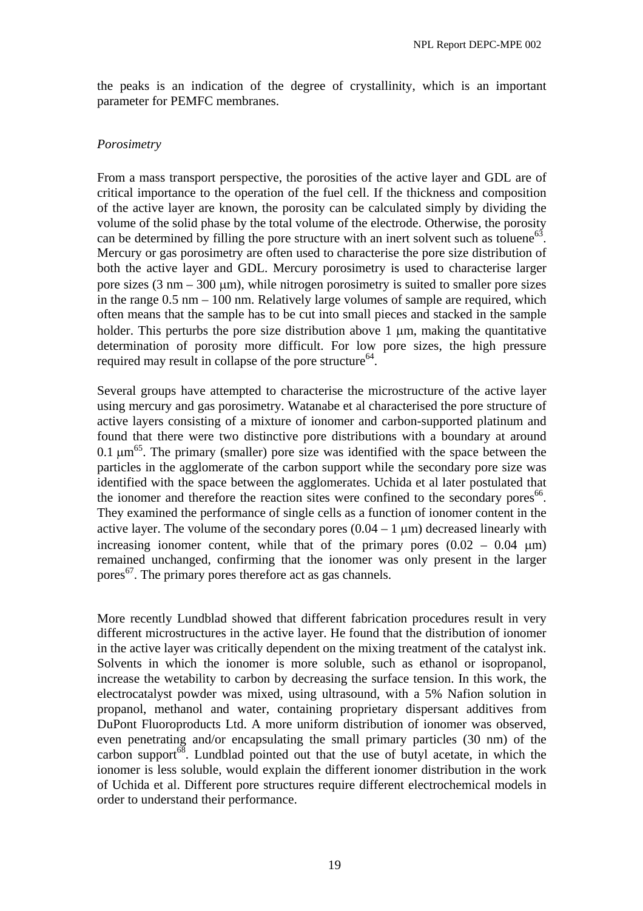the peaks is an indication of the degree of crystallinity, which is an important parameter for PEMFC membranes.

*Porosimetry*

From a mass transport perspective, the porosities of the active layer and GDL are of critical importance to the operation of the fuel cell. If the thickness and composition of the active layer are known, the porosity can be calculated simply by dividing the volume of the solid phase by the total volume of the electrode. Otherwise, the porosity can be determined by filling the pore structure with an inert solvent such as toluene[63]. Mercury or gas porosimetry are often used to characterise the pore size distribution of both the active layer and GDL. Mercury porosimetry is used to characterise larger pore sizes (3 nm – 300 μm), while nitrogen porosimetry is suited to smaller pore sizes in the range 0.5 nm – 100 nm. Relatively large volumes of sample are required, which often means that the sample has to be cut into small pieces and stacked in the sample holder. This perturbs the pore size distribution above 1 μm, making the quantitative determination of porosity more difficult. For low pore sizes, the high pressure required may result in collapse of the pore structure[64].

Several groups have attempted to characterise the microstructure of the active layer using mercury and gas porosimetry. Watanabe et al characterised the pore structure of active layers consisting of a mixture of ionomer and carbon-supported platinum and found that there were two distinctive pore distributions with a boundary at around 0.1 μm[65]. The primary (smaller) pore size was identified with the space between the particles in the agglomerate of the carbon support while the secondary pore size was identified with the space between the agglomerates. Uchida et al later postulated that the ionomer and therefore the reaction sites were confined to the secondary pores[66]. They examined the performance of single cells as a function of ionomer content in the active layer. The volume of the secondary pores (0.04 – 1 μm) decreased linearly with increasing ionomer content, while that of the primary pores (0.02 – 0.04 μm) remained unchanged, confirming that the ionomer was only present in the larger pores[67]. The primary pores therefore act as gas channels.

More recently Lundblad showed that different fabrication procedures result in very different microstructures in the active layer. He found that the distribution of ionomer in the active layer was critically dependent on the mixing treatment of the catalyst ink. Solvents in which the ionomer is more soluble, such as ethanol or isopropanol, increase the wetability to carbon by decreasing the surface tension. In this work, the electrocatalyst powder was mixed, using ultrasound, with a 5% Nafion solution in propanol, methanol and water, containing proprietary dispersant additives from DuPont Fluoroproducts Ltd. A more uniform distribution of ionomer was observed, even penetrating and/or encapsulating the small primary particles (30 nm) of the carbon support[68]. Lundblad pointed out that the use of butyl acetate, in which the ionomer is less soluble, would explain the different ionomer distribution in the work of Uchida et al. Different pore structures require different electrochemical models in order to understand their performance.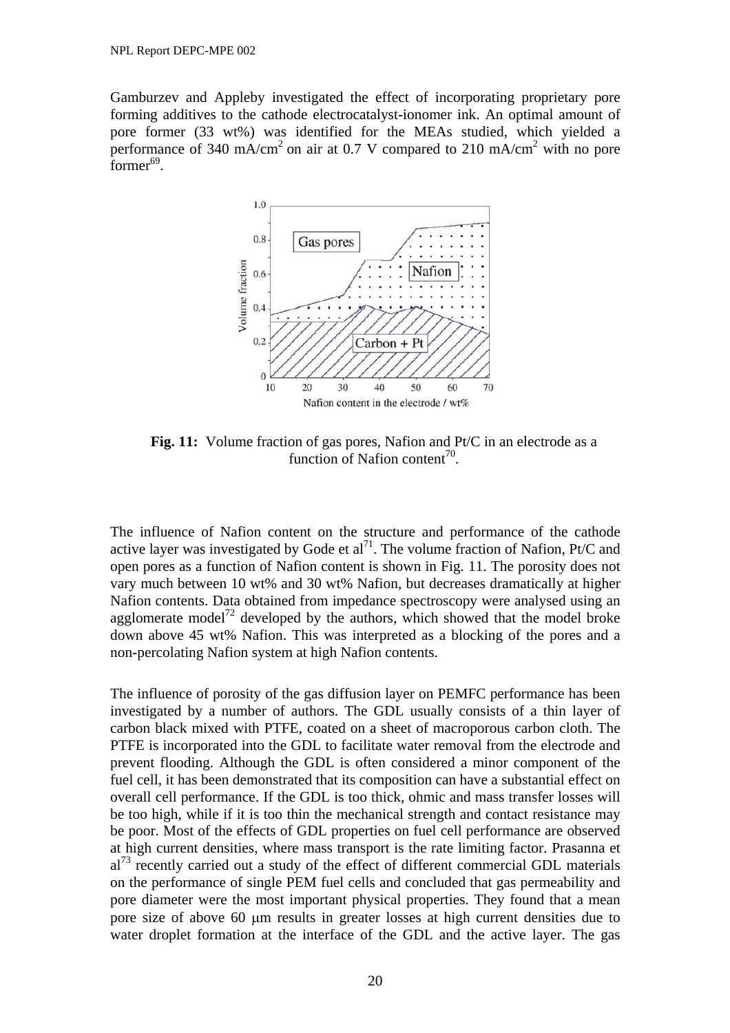Gamburzev and Appleby investigated the effect of incorporating proprietary pore forming additives to the cathode electrocatalyst-ionomer ink. An optimal amount of pore former (33 wt%) was identified for the MEAs studied, which yielded a performance of 340 mA/cm$^2$ on air at 0.7 V compared to 210 mA/cm$^2$ with no pore former[69].

**Fig. 11:** Volume fraction of gas pores, Nafion and Pt/C in an electrode as a function of Nafion content[70].

The influence of Nafion content on the structure and performance of the cathode active layer was investigated by Gode et al[71]. The volume fraction of Nafion, Pt/C and open pores as a function of Nafion content is shown in Fig. 11. The porosity does not vary much between 10 wt% and 30 wt% Nafion, but decreases dramatically at higher Nafion contents. Data obtained from impedance spectroscopy were analysed using an agglomerate model[72] developed by the authors, which showed that the model broke down above 45 wt% Nafion. This was interpreted as a blocking of the pores and a non-percolating Nafion system at high Nafion contents.

The influence of porosity of the gas diffusion layer on PEMFC performance has been investigated by a number of authors. The GDL usually consists of a thin layer of carbon black mixed with PTFE, coated on a sheet of macroporous carbon cloth. The PTFE is incorporated into the GDL to facilitate water removal from the electrode and prevent flooding. Although the GDL is often considered a minor component of the fuel cell, it has been demonstrated that its composition can have a substantial effect on overall cell performance. If the GDL is too thick, ohmic and mass transfer losses will be too high, while if it is too thin the mechanical strength and contact resistance may be poor. Most of the effects of GDL properties on fuel cell performance are observed at high current densities, where mass transport is the rate limiting factor. Prasanna et al[73] recently carried out a study of the effect of different commercial GDL materials on the performance of single PEM fuel cells and concluded that gas permeability and pore diameter were the most important physical properties. They found that a mean pore size of above 60 μm results in greater losses at high current densities due to water droplet formation at the interface of the GDL and the active layer. The gas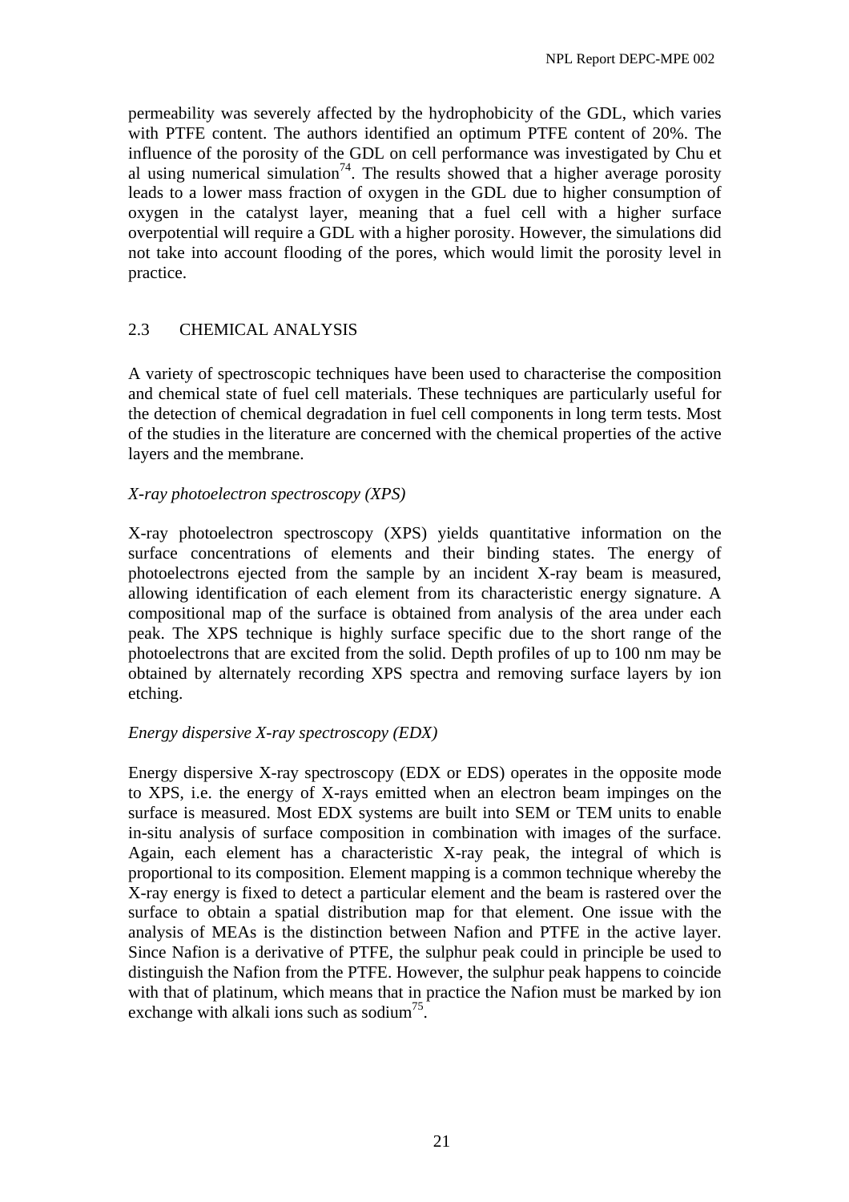permeability was severely affected by the hydrophobicity of the GDL, which varies with PTFE content. The authors identified an optimum PTFE content of 20%. The influence of the porosity of the GDL on cell performance was investigated by Chu et al using numerical simulation[74]. The results showed that a higher average porosity leads to a lower mass fraction of oxygen in the GDL due to higher consumption of oxygen in the catalyst layer, meaning that a fuel cell with a higher surface overpotential will require a GDL with a higher porosity. However, the simulations did not take into account flooding of the pores, which would limit the porosity level in practice.

## 2.3 CHEMICAL ANALYSIS

A variety of spectroscopic techniques have been used to characterise the composition and chemical state of fuel cell materials. These techniques are particularly useful for the detection of chemical degradation in fuel cell components in long term tests. Most of the studies in the literature are concerned with the chemical properties of the active layers and the membrane.

*X-ray photoelectron spectroscopy (XPS)*

X-ray photoelectron spectroscopy (XPS) yields quantitative information on the surface concentrations of elements and their binding states. The energy of photoelectrons ejected from the sample by an incident X-ray beam is measured, allowing identification of each element from its characteristic energy signature. A compositional map of the surface is obtained from analysis of the area under each peak. The XPS technique is highly surface specific due to the short range of the photoelectrons that are excited from the solid. Depth profiles of up to 100 nm may be obtained by alternately recording XPS spectra and removing surface layers by ion etching.

*Energy dispersive X-ray spectroscopy (EDX)*

Energy dispersive X-ray spectroscopy (EDX or EDS) operates in the opposite mode to XPS, i.e. the energy of X-rays emitted when an electron beam impinges on the surface is measured. Most EDX systems are built into SEM or TEM units to enable in-situ analysis of surface composition in combination with images of the surface. Again, each element has a characteristic X-ray peak, the integral of which is proportional to its composition. Element mapping is a common technique whereby the X-ray energy is fixed to detect a particular element and the beam is rastered over the surface to obtain a spatial distribution map for that element. One issue with the analysis of MEAs is the distinction between Nafion and PTFE in the active layer. Since Nafion is a derivative of PTFE, the sulphur peak could in principle be used to distinguish the Nafion from the PTFE. However, the sulphur peak happens to coincide with that of platinum, which means that in practice the Nafion must be marked by ion exchange with alkali ions such as sodium[75].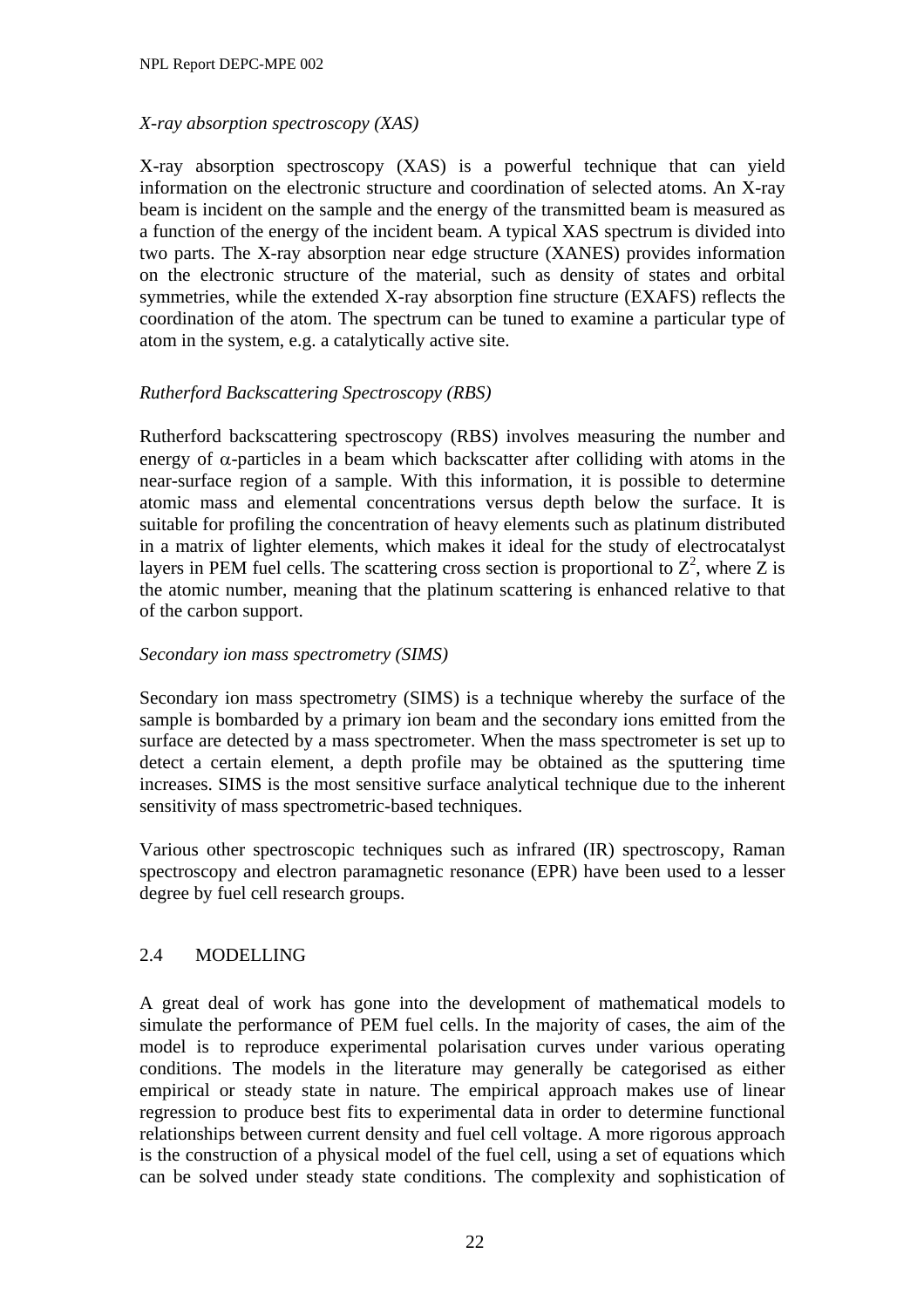*X-ray absorption spectroscopy (XAS)*

X-ray absorption spectroscopy (XAS) is a powerful technique that can yield information on the electronic structure and coordination of selected atoms. An X-ray beam is incident on the sample and the energy of the transmitted beam is measured as a function of the energy of the incident beam. A typical XAS spectrum is divided into two parts. The X-ray absorption near edge structure (XANES) provides information on the electronic structure of the material, such as density of states and orbital symmetries, while the extended X-ray absorption fine structure (EXAFS) reflects the coordination of the atom. The spectrum can be tuned to examine a particular type of atom in the system, e.g. a catalytically active site.

*Rutherford Backscattering Spectroscopy (RBS)*

Rutherford backscattering spectroscopy (RBS) involves measuring the number and energy of $\alpha$-particles in a beam which backscatter after colliding with atoms in the near-surface region of a sample. With this information, it is possible to determine atomic mass and elemental concentrations versus depth below the surface. It is suitable for profiling the concentration of heavy elements such as platinum distributed in a matrix of lighter elements, which makes it ideal for the study of electrocatalyst layers in PEM fuel cells. The scattering cross section is proportional to $Z^2$, where Z is the atomic number, meaning that the platinum scattering is enhanced relative to that of the carbon support.

*Secondary ion mass spectrometry (SIMS)*

Secondary ion mass spectrometry (SIMS) is a technique whereby the surface of the sample is bombarded by a primary ion beam and the secondary ions emitted from the surface are detected by a mass spectrometer. When the mass spectrometer is set up to detect a certain element, a depth profile may be obtained as the sputtering time increases. SIMS is the most sensitive surface analytical technique due to the inherent sensitivity of mass spectrometric-based techniques.

Various other spectroscopic techniques such as infrared (IR) spectroscopy, Raman spectroscopy and electron paramagnetic resonance (EPR) have been used to a lesser degree by fuel cell research groups.

## 2.4 MODELLING

A great deal of work has gone into the development of mathematical models to simulate the performance of PEM fuel cells. In the majority of cases, the aim of the model is to reproduce experimental polarisation curves under various operating conditions. The models in the literature may generally be categorised as either empirical or steady state in nature. The empirical approach makes use of linear regression to produce best fits to experimental data in order to determine functional relationships between current density and fuel cell voltage. A more rigorous approach is the construction of a physical model of the fuel cell, using a set of equations which can be solved under steady state conditions. The complexity and sophistication of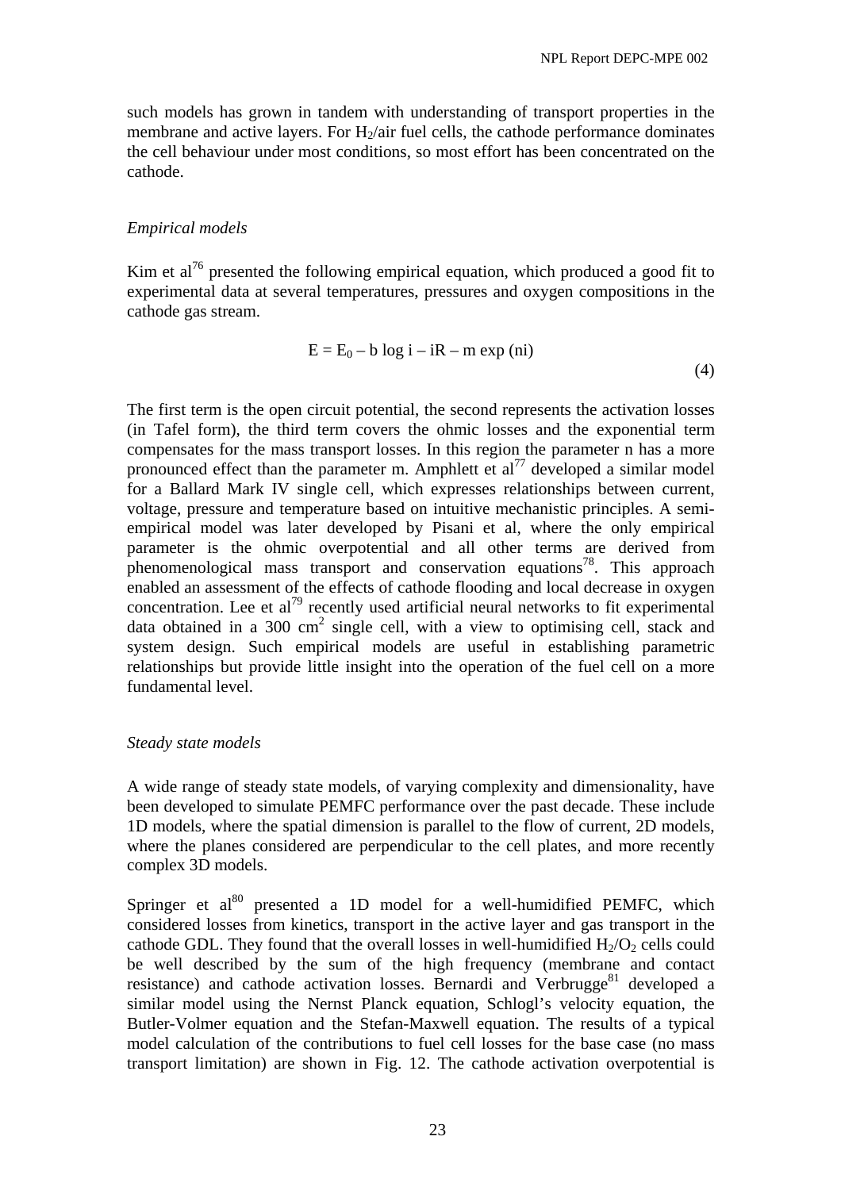such models has grown in tandem with understanding of transport properties in the membrane and active layers. For $H_2$/air fuel cells, the cathode performance dominates the cell behaviour under most conditions, so most effort has been concentrated on the cathode.

*Empirical models*

Kim et al[76] presented the following empirical equation, which produced a good fit to experimental data at several temperatures, pressures and oxygen compositions in the cathode gas stream.

$$E = E_0 - b \log i - iR - m \exp(ni) \tag{4}$$

The first term is the open circuit potential, the second represents the activation losses (in Tafel form), the third term covers the ohmic losses and the exponential term compensates for the mass transport losses. In this region the parameter n has a more pronounced effect than the parameter m. Amphlett et al[77] developed a similar model for a Ballard Mark IV single cell, which expresses relationships between current, voltage, pressure and temperature based on intuitive mechanistic principles. A semi-empirical model was later developed by Pisani et al, where the only empirical parameter is the ohmic overpotential and all other terms are derived from phenomenological mass transport and conservation equations[78]. This approach enabled an assessment of the effects of cathode flooding and local decrease in oxygen concentration. Lee et al[79] recently used artificial neural networks to fit experimental data obtained in a 300 $cm^2$ single cell, with a view to optimising cell, stack and system design. Such empirical models are useful in establishing parametric relationships but provide little insight into the operation of the fuel cell on a more fundamental level.

*Steady state models*

A wide range of steady state models, of varying complexity and dimensionality, have been developed to simulate PEMFC performance over the past decade. These include 1D models, where the spatial dimension is parallel to the flow of current, 2D models, where the planes considered are perpendicular to the cell plates, and more recently complex 3D models.

Springer et al[80] presented a 1D model for a well-humidified PEMFC, which considered losses from kinetics, transport in the active layer and gas transport in the cathode GDL. They found that the overall losses in well-humidified $H_2/O_2$ cells could be well described by the sum of the high frequency (membrane and contact resistance) and cathode activation losses. Bernardi and Verbrugge[81] developed a similar model using the Nernst Planck equation, Schlogl's velocity equation, the Butler-Volmer equation and the Stefan-Maxwell equation. The results of a typical model calculation of the contributions to fuel cell losses for the base case (no mass transport limitation) are shown in Fig. 12. The cathode activation overpotential is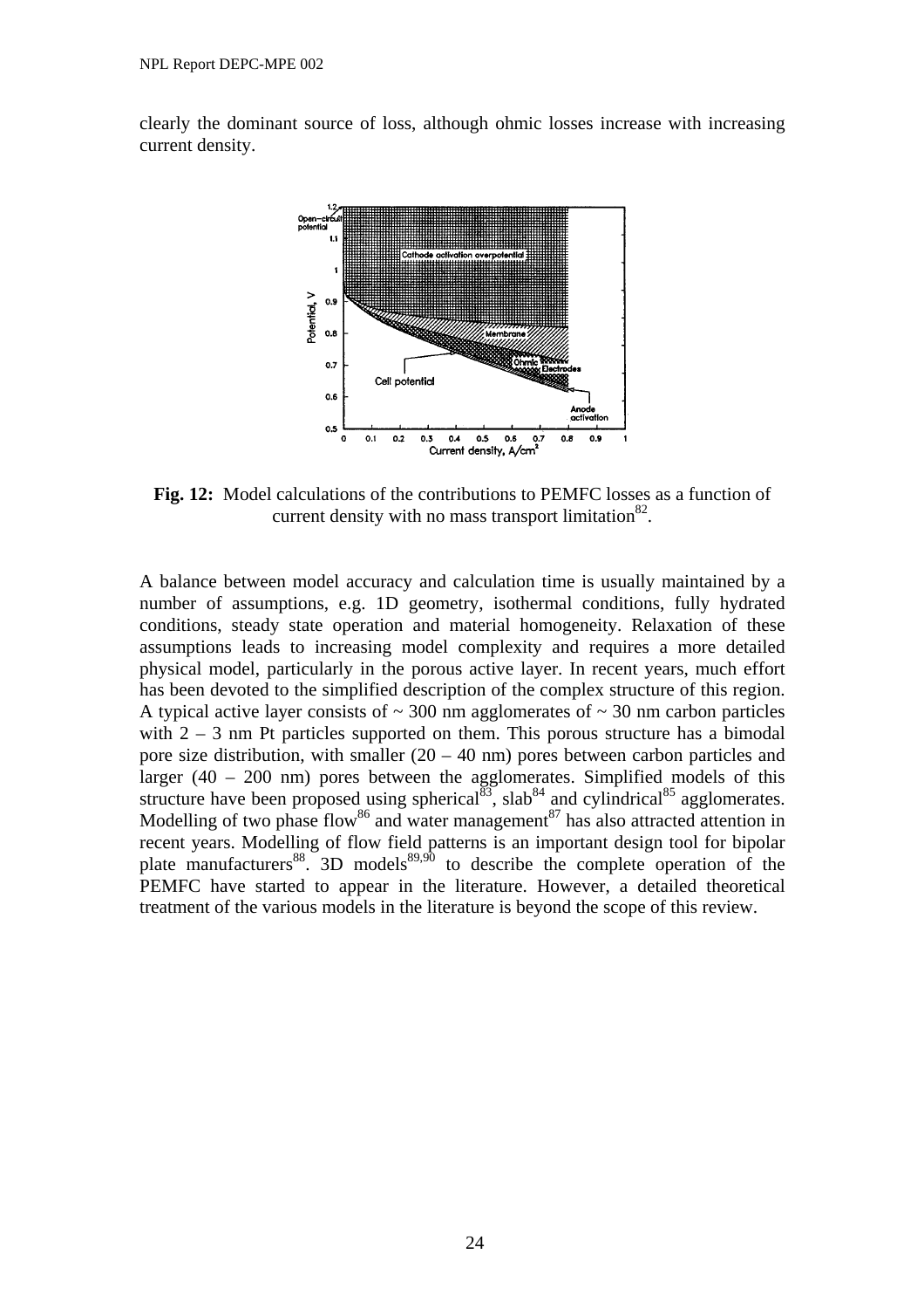clearly the dominant source of loss, although ohmic losses increase with increasing current density.

**Fig. 12:** Model calculations of the contributions to PEMFC losses as a function of current density with no mass transport limitation[82].

A balance between model accuracy and calculation time is usually maintained by a number of assumptions, e.g. 1D geometry, isothermal conditions, fully hydrated conditions, steady state operation and material homogeneity. Relaxation of these assumptions leads to increasing model complexity and requires a more detailed physical model, particularly in the porous active layer. In recent years, much effort has been devoted to the simplified description of the complex structure of this region. A typical active layer consists of ~ 300 nm agglomerates of ~ 30 nm carbon particles with 2 – 3 nm Pt particles supported on them. This porous structure has a bimodal pore size distribution, with smaller (20 – 40 nm) pores between carbon particles and larger (40 – 200 nm) pores between the agglomerates. Simplified models of this structure have been proposed using spherical[83], slab[84] and cylindrical[85] agglomerates. Modelling of two phase flow[86] and water management[87] has also attracted attention in recent years. Modelling of flow field patterns is an important design tool for bipolar plate manufacturers[88]. 3D models[89,90] to describe the complete operation of the PEMFC have started to appear in the literature. However, a detailed theoretical treatment of the various models in the literature is beyond the scope of this review.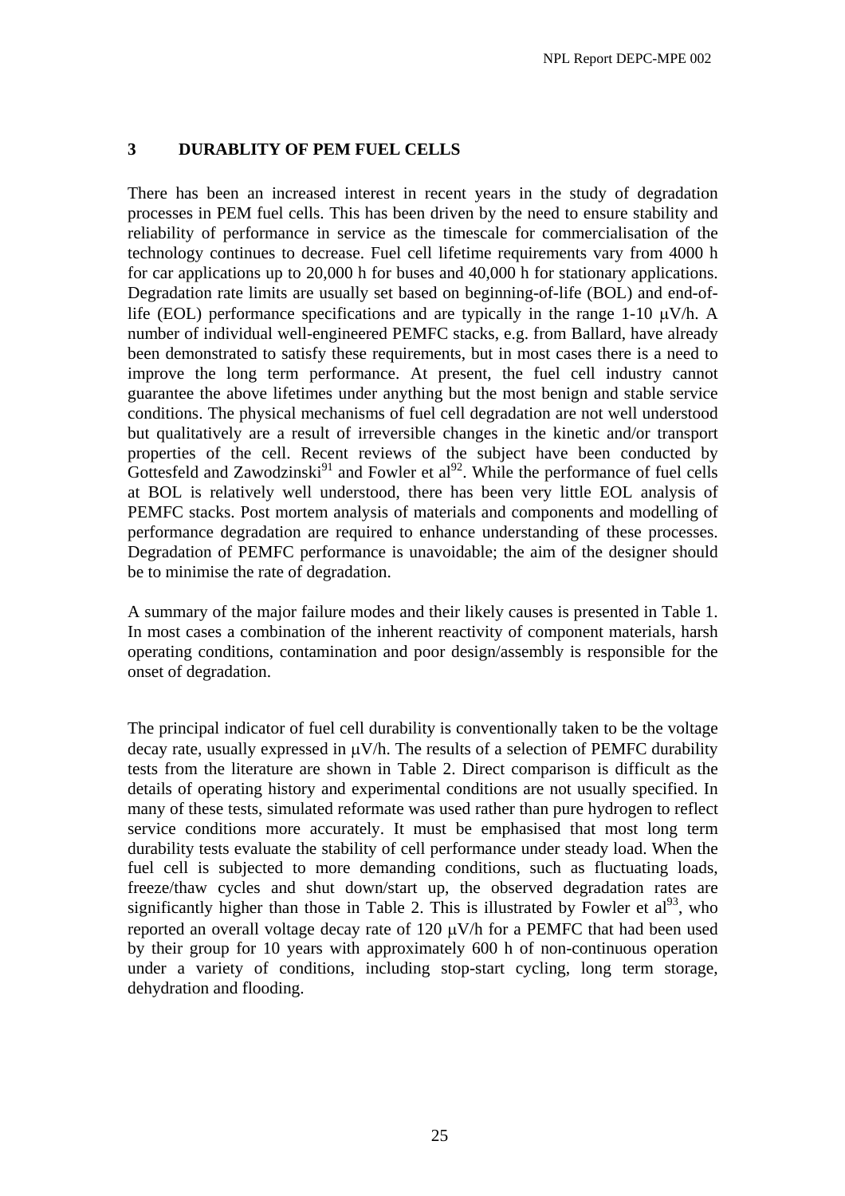## 3 DURABLITY OF PEM FUEL CELLS

There has been an increased interest in recent years in the study of degradation processes in PEM fuel cells. This has been driven by the need to ensure stability and reliability of performance in service as the timescale for commercialisation of the technology continues to decrease. Fuel cell lifetime requirements vary from 4000 h for car applications up to 20,000 h for buses and 40,000 h for stationary applications. Degradation rate limits are usually set based on beginning-of-life (BOL) and end-of-life (EOL) performance specifications and are typically in the range 1-10 μV/h. A number of individual well-engineered PEMFC stacks, e.g. from Ballard, have already been demonstrated to satisfy these requirements, but in most cases there is a need to improve the long term performance. At present, the fuel cell industry cannot guarantee the above lifetimes under anything but the most benign and stable service conditions. The physical mechanisms of fuel cell degradation are not well understood but qualitatively are a result of irreversible changes in the kinetic and/or transport properties of the cell. Recent reviews of the subject have been conducted by Gottesfeld and Zawodzinski[91] and Fowler et al[92]. While the performance of fuel cells at BOL is relatively well understood, there has been very little EOL analysis of PEMFC stacks. Post mortem analysis of materials and components and modelling of performance degradation are required to enhance understanding of these processes. Degradation of PEMFC performance is unavoidable; the aim of the designer should be to minimise the rate of degradation.

A summary of the major failure modes and their likely causes is presented in Table 1. In most cases a combination of the inherent reactivity of component materials, harsh operating conditions, contamination and poor design/assembly is responsible for the onset of degradation.

The principal indicator of fuel cell durability is conventionally taken to be the voltage decay rate, usually expressed in μV/h. The results of a selection of PEMFC durability tests from the literature are shown in Table 2. Direct comparison is difficult as the details of operating history and experimental conditions are not usually specified. In many of these tests, simulated reformate was used rather than pure hydrogen to reflect service conditions more accurately. It must be emphasised that most long term durability tests evaluate the stability of cell performance under steady load. When the fuel cell is subjected to more demanding conditions, such as fluctuating loads, freeze/thaw cycles and shut down/start up, the observed degradation rates are significantly higher than those in Table 2. This is illustrated by Fowler et al[93], who reported an overall voltage decay rate of 120 μV/h for a PEMFC that had been used by their group for 10 years with approximately 600 h of non-continuous operation under a variety of conditions, including stop-start cycling, long term storage, dehydration and flooding.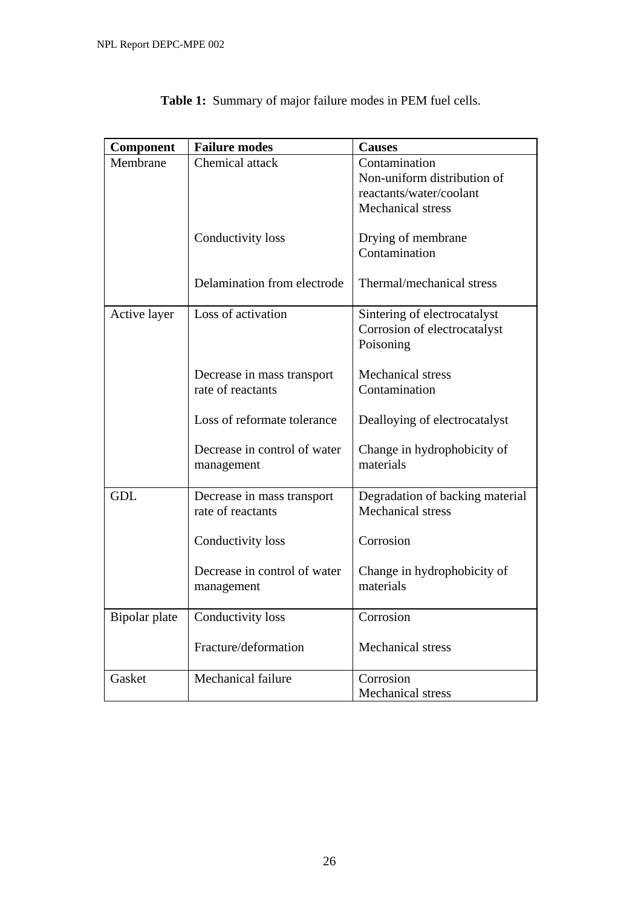**Table 1:** Summary of major failure modes in PEM fuel cells.

| Component | Failure modes | Causes |
|---|---|---|
| Membrane | Chemical attack | Contamination<br>Non-uniform distribution of reactants/water/coolant<br>Mechanical stress |
| | Conductivity loss | Drying of membrane<br>Contamination |
| | Delamination from electrode | Thermal/mechanical stress |
| Active layer | Loss of activation | Sintering of electrocatalyst<br>Corrosion of electrocatalyst<br>Poisoning |
| | Decrease in mass transport rate of reactants | Mechanical stress<br>Contamination |
| | Loss of reformate tolerance | Dealloying of electrocatalyst |
| | Decrease in control of water management | Change in hydrophobicity of materials |
| GDL | Decrease in mass transport rate of reactants | Degradation of backing material<br>Mechanical stress |
| | Conductivity loss | Corrosion |
| | Decrease in control of water management | Change in hydrophobicity of materials |
| Bipolar plate | Conductivity loss | Corrosion |
| | Fracture/deformation | Mechanical stress |
| Gasket | Mechanical failure | Corrosion<br>Mechanical stress |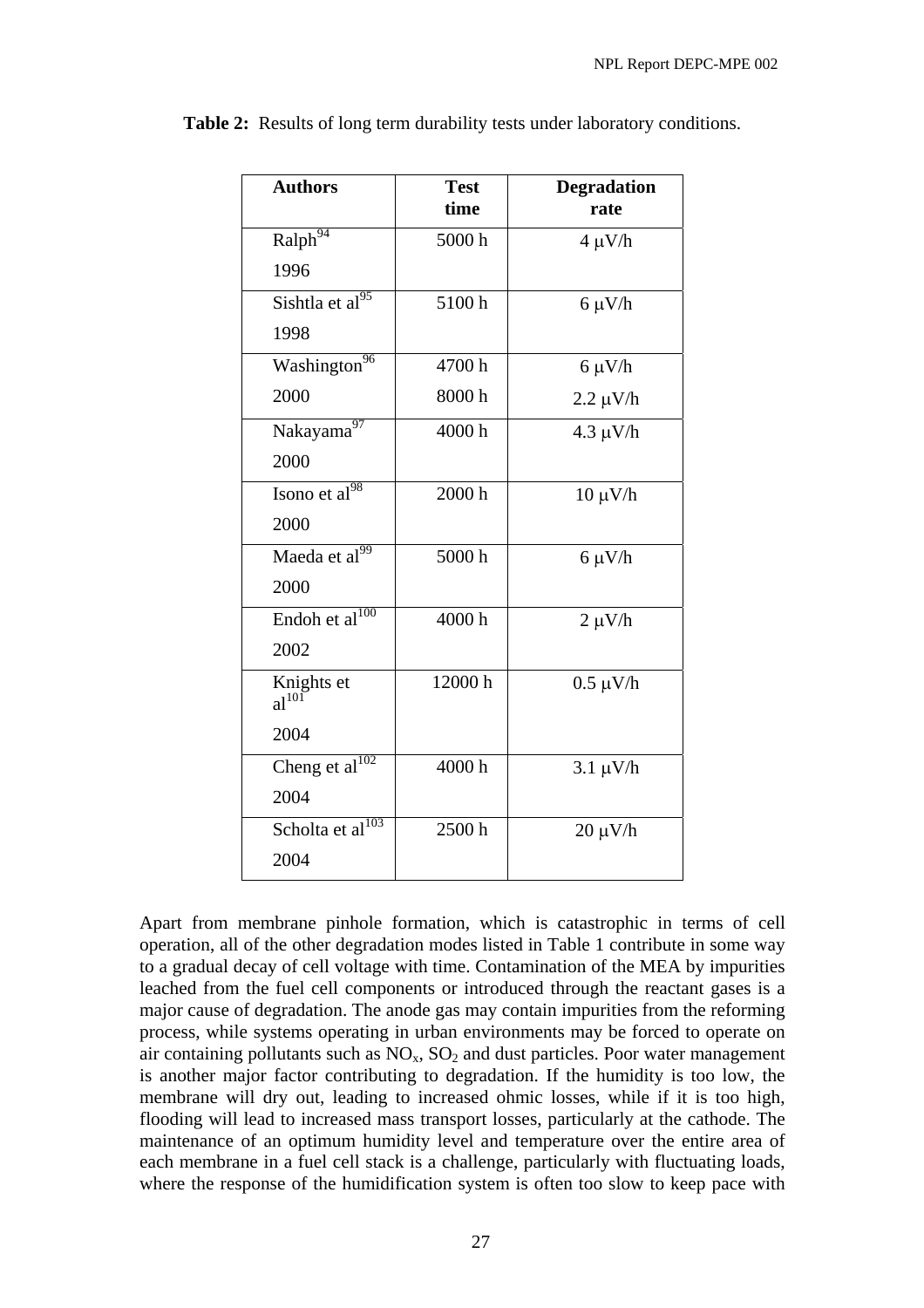**Table 2:** Results of long term durability tests under laboratory conditions.

| Authors | Test time | Degradation rate |
|---|---|---|
| Ralph[94] 1996 | 5000 h | 4 μV/h |
| Sishtla et al[95] 1998 | 5100 h | 6 μV/h |
| Washington[96] 2000 | 4700 h<br>8000 h | 6 μV/h<br>2.2 μV/h |
| Nakayama[97] 2000 | 4000 h | 4.3 μV/h |
| Isono et al[98] 2000 | 2000 h | 10 μV/h |
| Maeda et al[99] 2000 | 5000 h | 6 μV/h |
| Endoh et al[100] 2002 | 4000 h | 2 μV/h |
| Knights et al[101] 2004 | 12000 h | 0.5 μV/h |
| Cheng et al[102] 2004 | 4000 h | 3.1 μV/h |
| Scholta et al[103] 2004 | 2500 h | 20 μV/h |

Apart from membrane pinhole formation, which is catastrophic in terms of cell operation, all of the other degradation modes listed in Table 1 contribute in some way to a gradual decay of cell voltage with time. Contamination of the MEA by impurities leached from the fuel cell components or introduced through the reactant gases is a major cause of degradation. The anode gas may contain impurities from the reforming process, while systems operating in urban environments may be forced to operate on air containing pollutants such as $NO_x$, $SO_2$ and dust particles. Poor water management is another major factor contributing to degradation. If the humidity is too low, the membrane will dry out, leading to increased ohmic losses, while if it is too high, flooding will lead to increased mass transport losses, particularly at the cathode. The maintenance of an optimum humidity level and temperature over the entire area of each membrane in a fuel cell stack is a challenge, particularly with fluctuating loads, where the response of the humidification system is often too slow to keep pace with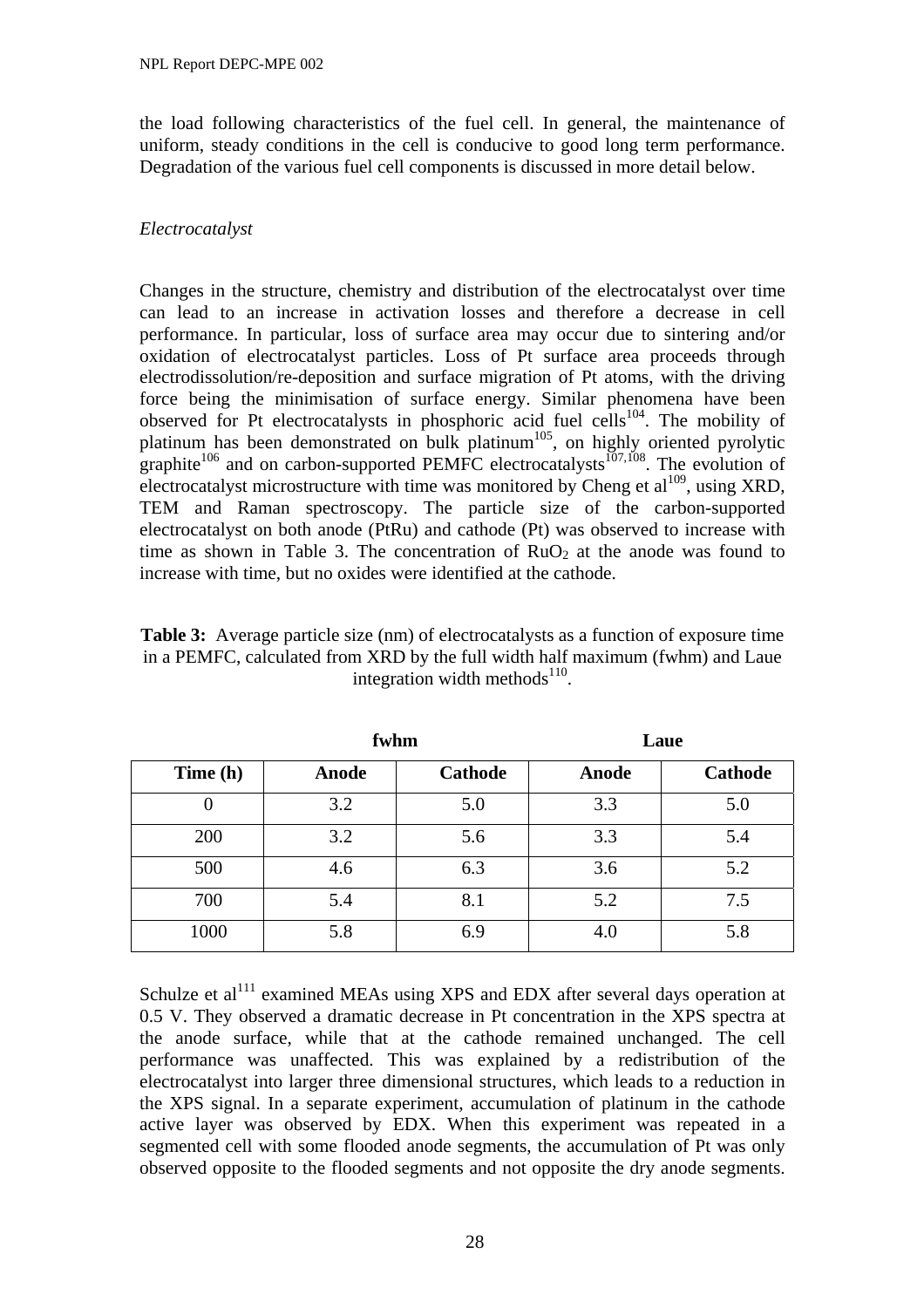the load following characteristics of the fuel cell. In general, the maintenance of uniform, steady conditions in the cell is conducive to good long term performance. Degradation of the various fuel cell components is discussed in more detail below.

*Electrocatalyst*

Changes in the structure, chemistry and distribution of the electrocatalyst over time can lead to an increase in activation losses and therefore a decrease in cell performance. In particular, loss of surface area may occur due to sintering and/or oxidation of electrocatalyst particles. Loss of Pt surface area proceeds through electrodissolution/re-deposition and surface migration of Pt atoms, with the driving force being the minimisation of surface energy. Similar phenomena have been observed for Pt electrocatalysts in phosphoric acid fuel cells[104]. The mobility of platinum has been demonstrated on bulk platinum[105], on highly oriented pyrolytic graphite[106] and on carbon-supported PEMFC electrocatalysts[107,108]. The evolution of electrocatalyst microstructure with time was monitored by Cheng et al[109], using XRD, TEM and Raman spectroscopy. The particle size of the carbon-supported electrocatalyst on both anode (PtRu) and cathode (Pt) was observed to increase with time as shown in Table 3. The concentration of $RuO_2$ at the anode was found to increase with time, but no oxides were identified at the cathode.

**Table 3:** Average particle size (nm) of electrocatalysts as a function of exposure time in a PEMFC, calculated from XRD by the full width half maximum (fwhm) and Laue integration width methods[110].

| | fwhm | | Laue | |
|---|---|---|---|---|
| **Time (h)** | **Anode** | **Cathode** | **Anode** | **Cathode** |
| 0 | 3.2 | 5.0 | 3.3 | 5.0 |
| 200 | 3.2 | 5.6 | 3.3 | 5.4 |
| 500 | 4.6 | 6.3 | 3.6 | 5.2 |
| 700 | 5.4 | 8.1 | 5.2 | 7.5 |
| 1000 | 5.8 | 6.9 | 4.0 | 5.8 |

Schulze et al[111] examined MEAs using XPS and EDX after several days operation at 0.5 V. They observed a dramatic decrease in Pt concentration in the XPS spectra at the anode surface, while that at the cathode remained unchanged. The cell performance was unaffected. This was explained by a redistribution of the electrocatalyst into larger three dimensional structures, which leads to a reduction in the XPS signal. In a separate experiment, accumulation of platinum in the cathode active layer was observed by EDX. When this experiment was repeated in a segmented cell with some flooded anode segments, the accumulation of Pt was only observed opposite to the flooded segments and not opposite the dry anode segments.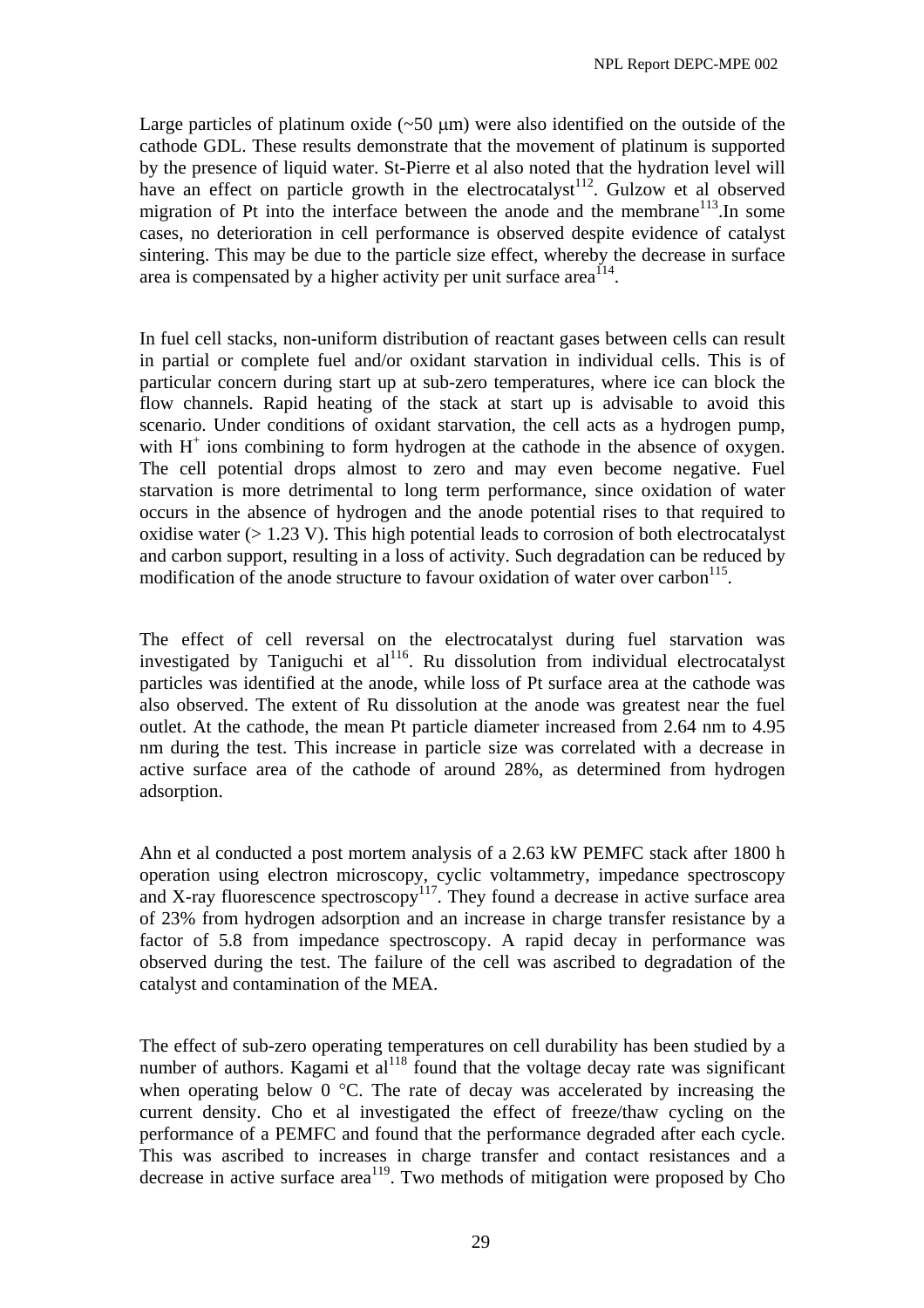Large particles of platinum oxide (~50 μm) were also identified on the outside of the cathode GDL. These results demonstrate that the movement of platinum is supported by the presence of liquid water. St-Pierre et al also noted that the hydration level will have an effect on particle growth in the electrocatalyst[112]. Gulzow et al observed migration of Pt into the interface between the anode and the membrane[113].In some cases, no deterioration in cell performance is observed despite evidence of catalyst sintering. This may be due to the particle size effect, whereby the decrease in surface area is compensated by a higher activity per unit surface area[114].

In fuel cell stacks, non-uniform distribution of reactant gases between cells can result in partial or complete fuel and/or oxidant starvation in individual cells. This is of particular concern during start up at sub-zero temperatures, where ice can block the flow channels. Rapid heating of the stack at start up is advisable to avoid this scenario. Under conditions of oxidant starvation, the cell acts as a hydrogen pump, with $H^+$ ions combining to form hydrogen at the cathode in the absence of oxygen. The cell potential drops almost to zero and may even become negative. Fuel starvation is more detrimental to long term performance, since oxidation of water occurs in the absence of hydrogen and the anode potential rises to that required to oxidise water (> 1.23 V). This high potential leads to corrosion of both electrocatalyst and carbon support, resulting in a loss of activity. Such degradation can be reduced by modification of the anode structure to favour oxidation of water over carbon[115].

The effect of cell reversal on the electrocatalyst during fuel starvation was investigated by Taniguchi et al[116]. Ru dissolution from individual electrocatalyst particles was identified at the anode, while loss of Pt surface area at the cathode was also observed. The extent of Ru dissolution at the anode was greatest near the fuel outlet. At the cathode, the mean Pt particle diameter increased from 2.64 nm to 4.95 nm during the test. This increase in particle size was correlated with a decrease in active surface area of the cathode of around 28%, as determined from hydrogen adsorption.

Ahn et al conducted a post mortem analysis of a 2.63 kW PEMFC stack after 1800 h operation using electron microscopy, cyclic voltammetry, impedance spectroscopy and X-ray fluorescence spectroscopy[117]. They found a decrease in active surface area of 23% from hydrogen adsorption and an increase in charge transfer resistance by a factor of 5.8 from impedance spectroscopy. A rapid decay in performance was observed during the test. The failure of the cell was ascribed to degradation of the catalyst and contamination of the MEA.

The effect of sub-zero operating temperatures on cell durability has been studied by a number of authors. Kagami et al[118] found that the voltage decay rate was significant when operating below 0 °C. The rate of decay was accelerated by increasing the current density. Cho et al investigated the effect of freeze/thaw cycling on the performance of a PEMFC and found that the performance degraded after each cycle. This was ascribed to increases in charge transfer and contact resistances and a decrease in active surface area[119]. Two methods of mitigation were proposed by Cho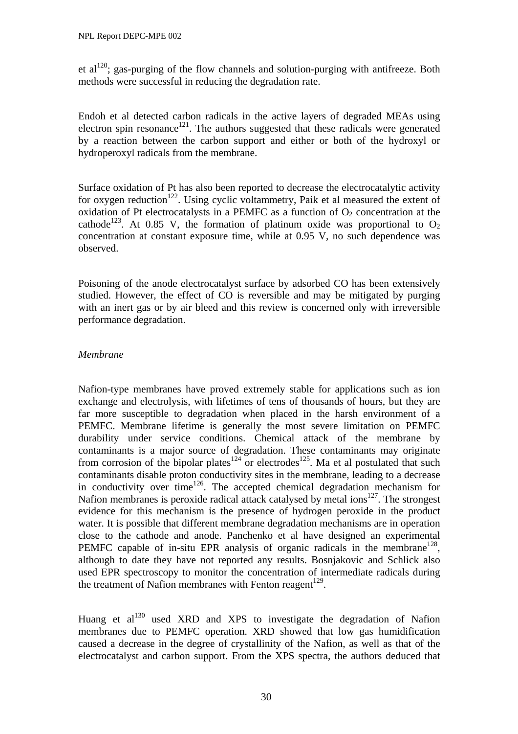et al[120]; gas-purging of the flow channels and solution-purging with antifreeze. Both methods were successful in reducing the degradation rate.

Endoh et al detected carbon radicals in the active layers of degraded MEAs using electron spin resonance[121]. The authors suggested that these radicals were generated by a reaction between the carbon support and either or both of the hydroxyl or hydroperoxyl radicals from the membrane.

Surface oxidation of Pt has also been reported to decrease the electrocatalytic activity for oxygen reduction[122]. Using cyclic voltammetry, Paik et al measured the extent of oxidation of Pt electrocatalysts in a PEMFC as a function of $O_2$ concentration at the cathode[123]. At 0.85 V, the formation of platinum oxide was proportional to $O_2$ concentration at constant exposure time, while at 0.95 V, no such dependence was observed.

Poisoning of the anode electrocatalyst surface by adsorbed CO has been extensively studied. However, the effect of CO is reversible and may be mitigated by purging with an inert gas or by air bleed and this review is concerned only with irreversible performance degradation.

*Membrane*

Nafion-type membranes have proved extremely stable for applications such as ion exchange and electrolysis, with lifetimes of tens of thousands of hours, but they are far more susceptible to degradation when placed in the harsh environment of a PEMFC. Membrane lifetime is generally the most severe limitation on PEMFC durability under service conditions. Chemical attack of the membrane by contaminants is a major source of degradation. These contaminants may originate from corrosion of the bipolar plates[124] or electrodes[125]. Ma et al postulated that such contaminants disable proton conductivity sites in the membrane, leading to a decrease in conductivity over time[126]. The accepted chemical degradation mechanism for Nafion membranes is peroxide radical attack catalysed by metal ions[127]. The strongest evidence for this mechanism is the presence of hydrogen peroxide in the product water. It is possible that different membrane degradation mechanisms are in operation close to the cathode and anode. Panchenko et al have designed an experimental PEMFC capable of in-situ EPR analysis of organic radicals in the membrane[128], although to date they have not reported any results. Bosnjakovic and Schlick also used EPR spectroscopy to monitor the concentration of intermediate radicals during the treatment of Nafion membranes with Fenton reagent[129].

Huang et al[130] used XRD and XPS to investigate the degradation of Nafion membranes due to PEMFC operation. XRD showed that low gas humidification caused a decrease in the degree of crystallinity of the Nafion, as well as that of the electrocatalyst and carbon support. From the XPS spectra, the authors deduced that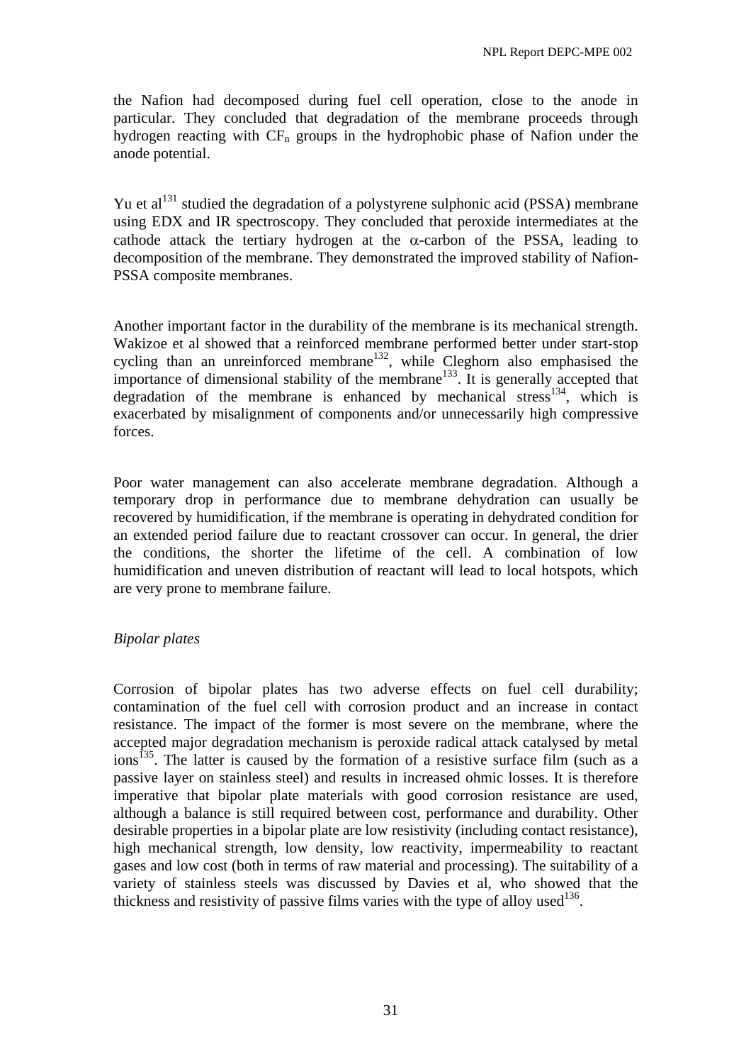the Nafion had decomposed during fuel cell operation, close to the anode in particular. They concluded that degradation of the membrane proceeds through hydrogen reacting with $CF_n$ groups in the hydrophobic phase of Nafion under the anode potential.

Yu et al[131] studied the degradation of a polystyrene sulphonic acid (PSSA) membrane using EDX and IR spectroscopy. They concluded that peroxide intermediates at the cathode attack the tertiary hydrogen at the $\alpha$-carbon of the PSSA, leading to decomposition of the membrane. They demonstrated the improved stability of Nafion-PSSA composite membranes.

Another important factor in the durability of the membrane is its mechanical strength. Wakizoe et al showed that a reinforced membrane performed better under start-stop cycling than an unreinforced membrane[132], while Cleghorn also emphasised the importance of dimensional stability of the membrane[133]. It is generally accepted that degradation of the membrane is enhanced by mechanical stress[134], which is exacerbated by misalignment of components and/or unnecessarily high compressive forces.

Poor water management can also accelerate membrane degradation. Although a temporary drop in performance due to membrane dehydration can usually be recovered by humidification, if the membrane is operating in dehydrated condition for an extended period failure due to reactant crossover can occur. In general, the drier the conditions, the shorter the lifetime of the cell. A combination of low humidification and uneven distribution of reactant will lead to local hotspots, which are very prone to membrane failure.

*Bipolar plates*

Corrosion of bipolar plates has two adverse effects on fuel cell durability; contamination of the fuel cell with corrosion product and an increase in contact resistance. The impact of the former is most severe on the membrane, where the accepted major degradation mechanism is peroxide radical attack catalysed by metal ions[135]. The latter is caused by the formation of a resistive surface film (such as a passive layer on stainless steel) and results in increased ohmic losses. It is therefore imperative that bipolar plate materials with good corrosion resistance are used, although a balance is still required between cost, performance and durability. Other desirable properties in a bipolar plate are low resistivity (including contact resistance), high mechanical strength, low density, low reactivity, impermeability to reactant gases and low cost (both in terms of raw material and processing). The suitability of a variety of stainless steels was discussed by Davies et al, who showed that the thickness and resistivity of passive films varies with the type of alloy used[136].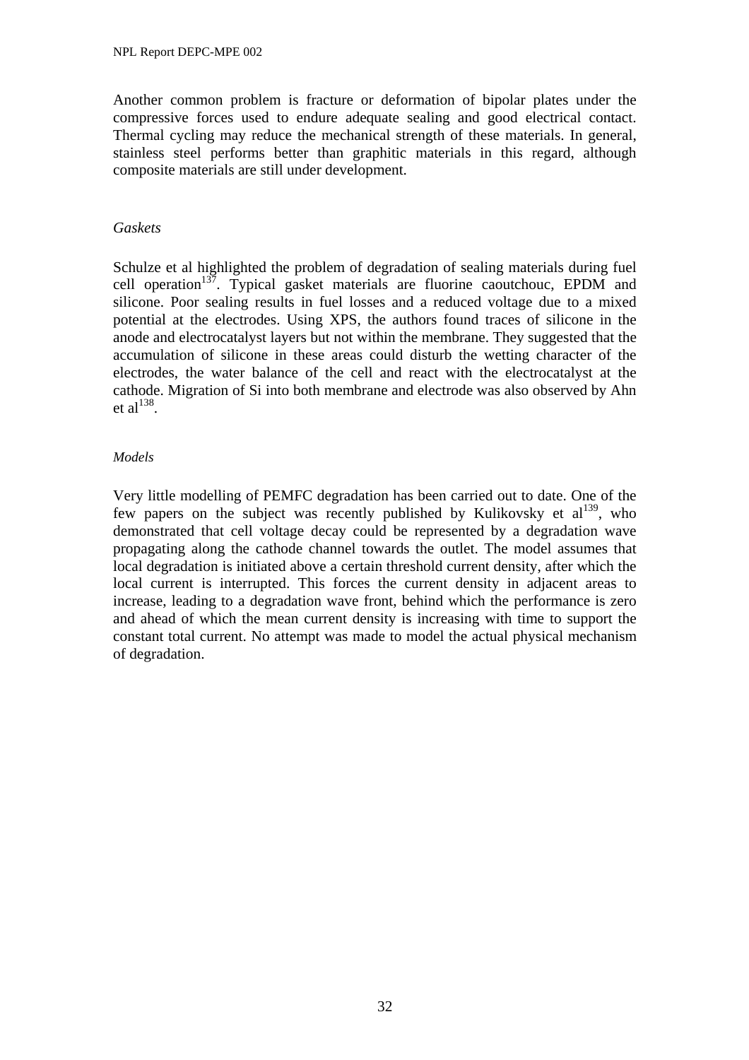Another common problem is fracture or deformation of bipolar plates under the compressive forces used to endure adequate sealing and good electrical contact. Thermal cycling may reduce the mechanical strength of these materials. In general, stainless steel performs better than graphitic materials in this regard, although composite materials are still under development.

*Gaskets*

Schulze et al highlighted the problem of degradation of sealing materials during fuel cell operation[137]. Typical gasket materials are fluorine caoutchouc, EPDM and silicone. Poor sealing results in fuel losses and a reduced voltage due to a mixed potential at the electrodes. Using XPS, the authors found traces of silicone in the anode and electrocatalyst layers but not within the membrane. They suggested that the accumulation of silicone in these areas could disturb the wetting character of the electrodes, the water balance of the cell and react with the electrocatalyst at the cathode. Migration of Si into both membrane and electrode was also observed by Ahn et al[138].

*Models*

Very little modelling of PEMFC degradation has been carried out to date. One of the few papers on the subject was recently published by Kulikovsky et al[139], who demonstrated that cell voltage decay could be represented by a degradation wave propagating along the cathode channel towards the outlet. The model assumes that local degradation is initiated above a certain threshold current density, after which the local current is interrupted. This forces the current density in adjacent areas to increase, leading to a degradation wave front, behind which the performance is zero and ahead of which the mean current density is increasing with time to support the constant total current. No attempt was made to model the actual physical mechanism of degradation.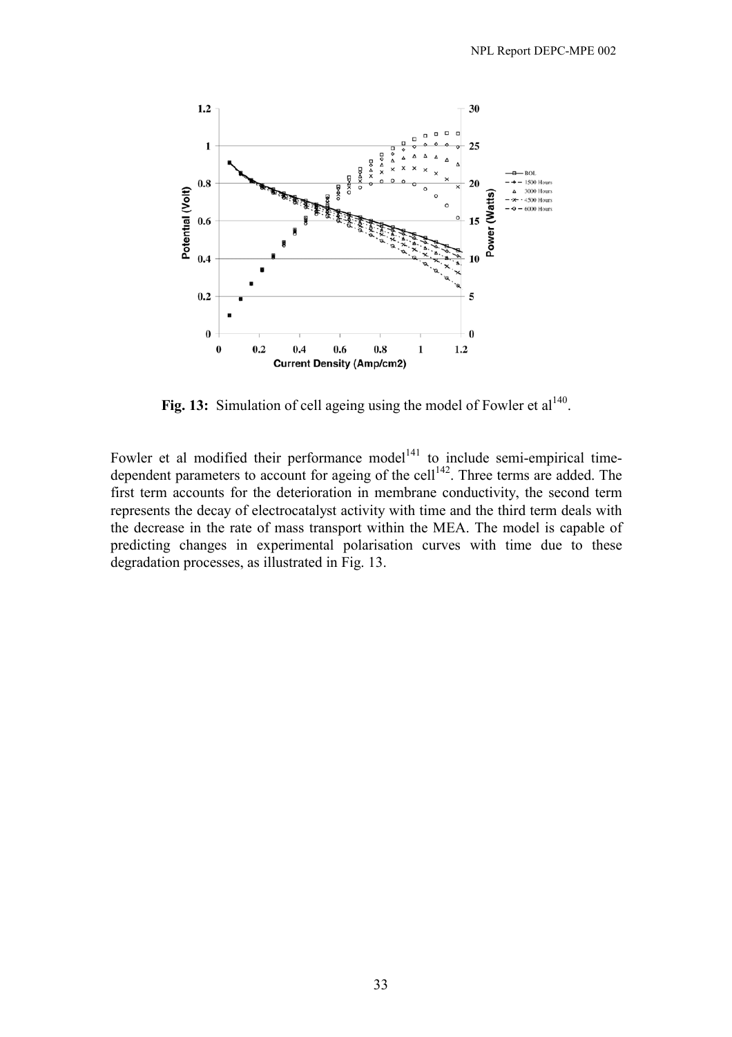**Fig. 13:** Simulation of cell ageing using the model of Fowler et al[140].

Fowler et al modified their performance model[141] to include semi-empirical time-dependent parameters to account for ageing of the cell[142]. Three terms are added. The first term accounts for the deterioration in membrane conductivity, the second term represents the decay of electrocatalyst activity with time and the third term deals with the decrease in the rate of mass transport within the MEA. The model is capable of predicting changes in experimental polarisation curves with time due to these degradation processes, as illustrated in Fig. 13.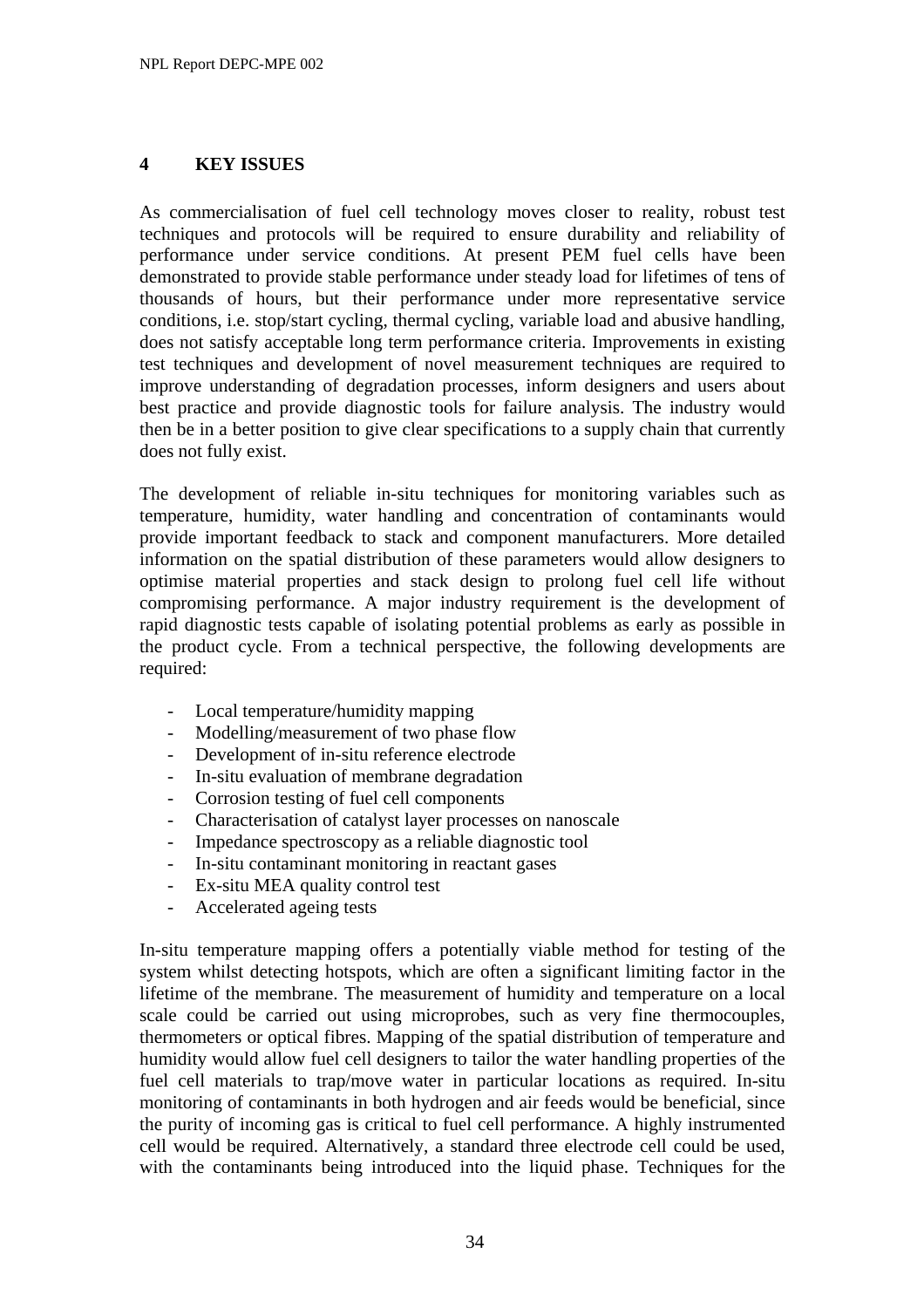## 4 KEY ISSUES

As commercialisation of fuel cell technology moves closer to reality, robust test techniques and protocols will be required to ensure durability and reliability of performance under service conditions. At present PEM fuel cells have been demonstrated to provide stable performance under steady load for lifetimes of tens of thousands of hours, but their performance under more representative service conditions, i.e. stop/start cycling, thermal cycling, variable load and abusive handling, does not satisfy acceptable long term performance criteria. Improvements in existing test techniques and development of novel measurement techniques are required to improve understanding of degradation processes, inform designers and users about best practice and provide diagnostic tools for failure analysis. The industry would then be in a better position to give clear specifications to a supply chain that currently does not fully exist.

The development of reliable in-situ techniques for monitoring variables such as temperature, humidity, water handling and concentration of contaminants would provide important feedback to stack and component manufacturers. More detailed information on the spatial distribution of these parameters would allow designers to optimise material properties and stack design to prolong fuel cell life without compromising performance. A major industry requirement is the development of rapid diagnostic tests capable of isolating potential problems as early as possible in the product cycle. From a technical perspective, the following developments are required:

- Local temperature/humidity mapping
- Modelling/measurement of two phase flow
- Development of in-situ reference electrode
- In-situ evaluation of membrane degradation
- Corrosion testing of fuel cell components
- Characterisation of catalyst layer processes on nanoscale
- Impedance spectroscopy as a reliable diagnostic tool
- In-situ contaminant monitoring in reactant gases
- Ex-situ MEA quality control test
- Accelerated ageing tests

In-situ temperature mapping offers a potentially viable method for testing of the system whilst detecting hotspots, which are often a significant limiting factor in the lifetime of the membrane. The measurement of humidity and temperature on a local scale could be carried out using microprobes, such as very fine thermocouples, thermometers or optical fibres. Mapping of the spatial distribution of temperature and humidity would allow fuel cell designers to tailor the water handling properties of the fuel cell materials to trap/move water in particular locations as required. In-situ monitoring of contaminants in both hydrogen and air feeds would be beneficial, since the purity of incoming gas is critical to fuel cell performance. A highly instrumented cell would be required. Alternatively, a standard three electrode cell could be used, with the contaminants being introduced into the liquid phase. Techniques for the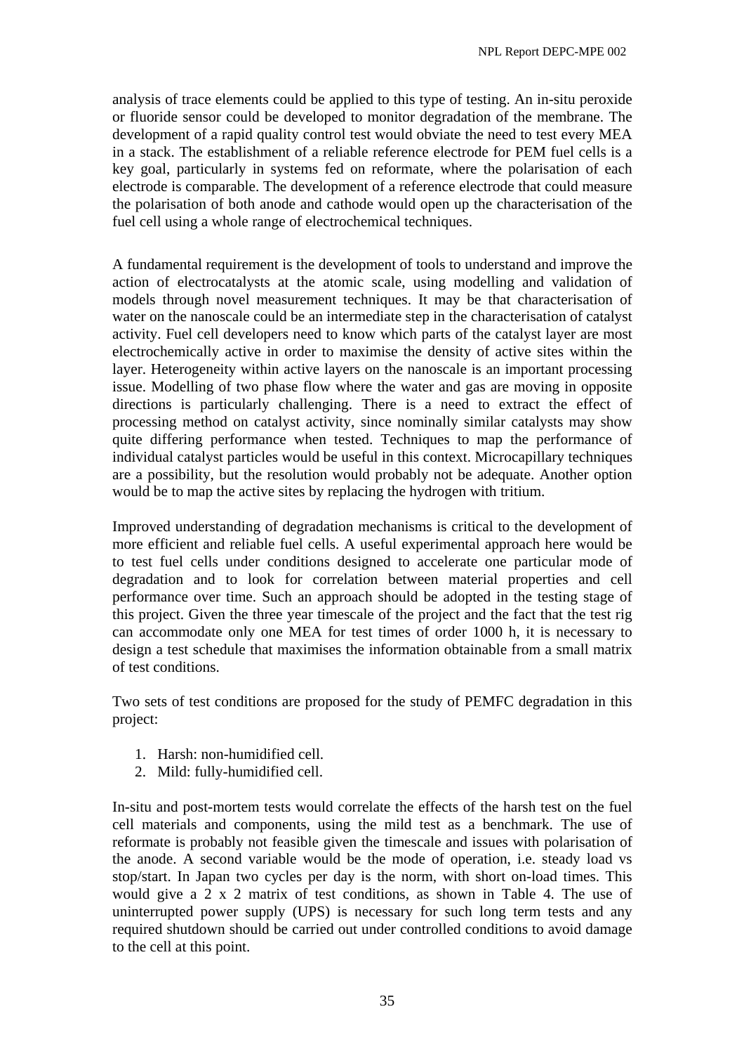analysis of trace elements could be applied to this type of testing. An in-situ peroxide or fluoride sensor could be developed to monitor degradation of the membrane. The development of a rapid quality control test would obviate the need to test every MEA in a stack. The establishment of a reliable reference electrode for PEM fuel cells is a key goal, particularly in systems fed on reformate, where the polarisation of each electrode is comparable. The development of a reference electrode that could measure the polarisation of both anode and cathode would open up the characterisation of the fuel cell using a whole range of electrochemical techniques.

A fundamental requirement is the development of tools to understand and improve the action of electrocatalysts at the atomic scale, using modelling and validation of models through novel measurement techniques. It may be that characterisation of water on the nanoscale could be an intermediate step in the characterisation of catalyst activity. Fuel cell developers need to know which parts of the catalyst layer are most electrochemically active in order to maximise the density of active sites within the layer. Heterogeneity within active layers on the nanoscale is an important processing issue. Modelling of two phase flow where the water and gas are moving in opposite directions is particularly challenging. There is a need to extract the effect of processing method on catalyst activity, since nominally similar catalysts may show quite differing performance when tested. Techniques to map the performance of individual catalyst particles would be useful in this context. Microcapillary techniques are a possibility, but the resolution would probably not be adequate. Another option would be to map the active sites by replacing the hydrogen with tritium.

Improved understanding of degradation mechanisms is critical to the development of more efficient and reliable fuel cells. A useful experimental approach here would be to test fuel cells under conditions designed to accelerate one particular mode of degradation and to look for correlation between material properties and cell performance over time. Such an approach should be adopted in the testing stage of this project. Given the three year timescale of the project and the fact that the test rig can accommodate only one MEA for test times of order 1000 h, it is necessary to design a test schedule that maximises the information obtainable from a small matrix of test conditions.

Two sets of test conditions are proposed for the study of PEMFC degradation in this project:

1. Harsh: non-humidified cell.
2. Mild: fully-humidified cell.

In-situ and post-mortem tests would correlate the effects of the harsh test on the fuel cell materials and components, using the mild test as a benchmark. The use of reformate is probably not feasible given the timescale and issues with polarisation of the anode. A second variable would be the mode of operation, i.e. steady load vs stop/start. In Japan two cycles per day is the norm, with short on-load times. This would give a 2 x 2 matrix of test conditions, as shown in Table 4. The use of uninterrupted power supply (UPS) is necessary for such long term tests and any required shutdown should be carried out under controlled conditions to avoid damage to the cell at this point.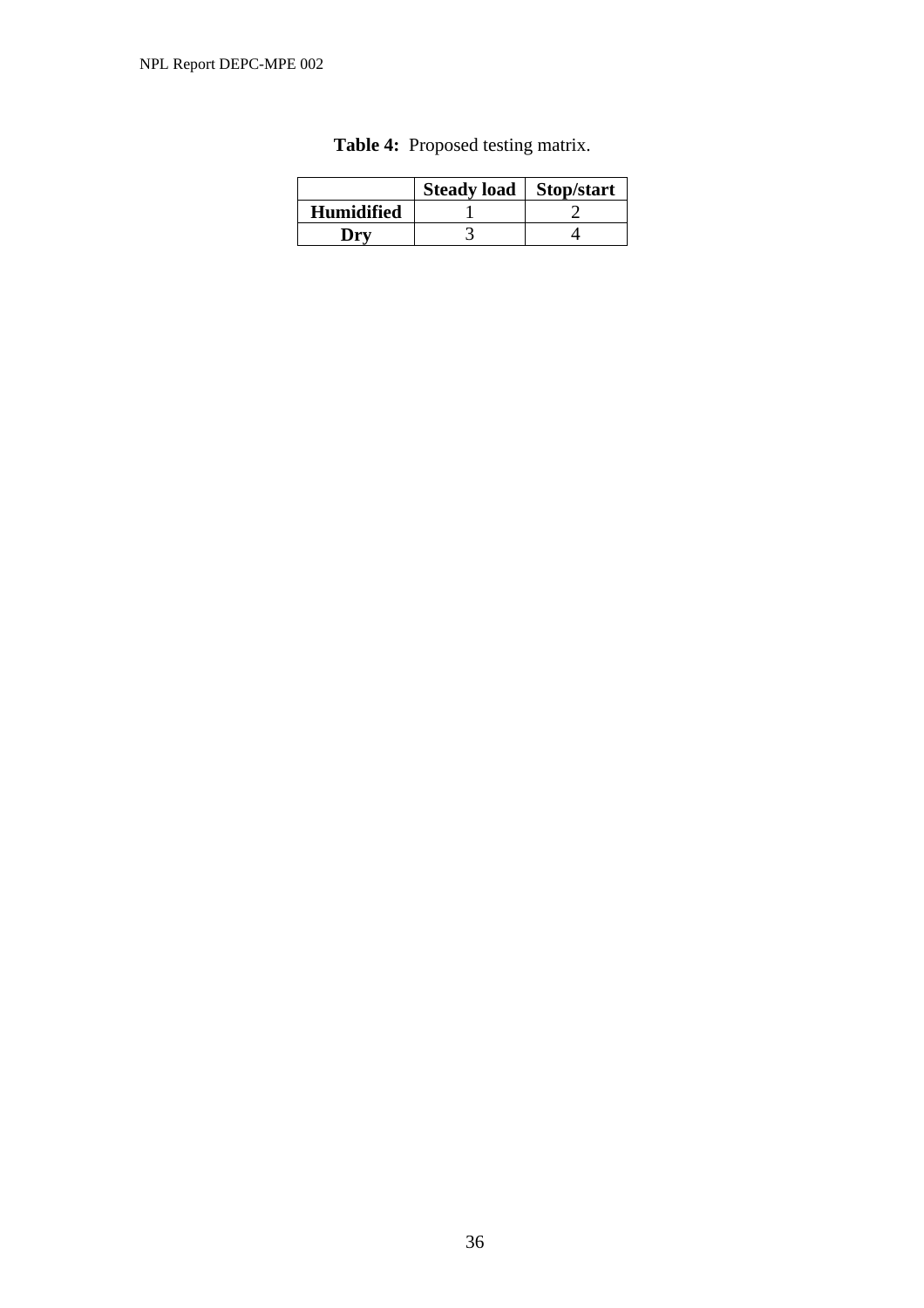**Table 4:** Proposed testing matrix.

| | Steady load | Stop/start |
|---|---|---|
| **Humidified** | 1 | 2 |
| **Dry** | 3 | 4 |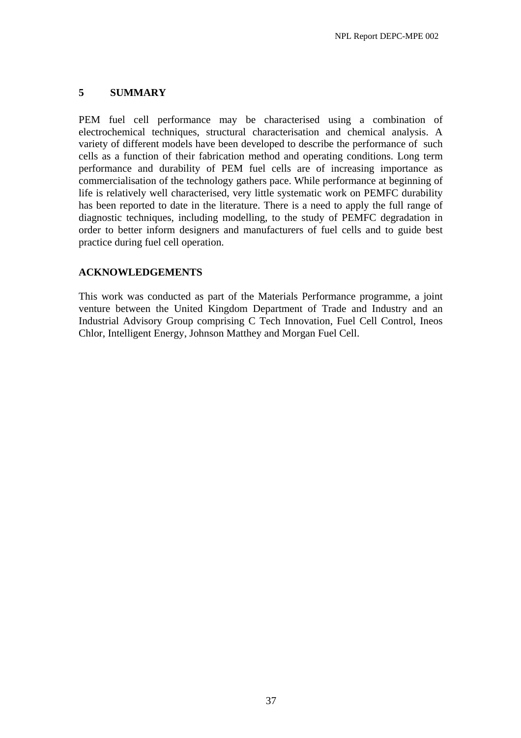## 5 SUMMARY

PEM fuel cell performance may be characterised using a combination of electrochemical techniques, structural characterisation and chemical analysis. A variety of different models have been developed to describe the performance of such cells as a function of their fabrication method and operating conditions. Long term performance and durability of PEM fuel cells are of increasing importance as commercialisation of the technology gathers pace. While performance at beginning of life is relatively well characterised, very little systematic work on PEMFC durability has been reported to date in the literature. There is a need to apply the full range of diagnostic techniques, including modelling, to the study of PEMFC degradation in order to better inform designers and manufacturers of fuel cells and to guide best practice during fuel cell operation.

## ACKNOWLEDGEMENTS

This work was conducted as part of the Materials Performance programme, a joint venture between the United Kingdom Department of Trade and Industry and an Industrial Advisory Group comprising C Tech Innovation, Fuel Cell Control, Ineos Chlor, Intelligent Energy, Johnson Matthey and Morgan Fuel Cell.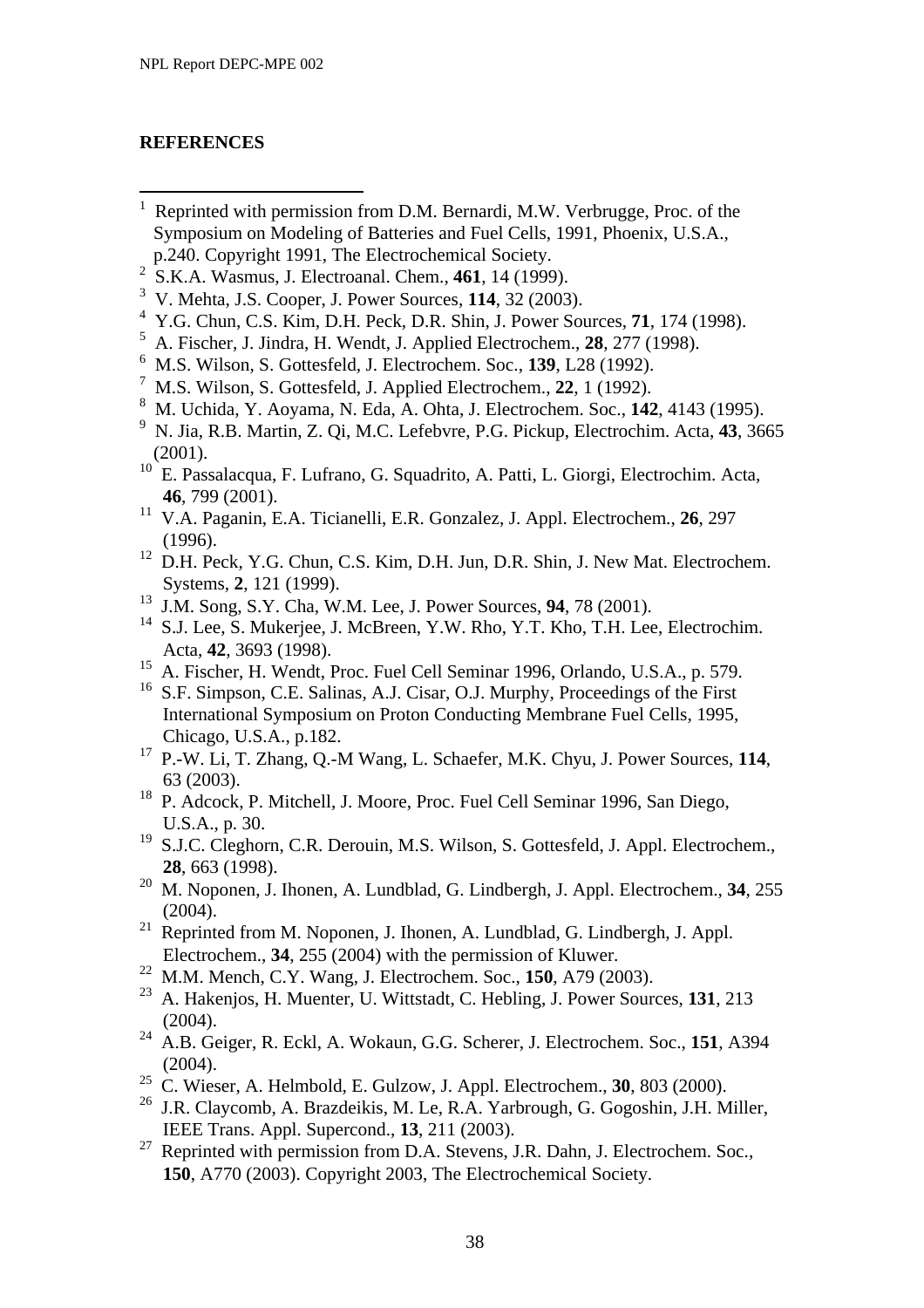**REFERENCES**

[1] Reprinted with permission from D.M. Bernardi, M.W. Verbrugge, Proc. of the Symposium on Modeling of Batteries and Fuel Cells, 1991, Phoenix, U.S.A., p.240. Copyright 1991, The Electrochemical Society.

[2] S.K.A. Wasmus, J. Electroanal. Chem., **461**, 14 (1999).

[3] V. Mehta, J.S. Cooper, J. Power Sources, **114**, 32 (2003).

[4] Y.G. Chun, C.S. Kim, D.H. Peck, D.R. Shin, J. Power Sources, **71**, 174 (1998).

[5] A. Fischer, J. Jindra, H. Wendt, J. Applied Electrochem., **28**, 277 (1998).

[6] M.S. Wilson, S. Gottesfeld, J. Electrochem. Soc., **139**, L28 (1992).

[7] M.S. Wilson, S. Gottesfeld, J. Applied Electrochem., **22**, 1 (1992).

[8] M. Uchida, Y. Aoyama, N. Eda, A. Ohta, J. Electrochem. Soc., **142**, 4143 (1995).

[9] N. Jia, R.B. Martin, Z. Qi, M.C. Lefebvre, P.G. Pickup, Electrochim. Acta, **43**, 3665 (2001).

[10] E. Passalacqua, F. Lufrano, G. Squadrito, A. Patti, L. Giorgi, Electrochim. Acta, **46**, 799 (2001).

[11] V.A. Paganin, E.A. Ticianelli, E.R. Gonzalez, J. Appl. Electrochem., **26**, 297 (1996).

[12] D.H. Peck, Y.G. Chun, C.S. Kim, D.H. Jun, D.R. Shin, J. New Mat. Electrochem. Systems, **2**, 121 (1999).

[13] J.M. Song, S.Y. Cha, W.M. Lee, J. Power Sources, **94**, 78 (2001).

[14] S.J. Lee, S. Mukerjee, J. McBreen, Y.W. Rho, Y.T. Kho, T.H. Lee, Electrochim. Acta, **42**, 3693 (1998).

[15] A. Fischer, H. Wendt, Proc. Fuel Cell Seminar 1996, Orlando, U.S.A., p. 579.

[16] S.F. Simpson, C.E. Salinas, A.J. Cisar, O.J. Murphy, Proceedings of the First International Symposium on Proton Conducting Membrane Fuel Cells, 1995, Chicago, U.S.A., p.182.

[17] P.-W. Li, T. Zhang, Q.-M Wang, L. Schaefer, M.K. Chyu, J. Power Sources, **114**, 63 (2003).

[18] P. Adcock, P. Mitchell, J. Moore, Proc. Fuel Cell Seminar 1996, San Diego, U.S.A., p. 30.

[19] S.J.C. Cleghorn, C.R. Derouin, M.S. Wilson, S. Gottesfeld, J. Appl. Electrochem., **28**, 663 (1998).

[20] M. Noponen, J. Ihonen, A. Lundblad, G. Lindbergh, J. Appl. Electrochem., **34**, 255 (2004).

[21] Reprinted from M. Noponen, J. Ihonen, A. Lundblad, G. Lindbergh, J. Appl. Electrochem., **34**, 255 (2004) with the permission of Kluwer.

[22] M.M. Mench, C.Y. Wang, J. Electrochem. Soc., **150**, A79 (2003).

[23] A. Hakenjos, H. Muenter, U. Wittstadt, C. Hebling, J. Power Sources, **131**, 213 (2004).

[24] A.B. Geiger, R. Eckl, A. Wokaun, G.G. Scherer, J. Electrochem. Soc., **151**, A394 (2004).

[25] C. Wieser, A. Helmbold, E. Gulzow, J. Appl. Electrochem., **30**, 803 (2000).

[26] J.R. Claycomb, A. Brazdeikis, M. Le, R.A. Yarbrough, G. Gogoshin, J.H. Miller, IEEE Trans. Appl. Supercond., **13**, 211 (2003).

[27] Reprinted with permission from D.A. Stevens, J.R. Dahn, J. Electrochem. Soc., **150**, A770 (2003). Copyright 2003, The Electrochemical Society.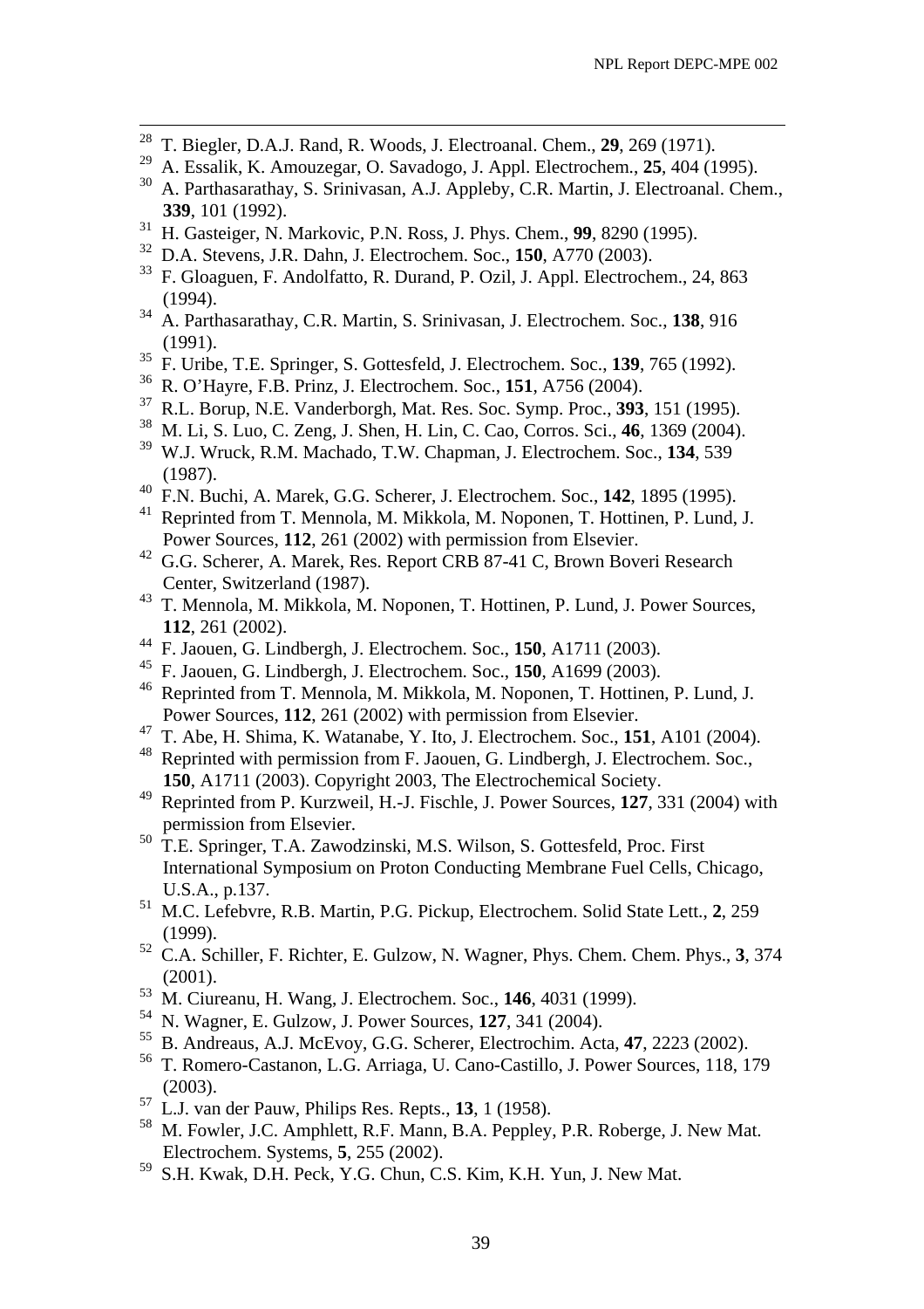[28] T. Biegler, D.A.J. Rand, R. Woods, J. Electroanal. Chem., **29**, 269 (1971).

[29] A. Essalik, K. Amouzegar, O. Savadogo, J. Appl. Electrochem., **25**, 404 (1995).

[30] A. Parthasarathay, S. Srinivasan, A.J. Appleby, C.R. Martin, J. Electroanal. Chem., **339**, 101 (1992).

[31] H. Gasteiger, N. Markovic, P.N. Ross, J. Phys. Chem., **99**, 8290 (1995).

[32] D.A. Stevens, J.R. Dahn, J. Electrochem. Soc., **150**, A770 (2003).

[33] F. Gloaguen, F. Andolfatto, R. Durand, P. Ozil, J. Appl. Electrochem., 24, 863 (1994).

[34] A. Parthasarathay, C.R. Martin, S. Srinivasan, J. Electrochem. Soc., **138**, 916 (1991).

[35] F. Uribe, T.E. Springer, S. Gottesfeld, J. Electrochem. Soc., **139**, 765 (1992).

[36] R. O'Hayre, F.B. Prinz, J. Electrochem. Soc., **151**, A756 (2004).

[37] R.L. Borup, N.E. Vanderborgh, Mat. Res. Soc. Symp. Proc., **393**, 151 (1995).

[38] M. Li, S. Luo, C. Zeng, J. Shen, H. Lin, C. Cao, Corros. Sci., **46**, 1369 (2004).

[39] W.J. Wruck, R.M. Machado, T.W. Chapman, J. Electrochem. Soc., **134**, 539 (1987).

[40] F.N. Buchi, A. Marek, G.G. Scherer, J. Electrochem. Soc., **142**, 1895 (1995).

[41] Reprinted from T. Mennola, M. Mikkola, M. Noponen, T. Hottinen, P. Lund, J. Power Sources, **112**, 261 (2002) with permission from Elsevier.

[42] G.G. Scherer, A. Marek, Res. Report CRB 87-41 C, Brown Boveri Research Center, Switzerland (1987).

[43] T. Mennola, M. Mikkola, M. Noponen, T. Hottinen, P. Lund, J. Power Sources, **112**, 261 (2002).

[44] F. Jaouen, G. Lindbergh, J. Electrochem. Soc., **150**, A1711 (2003).

[45] F. Jaouen, G. Lindbergh, J. Electrochem. Soc., **150**, A1699 (2003).

[46] Reprinted from T. Mennola, M. Mikkola, M. Noponen, T. Hottinen, P. Lund, J. Power Sources, **112**, 261 (2002) with permission from Elsevier.

[47] T. Abe, H. Shima, K. Watanabe, Y. Ito, J. Electrochem. Soc., **151**, A101 (2004).

[48] Reprinted with permission from F. Jaouen, G. Lindbergh, J. Electrochem. Soc., **150**, A1711 (2003). Copyright 2003, The Electrochemical Society.

[49] Reprinted from P. Kurzweil, H.-J. Fischle, J. Power Sources, **127**, 331 (2004) with permission from Elsevier.

[50] T.E. Springer, T.A. Zawodzinski, M.S. Wilson, S. Gottesfeld, Proc. First International Symposium on Proton Conducting Membrane Fuel Cells, Chicago, U.S.A., p.137.

[51] M.C. Lefebvre, R.B. Martin, P.G. Pickup, Electrochem. Solid State Lett., **2**, 259 (1999).

[52] C.A. Schiller, F. Richter, E. Gulzow, N. Wagner, Phys. Chem. Chem. Phys., **3**, 374 (2001).

[53] M. Ciureanu, H. Wang, J. Electrochem. Soc., **146**, 4031 (1999).

[54] N. Wagner, E. Gulzow, J. Power Sources, **127**, 341 (2004).

[55] B. Andreaus, A.J. McEvoy, G.G. Scherer, Electrochim. Acta, **47**, 2223 (2002).

[56] T. Romero-Castanon, L.G. Arriaga, U. Cano-Castillo, J. Power Sources, 118, 179 (2003).

[57] L.J. van der Pauw, Philips Res. Repts., **13**, 1 (1958).

[58] M. Fowler, J.C. Amphlett, R.F. Mann, B.A. Peppley, P.R. Roberge, J. New Mat. Electrochem. Systems, **5**, 255 (2002).

[59] S.H. Kwak, D.H. Peck, Y.G. Chun, C.S. Kim, K.H. Yun, J. New Mat.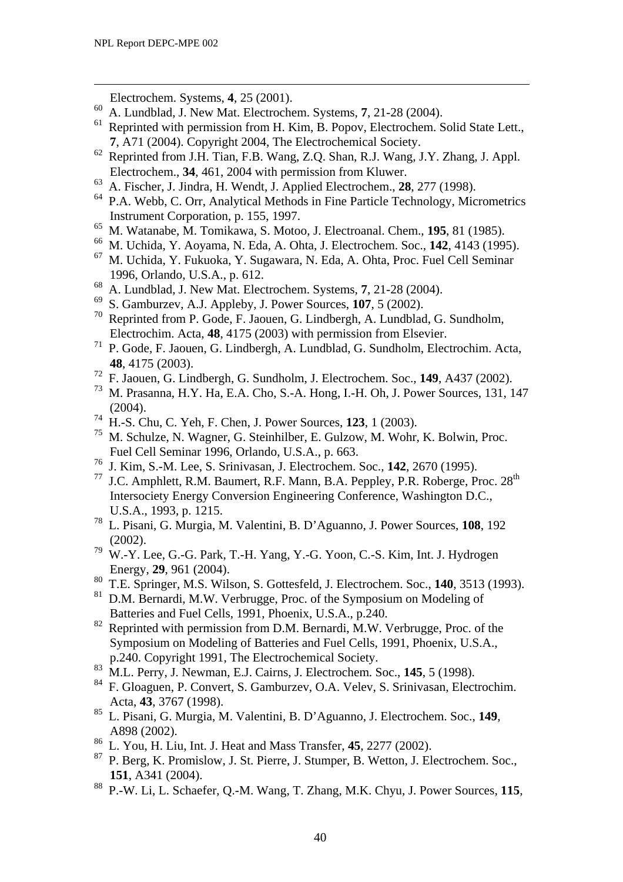Electrochem. Systems, **4**, 25 (2001).

[60] A. Lundblad, J. New Mat. Electrochem. Systems, **7**, 21-28 (2004).

[61] Reprinted with permission from H. Kim, B. Popov, Electrochem. Solid State Lett., **7**, A71 (2004). Copyright 2004, The Electrochemical Society.

[62] Reprinted from J.H. Tian, F.B. Wang, Z.Q. Shan, R.J. Wang, J.Y. Zhang, J. Appl. Electrochem., **34**, 461, 2004 with permission from Kluwer.

[63] A. Fischer, J. Jindra, H. Wendt, J. Applied Electrochem., **28**, 277 (1998).

[64] P.A. Webb, C. Orr, Analytical Methods in Fine Particle Technology, Micrometrics Instrument Corporation, p. 155, 1997.

[65] M. Watanabe, M. Tomikawa, S. Motoo, J. Electroanal. Chem., **195**, 81 (1985).

[66] M. Uchida, Y. Aoyama, N. Eda, A. Ohta, J. Electrochem. Soc., **142**, 4143 (1995).

[67] M. Uchida, Y. Fukuoka, Y. Sugawara, N. Eda, A. Ohta, Proc. Fuel Cell Seminar 1996, Orlando, U.S.A., p. 612.

[68] A. Lundblad, J. New Mat. Electrochem. Systems, **7**, 21-28 (2004).

[69] S. Gamburzev, A.J. Appleby, J. Power Sources, **107**, 5 (2002).

[70] Reprinted from P. Gode, F. Jaouen, G. Lindbergh, A. Lundblad, G. Sundholm, Electrochim. Acta, **48**, 4175 (2003) with permission from Elsevier.

[71] P. Gode, F. Jaouen, G. Lindbergh, A. Lundblad, G. Sundholm, Electrochim. Acta, **48**, 4175 (2003).

[72] F. Jaouen, G. Lindbergh, G. Sundholm, J. Electrochem. Soc., **149**, A437 (2002).

[73] M. Prasanna, H.Y. Ha, E.A. Cho, S.-A. Hong, I.-H. Oh, J. Power Sources, 131, 147 (2004).

[74] H.-S. Chu, C. Yeh, F. Chen, J. Power Sources, **123**, 1 (2003).

[75] M. Schulze, N. Wagner, G. Steinhilber, E. Gulzow, M. Wohr, K. Bolwin, Proc. Fuel Cell Seminar 1996, Orlando, U.S.A., p. 663.

[76] J. Kim, S.-M. Lee, S. Srinivasan, J. Electrochem. Soc., **142**, 2670 (1995).

[77] J.C. Amphlett, R.M. Baumert, R.F. Mann, B.A. Peppley, P.R. Roberge, Proc. 28th Intersociety Energy Conversion Engineering Conference, Washington D.C., U.S.A., 1993, p. 1215.

[78] L. Pisani, G. Murgia, M. Valentini, B. D'Aguanno, J. Power Sources, **108**, 192 (2002).

[79] W.-Y. Lee, G.-G. Park, T.-H. Yang, Y.-G. Yoon, C.-S. Kim, Int. J. Hydrogen Energy, **29**, 961 (2004).

[80] T.E. Springer, M.S. Wilson, S. Gottesfeld, J. Electrochem. Soc., **140**, 3513 (1993).

[81] D.M. Bernardi, M.W. Verbrugge, Proc. of the Symposium on Modeling of Batteries and Fuel Cells, 1991, Phoenix, U.S.A., p.240.

[82] Reprinted with permission from D.M. Bernardi, M.W. Verbrugge, Proc. of the Symposium on Modeling of Batteries and Fuel Cells, 1991, Phoenix, U.S.A., p.240. Copyright 1991, The Electrochemical Society.

[83] M.L. Perry, J. Newman, E.J. Cairns, J. Electrochem. Soc., **145**, 5 (1998).

[84] F. Gloaguen, P. Convert, S. Gamburzev, O.A. Velev, S. Srinivasan, Electrochim. Acta, **43**, 3767 (1998).

[85] L. Pisani, G. Murgia, M. Valentini, B. D'Aguanno, J. Electrochem. Soc., **149**, A898 (2002).

[86] L. You, H. Liu, Int. J. Heat and Mass Transfer, **45**, 2277 (2002).

[87] P. Berg, K. Promislow, J. St. Pierre, J. Stumper, B. Wetton, J. Electrochem. Soc., **151**, A341 (2004).

[88] P.-W. Li, L. Schaefer, Q.-M. Wang, T. Zhang, M.K. Chyu, J. Power Sources, **115**,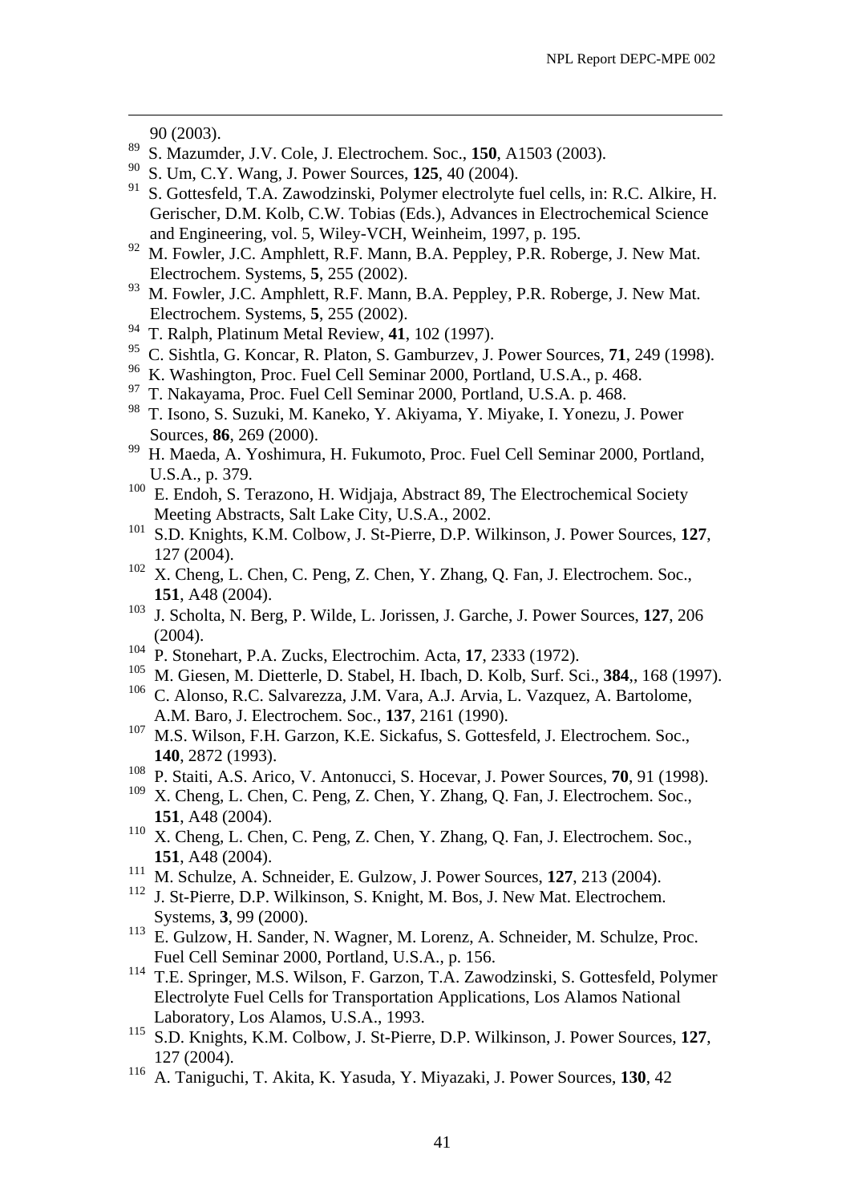90 (2003).

[89] S. Mazumder, J.V. Cole, J. Electrochem. Soc., **150**, A1503 (2003).

[90] S. Um, C.Y. Wang, J. Power Sources, **125**, 40 (2004).

[91] S. Gottesfeld, T.A. Zawodzinski, Polymer electrolyte fuel cells, in: R.C. Alkire, H. Gerischer, D.M. Kolb, C.W. Tobias (Eds.), Advances in Electrochemical Science and Engineering, vol. 5, Wiley-VCH, Weinheim, 1997, p. 195.

[92] M. Fowler, J.C. Amphlett, R.F. Mann, B.A. Peppley, P.R. Roberge, J. New Mat. Electrochem. Systems, **5**, 255 (2002).

[93] M. Fowler, J.C. Amphlett, R.F. Mann, B.A. Peppley, P.R. Roberge, J. New Mat. Electrochem. Systems, **5**, 255 (2002).

[94] T. Ralph, Platinum Metal Review, **41**, 102 (1997).

[95] C. Sishtla, G. Koncar, R. Platon, S. Gamburzev, J. Power Sources, **71**, 249 (1998).

[96] K. Washington, Proc. Fuel Cell Seminar 2000, Portland, U.S.A., p. 468.

[97] T. Nakayama, Proc. Fuel Cell Seminar 2000, Portland, U.S.A. p. 468.

[98] T. Isono, S. Suzuki, M. Kaneko, Y. Akiyama, Y. Miyake, I. Yonezu, J. Power Sources, **86**, 269 (2000).

[99] H. Maeda, A. Yoshimura, H. Fukumoto, Proc. Fuel Cell Seminar 2000, Portland, U.S.A., p. 379.

[100] E. Endoh, S. Terazono, H. Widjaja, Abstract 89, The Electrochemical Society Meeting Abstracts, Salt Lake City, U.S.A., 2002.

[101] S.D. Knights, K.M. Colbow, J. St-Pierre, D.P. Wilkinson, J. Power Sources, **127**, 127 (2004).

[102] X. Cheng, L. Chen, C. Peng, Z. Chen, Y. Zhang, Q. Fan, J. Electrochem. Soc., **151**, A48 (2004).

[103] J. Scholta, N. Berg, P. Wilde, L. Jorissen, J. Garche, J. Power Sources, **127**, 206 (2004).

[104] P. Stonehart, P.A. Zucks, Electrochim. Acta, **17**, 2333 (1972).

[105] M. Giesen, M. Dietterle, D. Stabel, H. Ibach, D. Kolb, Surf. Sci., **384**,, 168 (1997).

[106] C. Alonso, R.C. Salvarezza, J.M. Vara, A.J. Arvia, L. Vazquez, A. Bartolome, A.M. Baro, J. Electrochem. Soc., **137**, 2161 (1990).

[107] M.S. Wilson, F.H. Garzon, K.E. Sickafus, S. Gottesfeld, J. Electrochem. Soc., **140**, 2872 (1993).

[108] P. Staiti, A.S. Arico, V. Antonucci, S. Hocevar, J. Power Sources, **70**, 91 (1998).

[109] X. Cheng, L. Chen, C. Peng, Z. Chen, Y. Zhang, Q. Fan, J. Electrochem. Soc., **151**, A48 (2004).

[110] X. Cheng, L. Chen, C. Peng, Z. Chen, Y. Zhang, Q. Fan, J. Electrochem. Soc., **151**, A48 (2004).

[111] M. Schulze, A. Schneider, E. Gulzow, J. Power Sources, **127**, 213 (2004).

[112] J. St-Pierre, D.P. Wilkinson, S. Knight, M. Bos, J. New Mat. Electrochem. Systems, **3**, 99 (2000).

[113] E. Gulzow, H. Sander, N. Wagner, M. Lorenz, A. Schneider, M. Schulze, Proc. Fuel Cell Seminar 2000, Portland, U.S.A., p. 156.

[114] T.E. Springer, M.S. Wilson, F. Garzon, T.A. Zawodzinski, S. Gottesfeld, Polymer Electrolyte Fuel Cells for Transportation Applications, Los Alamos National Laboratory, Los Alamos, U.S.A., 1993.

[115] S.D. Knights, K.M. Colbow, J. St-Pierre, D.P. Wilkinson, J. Power Sources, **127**, 127 (2004).

[116] A. Taniguchi, T. Akita, K. Yasuda, Y. Miyazaki, J. Power Sources, **130**, 42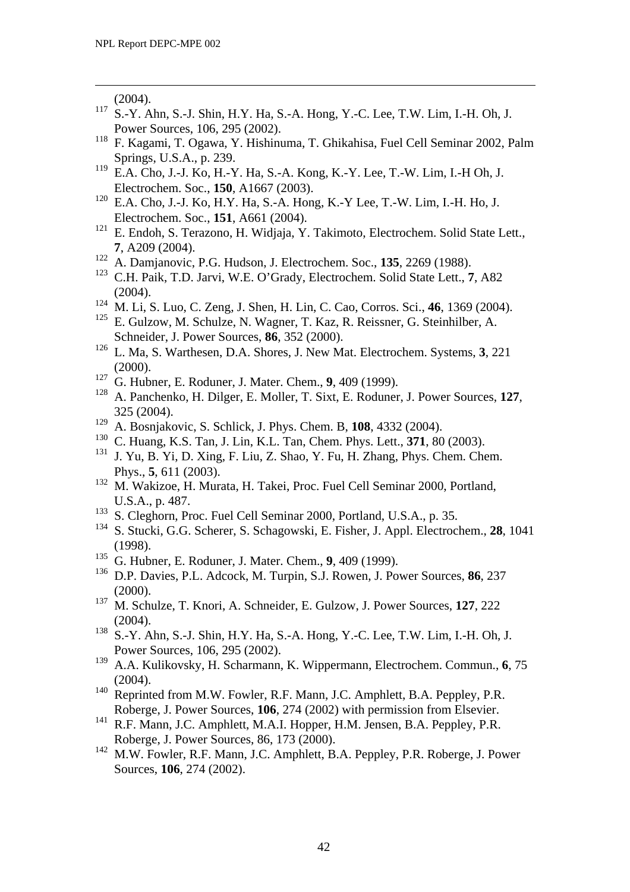(2004).

[117] S.-Y. Ahn, S.-J. Shin, H.Y. Ha, S.-A. Hong, Y.-C. Lee, T.W. Lim, I.-H. Oh, J. Power Sources, 106, 295 (2002).

[118] F. Kagami, T. Ogawa, Y. Hishinuma, T. Ghikahisa, Fuel Cell Seminar 2002, Palm Springs, U.S.A., p. 239.

[119] E.A. Cho, J.-J. Ko, H.-Y. Ha, S.-A. Kong, K.-Y. Lee, T.-W. Lim, I.-H Oh, J. Electrochem. Soc., **150**, A1667 (2003).

[120] E.A. Cho, J.-J. Ko, H.Y. Ha, S.-A. Hong, K.-Y Lee, T.-W. Lim, I.-H. Ho, J. Electrochem. Soc., **151**, A661 (2004).

[121] E. Endoh, S. Terazono, H. Widjaja, Y. Takimoto, Electrochem. Solid State Lett., **7**, A209 (2004).

[122] A. Damjanovic, P.G. Hudson, J. Electrochem. Soc., **135**, 2269 (1988).

[123] C.H. Paik, T.D. Jarvi, W.E. O'Grady, Electrochem. Solid State Lett., **7**, A82 (2004).

[124] M. Li, S. Luo, C. Zeng, J. Shen, H. Lin, C. Cao, Corros. Sci., **46**, 1369 (2004).

[125] E. Gulzow, M. Schulze, N. Wagner, T. Kaz, R. Reissner, G. Steinhilber, A. Schneider, J. Power Sources, **86**, 352 (2000).

[126] L. Ma, S. Warthesen, D.A. Shores, J. New Mat. Electrochem. Systems, **3**, 221 (2000).

[127] G. Hubner, E. Roduner, J. Mater. Chem., **9**, 409 (1999).

[128] A. Panchenko, H. Dilger, E. Moller, T. Sixt, E. Roduner, J. Power Sources, **127**, 325 (2004).

[129] A. Bosnjakovic, S. Schlick, J. Phys. Chem. B, **108**, 4332 (2004).

[130] C. Huang, K.S. Tan, J. Lin, K.L. Tan, Chem. Phys. Lett., **371**, 80 (2003).

[131] J. Yu, B. Yi, D. Xing, F. Liu, Z. Shao, Y. Fu, H. Zhang, Phys. Chem. Chem. Phys., **5**, 611 (2003).

[132] M. Wakizoe, H. Murata, H. Takei, Proc. Fuel Cell Seminar 2000, Portland, U.S.A., p. 487.

[133] S. Cleghorn, Proc. Fuel Cell Seminar 2000, Portland, U.S.A., p. 35.

[134] S. Stucki, G.G. Scherer, S. Schagowski, E. Fisher, J. Appl. Electrochem., **28**, 1041 (1998).

[135] G. Hubner, E. Roduner, J. Mater. Chem., **9**, 409 (1999).

[136] D.P. Davies, P.L. Adcock, M. Turpin, S.J. Rowen, J. Power Sources, **86**, 237 (2000).

[137] M. Schulze, T. Knori, A. Schneider, E. Gulzow, J. Power Sources, **127**, 222 (2004).

[138] S.-Y. Ahn, S.-J. Shin, H.Y. Ha, S.-A. Hong, Y.-C. Lee, T.W. Lim, I.-H. Oh, J. Power Sources, 106, 295 (2002).

[139] A.A. Kulikovsky, H. Scharmann, K. Wippermann, Electrochem. Commun., **6**, 75 (2004).

[140] Reprinted from M.W. Fowler, R.F. Mann, J.C. Amphlett, B.A. Peppley, P.R. Roberge, J. Power Sources, **106**, 274 (2002) with permission from Elsevier.

[141] R.F. Mann, J.C. Amphlett, M.A.I. Hopper, H.M. Jensen, B.A. Peppley, P.R. Roberge, J. Power Sources, 86, 173 (2000).

[142] M.W. Fowler, R.F. Mann, J.C. Amphlett, B.A. Peppley, P.R. Roberge, J. Power Sources, **106**, 274 (2002).